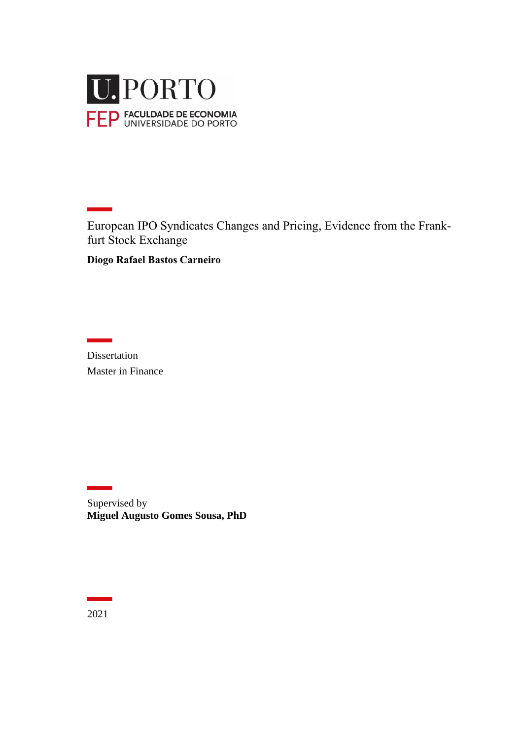U.PORTO

FEP FACULDADE DE ECONOMIA
UNIVERSIDADE DO PORTO

# European IPO Syndicates Changes and Pricing, Evidence from the Frankfurt Stock Exchange

**Diogo Rafael Bastos Carneiro**

Dissertation

Master in Finance

Supervised by

**Miguel Augusto Gomes Sousa, PhD**

2021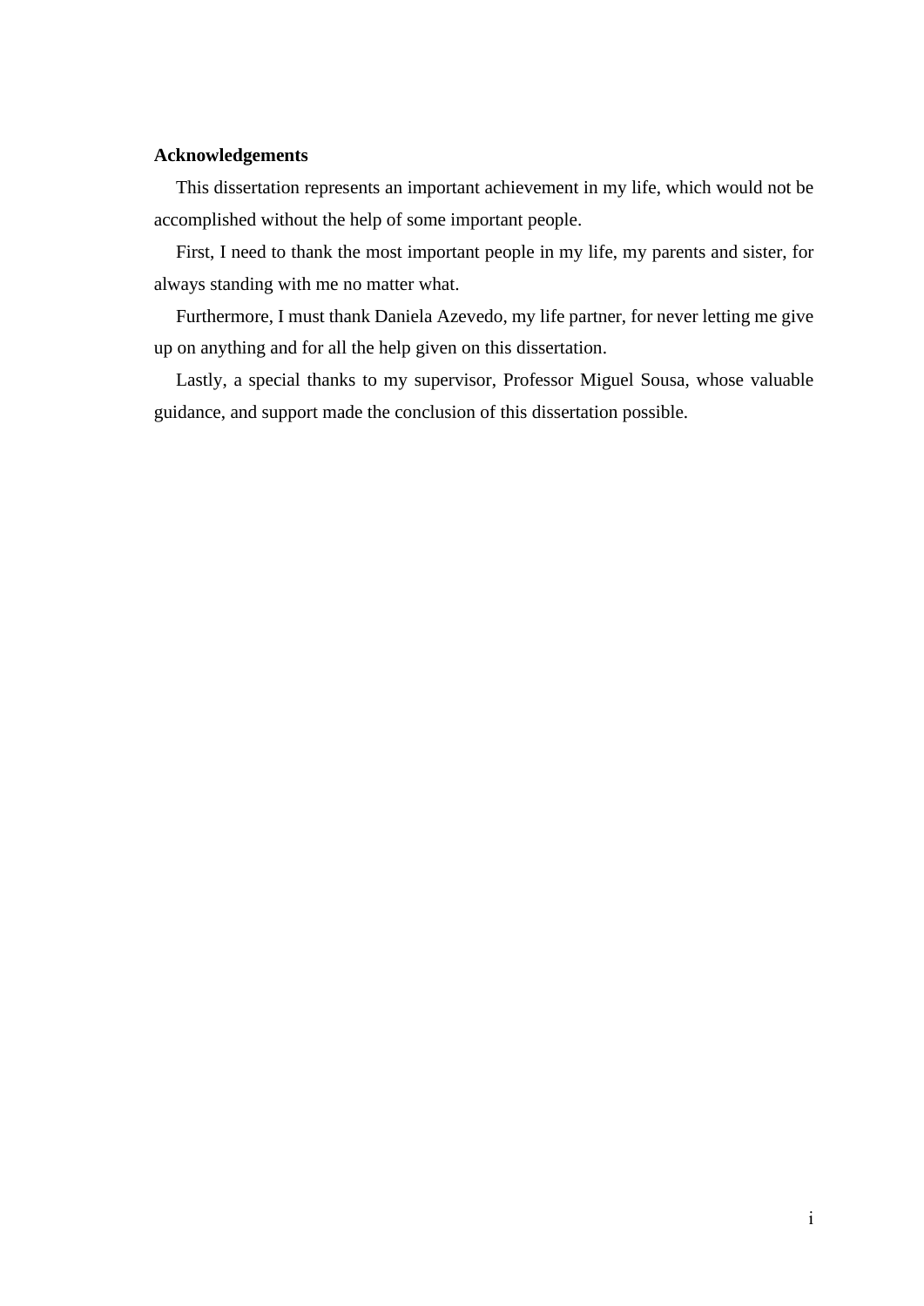## Acknowledgements

This dissertation represents an important achievement in my life, which would not be accomplished without the help of some important people.

First, I need to thank the most important people in my life, my parents and sister, for always standing with me no matter what.

Furthermore, I must thank Daniela Azevedo, my life partner, for never letting me give up on anything and for all the help given on this dissertation.

Lastly, a special thanks to my supervisor, Professor Miguel Sousa, whose valuable guidance, and support made the conclusion of this dissertation possible.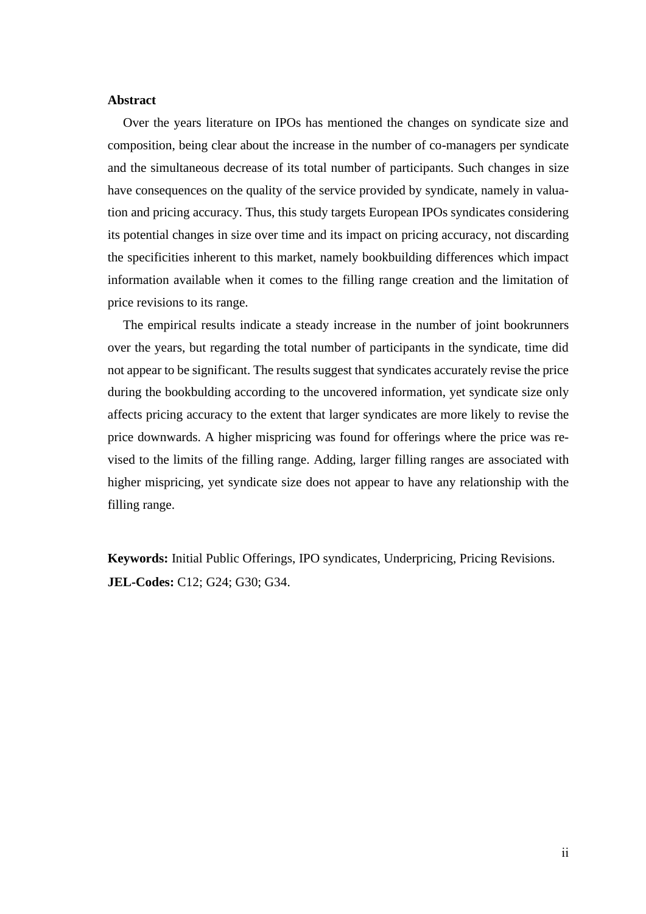**Abstract**

Over the years literature on IPOs has mentioned the changes on syndicate size and composition, being clear about the increase in the number of co-managers per syndicate and the simultaneous decrease of its total number of participants. Such changes in size have consequences on the quality of the service provided by syndicate, namely in valuation and pricing accuracy. Thus, this study targets European IPOs syndicates considering its potential changes in size over time and its impact on pricing accuracy, not discarding the specificities inherent to this market, namely bookbuilding differences which impact information available when it comes to the filling range creation and the limitation of price revisions to its range.

The empirical results indicate a steady increase in the number of joint bookrunners over the years, but regarding the total number of participants in the syndicate, time did not appear to be significant. The results suggest that syndicates accurately revise the price during the bookbulding according to the uncovered information, yet syndicate size only affects pricing accuracy to the extent that larger syndicates are more likely to revise the price downwards. A higher mispricing was found for offerings where the price was revised to the limits of the filling range. Adding, larger filling ranges are associated with higher mispricing, yet syndicate size does not appear to have any relationship with the filling range.

**Keywords:** Initial Public Offerings, IPO syndicates, Underpricing, Pricing Revisions.
**JEL-Codes:** C12; G24; G30; G34.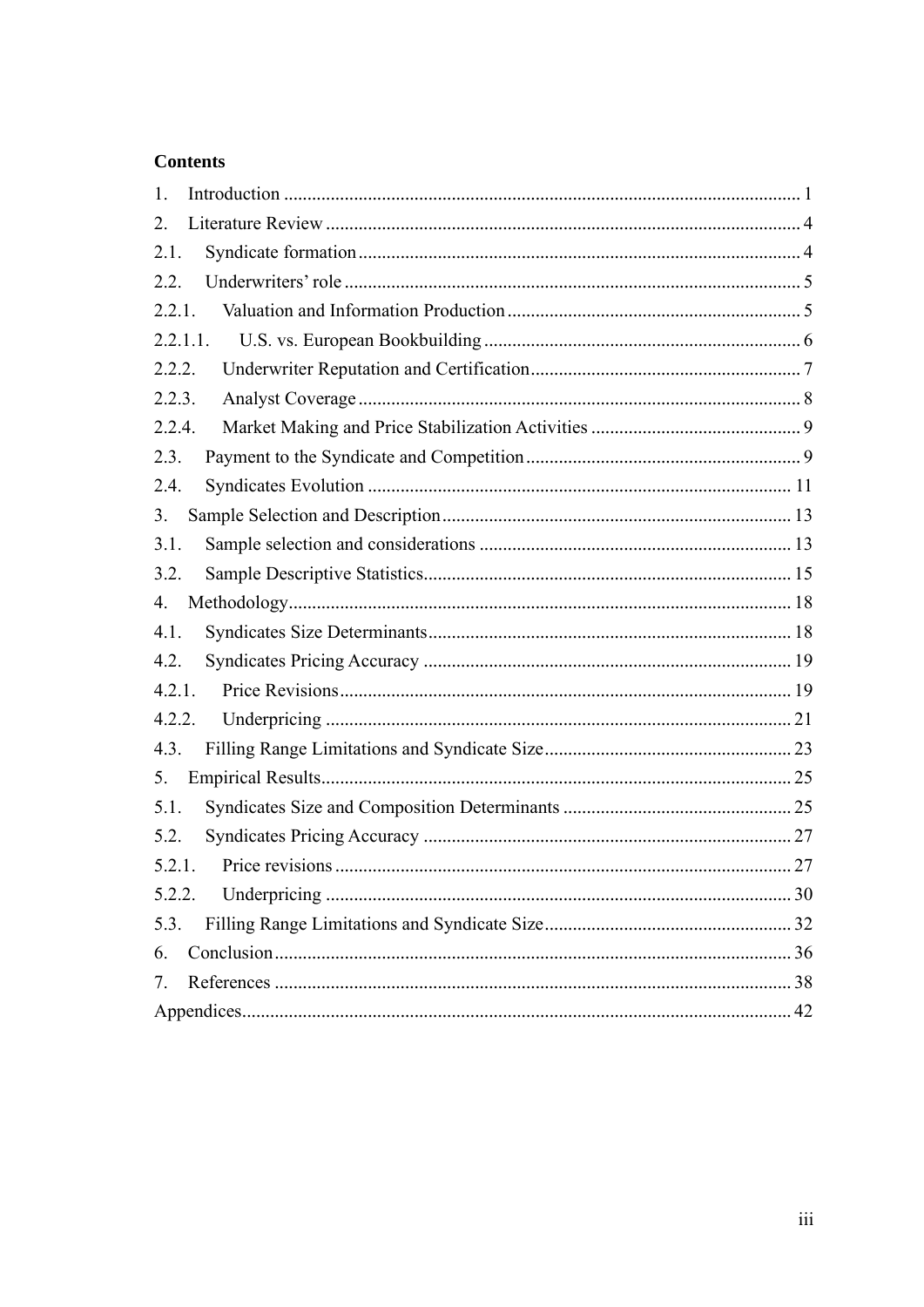**Contents**

1. Introduction .......... 1
2. Literature Review .......... 4
2.1. Syndicate formation .......... 4
2.2. Underwriters' role .......... 5
2.2.1. Valuation and Information Production .......... 5
2.2.1.1. U.S. vs. European Bookbuilding .......... 6
2.2.2. Underwriter Reputation and Certification .......... 7
2.2.3. Analyst Coverage .......... 8
2.2.4. Market Making and Price Stabilization Activities .......... 9
2.3. Payment to the Syndicate and Competition .......... 9
2.4. Syndicates Evolution .......... 11
3. Sample Selection and Description .......... 13
3.1. Sample selection and considerations .......... 13
3.2. Sample Descriptive Statistics .......... 15
4. Methodology .......... 18
4.1. Syndicates Size Determinants .......... 18
4.2. Syndicates Pricing Accuracy .......... 19
4.2.1. Price Revisions .......... 19
4.2.2. Underpricing .......... 21
4.3. Filling Range Limitations and Syndicate Size .......... 23
5. Empirical Results .......... 25
5.1. Syndicates Size and Composition Determinants .......... 25
5.2. Syndicates Pricing Accuracy .......... 27
5.2.1. Price revisions .......... 27
5.2.2. Underpricing .......... 30
5.3. Filling Range Limitations and Syndicate Size .......... 32
6. Conclusion .......... 36
7. References .......... 38

Appendices .......... 42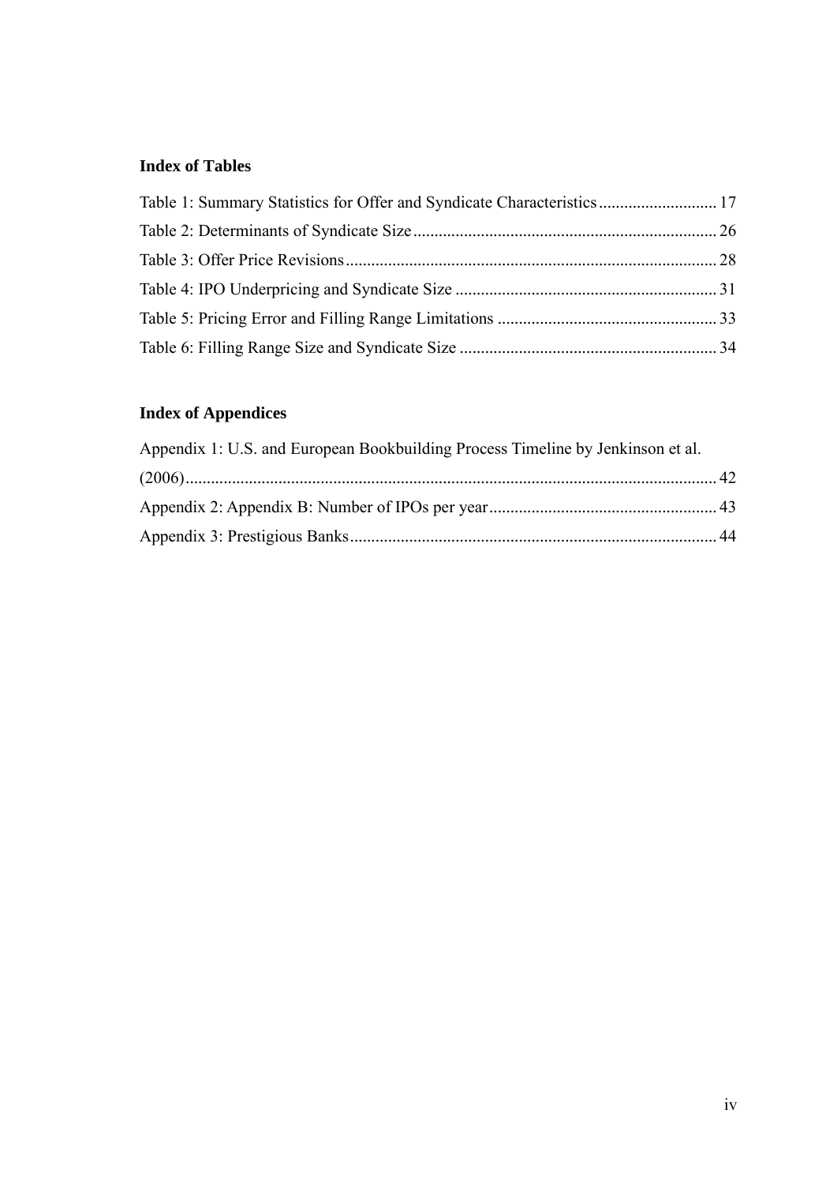## Index of Tables

Table 1: Summary Statistics for Offer and Syndicate Characteristics ............................ 17

Table 2: Determinants of Syndicate Size ....................................................................... 26

Table 3: Offer Price Revisions ....................................................................................... 28

Table 4: IPO Underpricing and Syndicate Size ............................................................. 31

Table 5: Pricing Error and Filling Range Limitations ................................................... 33

Table 6: Filling Range Size and Syndicate Size ............................................................ 34

## Index of Appendices

Appendix 1: U.S. and European Bookbuilding Process Timeline by Jenkinson et al. (2006) ............................................................................................................................. 42

Appendix 2: Appendix B: Number of IPOs per year ..................................................... 43

Appendix 3: Prestigious Banks ...................................................................................... 44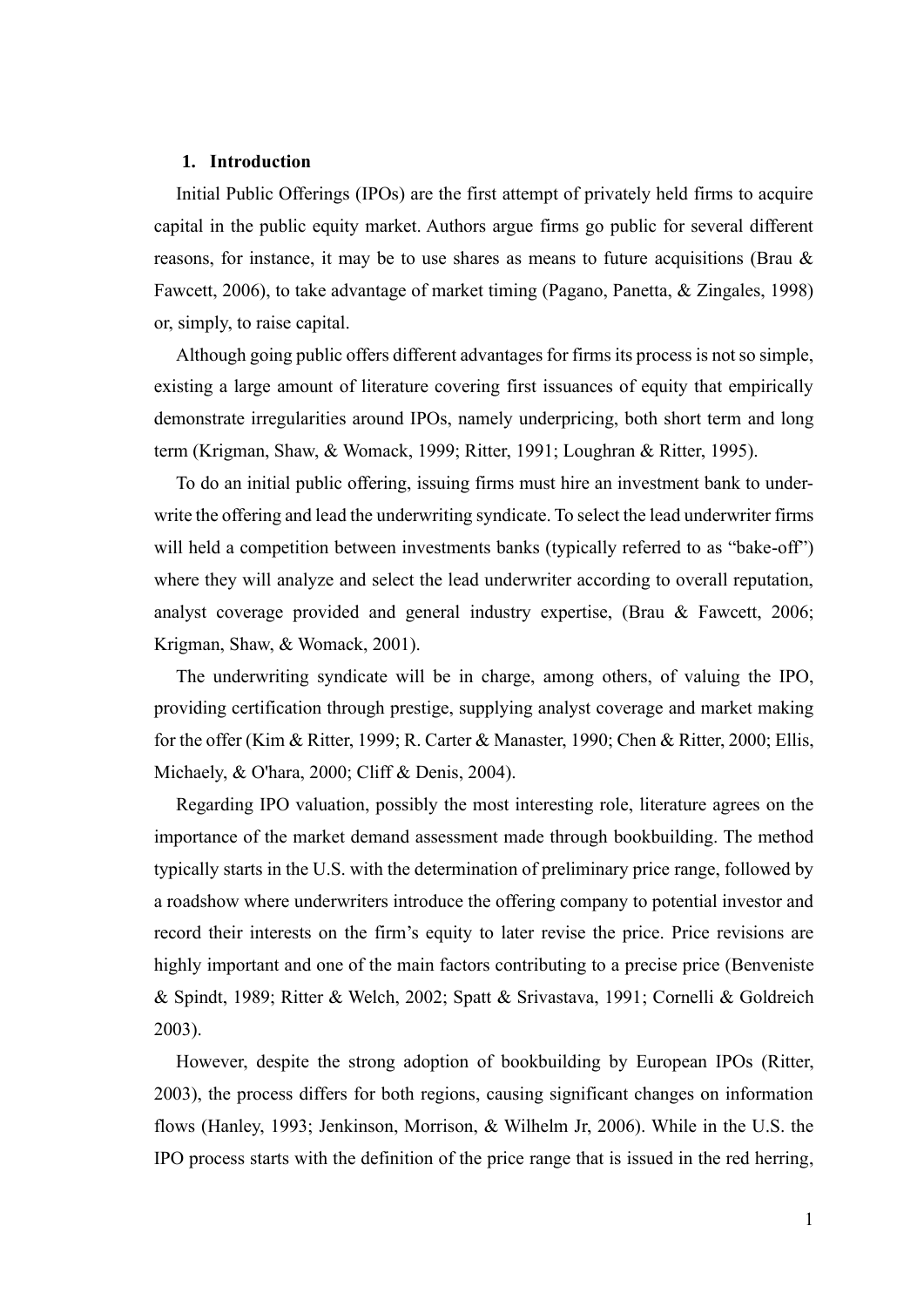## 1. Introduction

Initial Public Offerings (IPOs) are the first attempt of privately held firms to acquire capital in the public equity market. Authors argue firms go public for several different reasons, for instance, it may be to use shares as means to future acquisitions (Brau & Fawcett, 2006), to take advantage of market timing (Pagano, Panetta, & Zingales, 1998) or, simply, to raise capital.

Although going public offers different advantages for firms its process is not so simple, existing a large amount of literature covering first issuances of equity that empirically demonstrate irregularities around IPOs, namely underpricing, both short term and long term (Krigman, Shaw, & Womack, 1999; Ritter, 1991; Loughran & Ritter, 1995).

To do an initial public offering, issuing firms must hire an investment bank to underwrite the offering and lead the underwriting syndicate. To select the lead underwriter firms will held a competition between investments banks (typically referred to as "bake-off") where they will analyze and select the lead underwriter according to overall reputation, analyst coverage provided and general industry expertise, (Brau & Fawcett, 2006; Krigman, Shaw, & Womack, 2001).

The underwriting syndicate will be in charge, among others, of valuing the IPO, providing certification through prestige, supplying analyst coverage and market making for the offer (Kim & Ritter, 1999; R. Carter & Manaster, 1990; Chen & Ritter, 2000; Ellis, Michaely, & O'hara, 2000; Cliff & Denis, 2004).

Regarding IPO valuation, possibly the most interesting role, literature agrees on the importance of the market demand assessment made through bookbuilding. The method typically starts in the U.S. with the determination of preliminary price range, followed by a roadshow where underwriters introduce the offering company to potential investor and record their interests on the firm's equity to later revise the price. Price revisions are highly important and one of the main factors contributing to a precise price (Benveniste & Spindt, 1989; Ritter & Welch, 2002; Spatt & Srivastava, 1991; Cornelli & Goldreich 2003).

However, despite the strong adoption of bookbuilding by European IPOs (Ritter, 2003), the process differs for both regions, causing significant changes on information flows (Hanley, 1993; Jenkinson, Morrison, & Wilhelm Jr, 2006). While in the U.S. the IPO process starts with the definition of the price range that is issued in the red herring,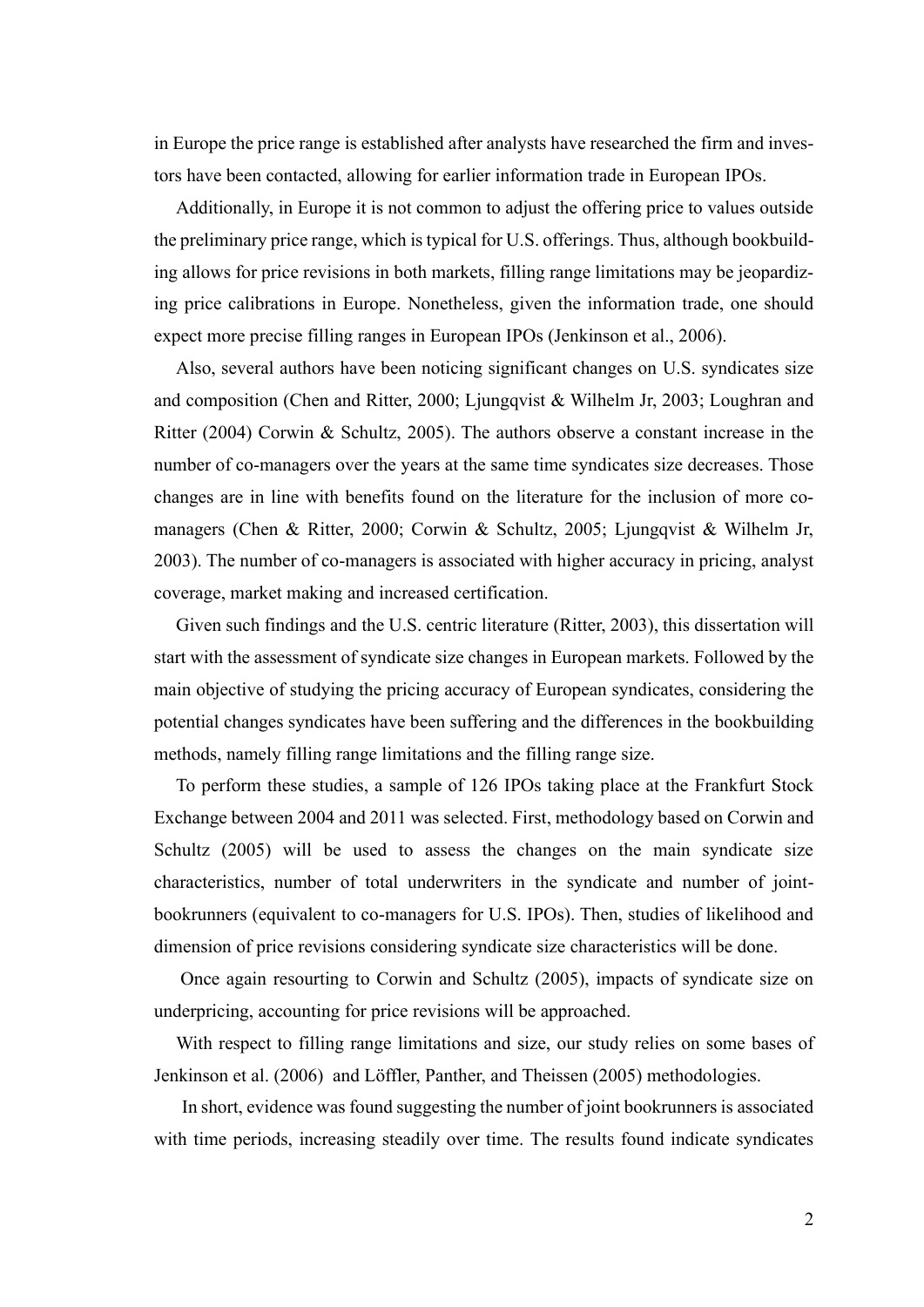in Europe the price range is established after analysts have researched the firm and investors have been contacted, allowing for earlier information trade in European IPOs.

Additionally, in Europe it is not common to adjust the offering price to values outside the preliminary price range, which is typical for U.S. offerings. Thus, although bookbuilding allows for price revisions in both markets, filling range limitations may be jeopardizing price calibrations in Europe. Nonetheless, given the information trade, one should expect more precise filling ranges in European IPOs (Jenkinson et al., 2006).

Also, several authors have been noticing significant changes on U.S. syndicates size and composition (Chen and Ritter, 2000; Ljungqvist & Wilhelm Jr, 2003; Loughran and Ritter (2004) Corwin & Schultz, 2005). The authors observe a constant increase in the number of co-managers over the years at the same time syndicates size decreases. Those changes are in line with benefits found on the literature for the inclusion of more co-managers (Chen & Ritter, 2000; Corwin & Schultz, 2005; Ljungqvist & Wilhelm Jr, 2003). The number of co-managers is associated with higher accuracy in pricing, analyst coverage, market making and increased certification.

Given such findings and the U.S. centric literature (Ritter, 2003), this dissertation will start with the assessment of syndicate size changes in European markets. Followed by the main objective of studying the pricing accuracy of European syndicates, considering the potential changes syndicates have been suffering and the differences in the bookbuilding methods, namely filling range limitations and the filling range size.

To perform these studies, a sample of 126 IPOs taking place at the Frankfurt Stock Exchange between 2004 and 2011 was selected. First, methodology based on Corwin and Schultz (2005) will be used to assess the changes on the main syndicate size characteristics, number of total underwriters in the syndicate and number of joint-bookrunners (equivalent to co-managers for U.S. IPOs). Then, studies of likelihood and dimension of price revisions considering syndicate size characteristics will be done.

Once again resourting to Corwin and Schultz (2005), impacts of syndicate size on underpricing, accounting for price revisions will be approached.

With respect to filling range limitations and size, our study relies on some bases of Jenkinson et al. (2006) and Löffler, Panther, and Theissen (2005) methodologies.

In short, evidence was found suggesting the number of joint bookrunners is associated with time periods, increasing steadily over time. The results found indicate syndicates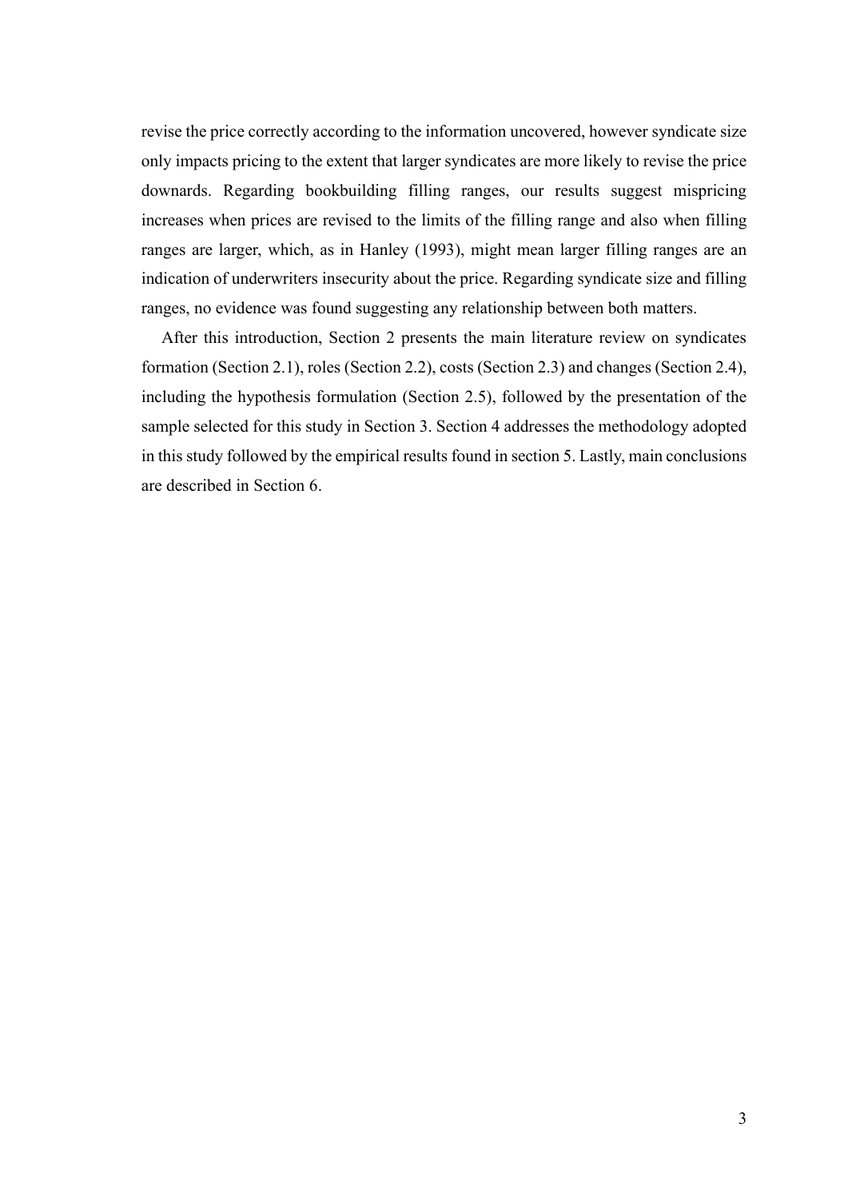revise the price correctly according to the information uncovered, however syndicate size only impacts pricing to the extent that larger syndicates are more likely to revise the price downwards. Regarding bookbuilding filling ranges, our results suggest mispricing increases when prices are revised to the limits of the filling range and also when filling ranges are larger, which, as in Hanley (1993), might mean larger filling ranges are an indication of underwriters insecurity about the price. Regarding syndicate size and filling ranges, no evidence was found suggesting any relationship between both matters.

After this introduction, Section 2 presents the main literature review on syndicates formation (Section 2.1), roles (Section 2.2), costs (Section 2.3) and changes (Section 2.4), including the hypothesis formulation (Section 2.5), followed by the presentation of the sample selected for this study in Section 3. Section 4 addresses the methodology adopted in this study followed by the empirical results found in section 5. Lastly, main conclusions are described in Section 6.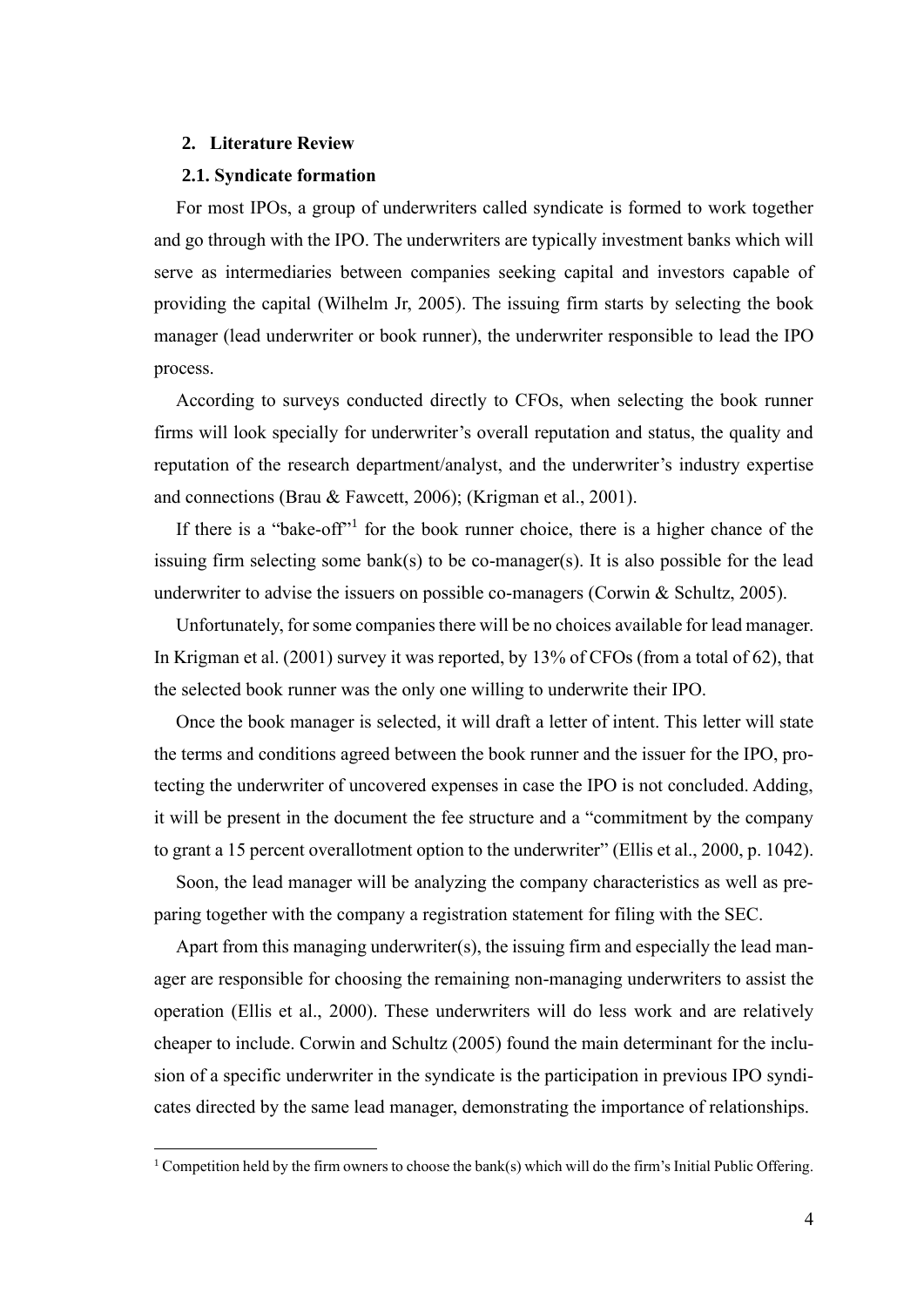## 2. Literature Review

### 2.1. Syndicate formation

For most IPOs, a group of underwriters called syndicate is formed to work together and go through with the IPO. The underwriters are typically investment banks which will serve as intermediaries between companies seeking capital and investors capable of providing the capital (Wilhelm Jr, 2005). The issuing firm starts by selecting the book manager (lead underwriter or book runner), the underwriter responsible to lead the IPO process.

According to surveys conducted directly to CFOs, when selecting the book runner firms will look specially for underwriter's overall reputation and status, the quality and reputation of the research department/analyst, and the underwriter's industry expertise and connections (Brau & Fawcett, 2006); (Krigman et al., 2001).

If there is a "bake-off"[1] for the book runner choice, there is a higher chance of the issuing firm selecting some bank(s) to be co-manager(s). It is also possible for the lead underwriter to advise the issuers on possible co-managers (Corwin & Schultz, 2005).

Unfortunately, for some companies there will be no choices available for lead manager. In Krigman et al. (2001) survey it was reported, by 13% of CFOs (from a total of 62), that the selected book runner was the only one willing to underwrite their IPO.

Once the book manager is selected, it will draft a letter of intent. This letter will state the terms and conditions agreed between the book runner and the issuer for the IPO, protecting the underwriter of uncovered expenses in case the IPO is not concluded. Adding, it will be present in the document the fee structure and a "commitment by the company to grant a 15 percent overallotment option to the underwriter" (Ellis et al., 2000, p. 1042).

Soon, the lead manager will be analyzing the company characteristics as well as preparing together with the company a registration statement for filing with the SEC.

Apart from this managing underwriter(s), the issuing firm and especially the lead manager are responsible for choosing the remaining non-managing underwriters to assist the operation (Ellis et al., 2000). These underwriters will do less work and are relatively cheaper to include. Corwin and Schultz (2005) found the main determinant for the inclusion of a specific underwriter in the syndicate is the participation in previous IPO syndicates directed by the same lead manager, demonstrating the importance of relationships.

[1] Competition held by the firm owners to choose the bank(s) which will do the firm's Initial Public Offering.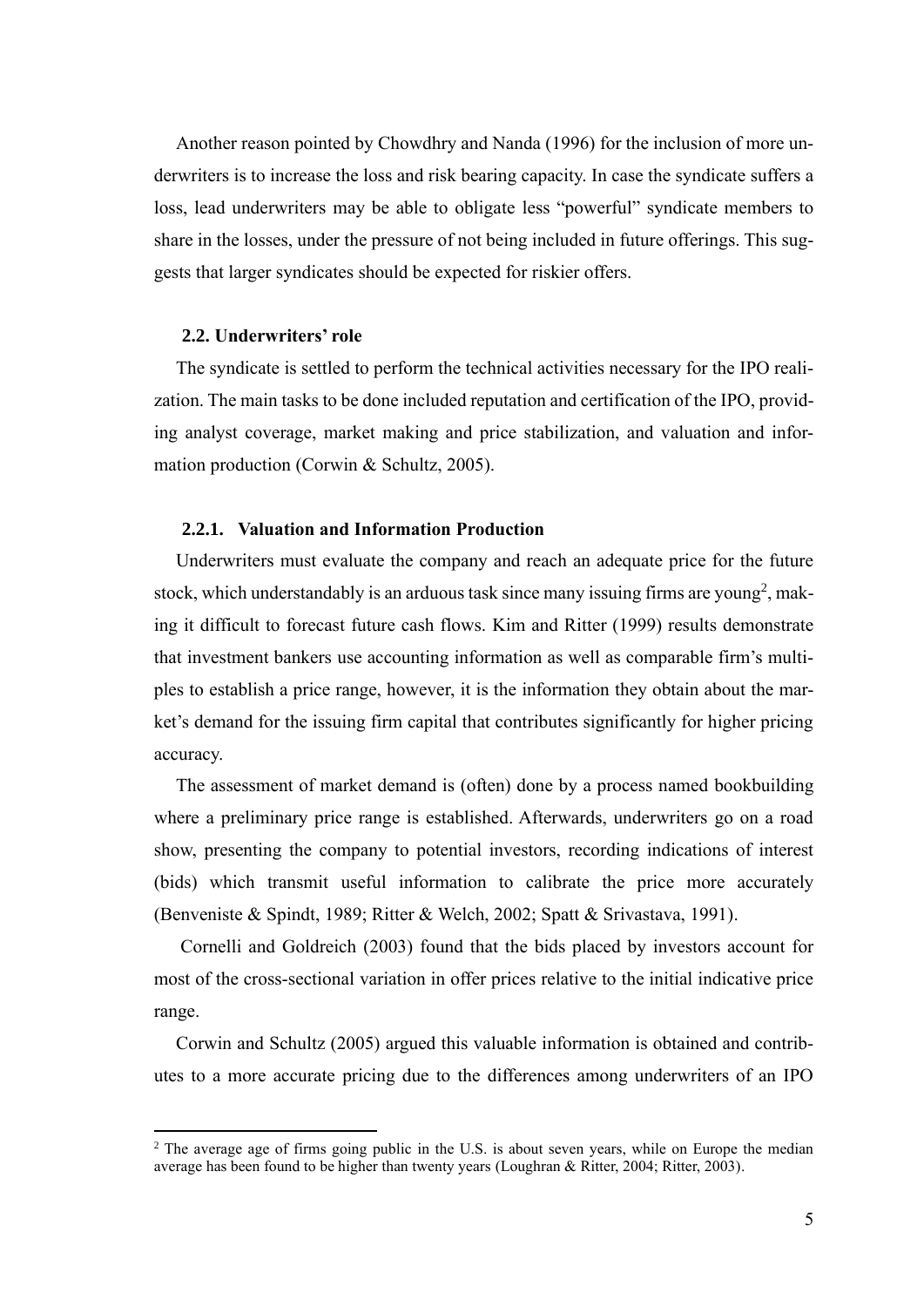Another reason pointed by Chowdhry and Nanda (1996) for the inclusion of more underwriters is to increase the loss and risk bearing capacity. In case the syndicate suffers a loss, lead underwriters may be able to obligate less "powerful" syndicate members to share in the losses, under the pressure of not being included in future offerings. This suggests that larger syndicates should be expected for riskier offers.

### 2.2. Underwriters' role

The syndicate is settled to perform the technical activities necessary for the IPO realization. The main tasks to be done included reputation and certification of the IPO, providing analyst coverage, market making and price stabilization, and valuation and information production (Corwin & Schultz, 2005).

#### 2.2.1. Valuation and Information Production

Underwriters must evaluate the company and reach an adequate price for the future stock, which understandably is an arduous task since many issuing firms are young[2], making it difficult to forecast future cash flows. Kim and Ritter (1999) results demonstrate that investment bankers use accounting information as well as comparable firm's multiples to establish a price range, however, it is the information they obtain about the market's demand for the issuing firm capital that contributes significantly for higher pricing accuracy.

The assessment of market demand is (often) done by a process named bookbuilding where a preliminary price range is established. Afterwards, underwriters go on a road show, presenting the company to potential investors, recording indications of interest (bids) which transmit useful information to calibrate the price more accurately (Benveniste & Spindt, 1989; Ritter & Welch, 2002; Spatt & Srivastava, 1991).

Cornelli and Goldreich (2003) found that the bids placed by investors account for most of the cross-sectional variation in offer prices relative to the initial indicative price range.

Corwin and Schultz (2005) argued this valuable information is obtained and contributes to a more accurate pricing due to the differences among underwriters of an IPO

[2] The average age of firms going public in the U.S. is about seven years, while on Europe the median average has been found to be higher than twenty years (Loughran & Ritter, 2004; Ritter, 2003).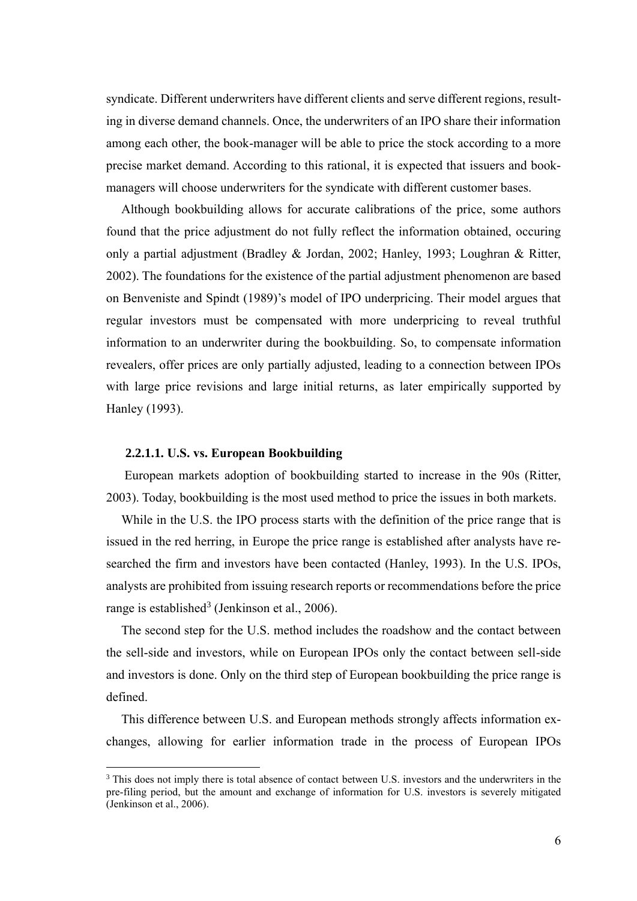syndicate. Different underwriters have different clients and serve different regions, resulting in diverse demand channels. Once, the underwriters of an IPO share their information among each other, the book-manager will be able to price the stock according to a more precise market demand. According to this rational, it is expected that issuers and book-managers will choose underwriters for the syndicate with different customer bases.

Although bookbuilding allows for accurate calibrations of the price, some authors found that the price adjustment do not fully reflect the information obtained, occuring only a partial adjustment (Bradley & Jordan, 2002; Hanley, 1993; Loughran & Ritter, 2002). The foundations for the existence of the partial adjustment phenomenon are based on Benveniste and Spindt (1989)'s model of IPO underpricing. Their model argues that regular investors must be compensated with more underpricing to reveal truthful information to an underwriter during the bookbuilding. So, to compensate information revealers, offer prices are only partially adjusted, leading to a connection between IPOs with large price revisions and large initial returns, as later empirically supported by Hanley (1993).

#### 2.2.1.1. U.S. vs. European Bookbuilding

European markets adoption of bookbuilding started to increase in the 90s (Ritter, 2003). Today, bookbuilding is the most used method to price the issues in both markets.

While in the U.S. the IPO process starts with the definition of the price range that is issued in the red herring, in Europe the price range is established after analysts have researched the firm and investors have been contacted (Hanley, 1993). In the U.S. IPOs, analysts are prohibited from issuing research reports or recommendations before the price range is established[3] (Jenkinson et al., 2006).

The second step for the U.S. method includes the roadshow and the contact between the sell-side and investors, while on European IPOs only the contact between sell-side and investors is done. Only on the third step of European bookbuilding the price range is defined.

This difference between U.S. and European methods strongly affects information exchanges, allowing for earlier information trade in the process of European IPOs

[3] This does not imply there is total absence of contact between U.S. investors and the underwriters in the pre-filing period, but the amount and exchange of information for U.S. investors is severely mitigated (Jenkinson et al., 2006).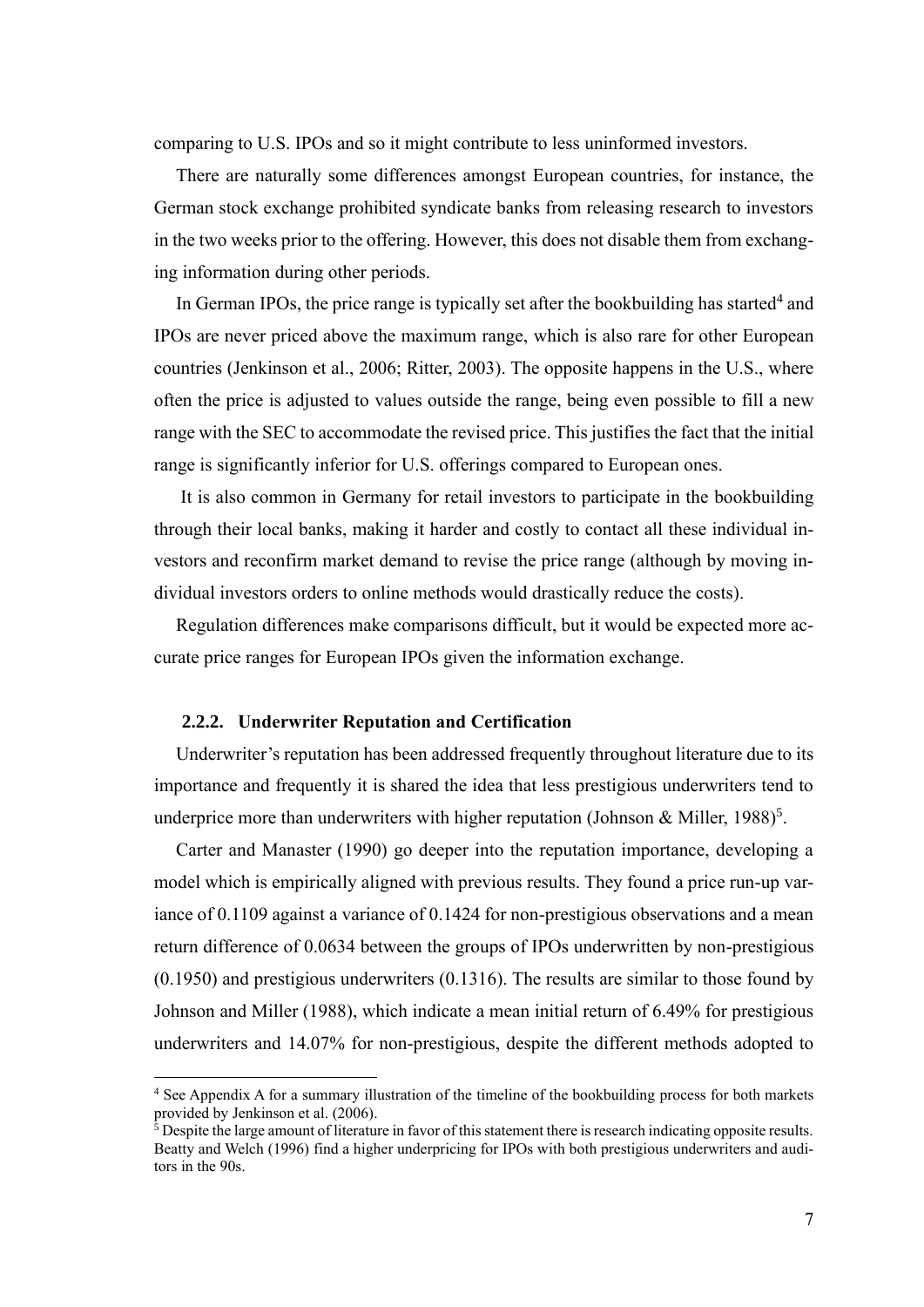comparing to U.S. IPOs and so it might contribute to less uninformed investors.

There are naturally some differences amongst European countries, for instance, the German stock exchange prohibited syndicate banks from releasing research to investors in the two weeks prior to the offering. However, this does not disable them from exchanging information during other periods.

In German IPOs, the price range is typically set after the bookbuilding has started[4] and IPOs are never priced above the maximum range, which is also rare for other European countries (Jenkinson et al., 2006; Ritter, 2003). The opposite happens in the U.S., where often the price is adjusted to values outside the range, being even possible to fill a new range with the SEC to accommodate the revised price. This justifies the fact that the initial range is significantly inferior for U.S. offerings compared to European ones.

It is also common in Germany for retail investors to participate in the bookbuilding through their local banks, making it harder and costly to contact all these individual investors and reconfirm market demand to revise the price range (although by moving individual investors orders to online methods would drastically reduce the costs).

Regulation differences make comparisons difficult, but it would be expected more accurate price ranges for European IPOs given the information exchange.

### 2.2.2. Underwriter Reputation and Certification

Underwriter's reputation has been addressed frequently throughout literature due to its importance and frequently it is shared the idea that less prestigious underwriters tend to underprice more than underwriters with higher reputation (Johnson & Miller, 1988)[5].

Carter and Manaster (1990) go deeper into the reputation importance, developing a model which is empirically aligned with previous results. They found a price run-up variance of 0.1109 against a variance of 0.1424 for non-prestigious observations and a mean return difference of 0.0634 between the groups of IPOs underwritten by non-prestigious (0.1950) and prestigious underwriters (0.1316). The results are similar to those found by Johnson and Miller (1988), which indicate a mean initial return of 6.49% for prestigious underwriters and 14.07% for non-prestigious, despite the different methods adopted to

---

[4] See Appendix A for a summary illustration of the timeline of the bookbuilding process for both markets provided by Jenkinson et al. (2006).

[5] Despite the large amount of literature in favor of this statement there is research indicating opposite results. Beatty and Welch (1996) find a higher underpricing for IPOs with both prestigious underwriters and auditors in the 90s.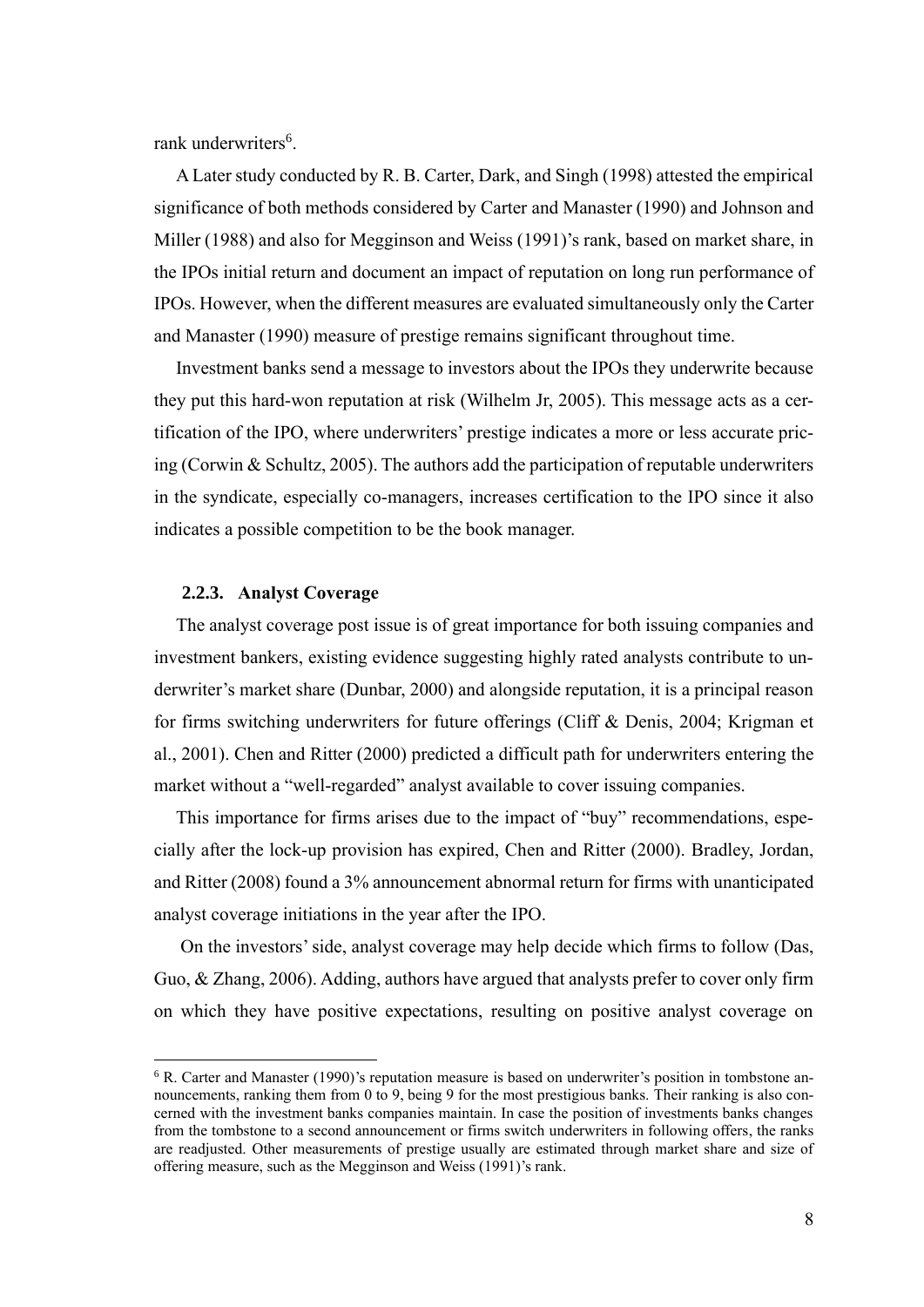rank underwriters[6].

A Later study conducted by R. B. Carter, Dark, and Singh (1998) attested the empirical significance of both methods considered by Carter and Manaster (1990) and Johnson and Miller (1988) and also for Megginson and Weiss (1991)'s rank, based on market share, in the IPOs initial return and document an impact of reputation on long run performance of IPOs. However, when the different measures are evaluated simultaneously only the Carter and Manaster (1990) measure of prestige remains significant throughout time.

Investment banks send a message to investors about the IPOs they underwrite because they put this hard-won reputation at risk (Wilhelm Jr, 2005). This message acts as a certification of the IPO, where underwriters' prestige indicates a more or less accurate pricing (Corwin & Schultz, 2005). The authors add the participation of reputable underwriters in the syndicate, especially co-managers, increases certification to the IPO since it also indicates a possible competition to be the book manager.

### 2.2.3. Analyst Coverage

The analyst coverage post issue is of great importance for both issuing companies and investment bankers, existing evidence suggesting highly rated analysts contribute to underwriter's market share (Dunbar, 2000) and alongside reputation, it is a principal reason for firms switching underwriters for future offerings (Cliff & Denis, 2004; Krigman et al., 2001). Chen and Ritter (2000) predicted a difficult path for underwriters entering the market without a "well-regarded" analyst available to cover issuing companies.

This importance for firms arises due to the impact of "buy" recommendations, especially after the lock-up provision has expired, Chen and Ritter (2000). Bradley, Jordan, and Ritter (2008) found a 3% announcement abnormal return for firms with unanticipated analyst coverage initiations in the year after the IPO.

On the investors' side, analyst coverage may help decide which firms to follow (Das, Guo, & Zhang, 2006). Adding, authors have argued that analysts prefer to cover only firm on which they have positive expectations, resulting on positive analyst coverage on

[6] R. Carter and Manaster (1990)'s reputation measure is based on underwriter's position in tombstone announcements, ranking them from 0 to 9, being 9 for the most prestigious banks. Their ranking is also concerned with the investment banks companies maintain. In case the position of investments banks changes from the tombstone to a second announcement or firms switch underwriters in following offers, the ranks are readjusted. Other measurements of prestige usually are estimated through market share and size of offering measure, such as the Megginson and Weiss (1991)'s rank.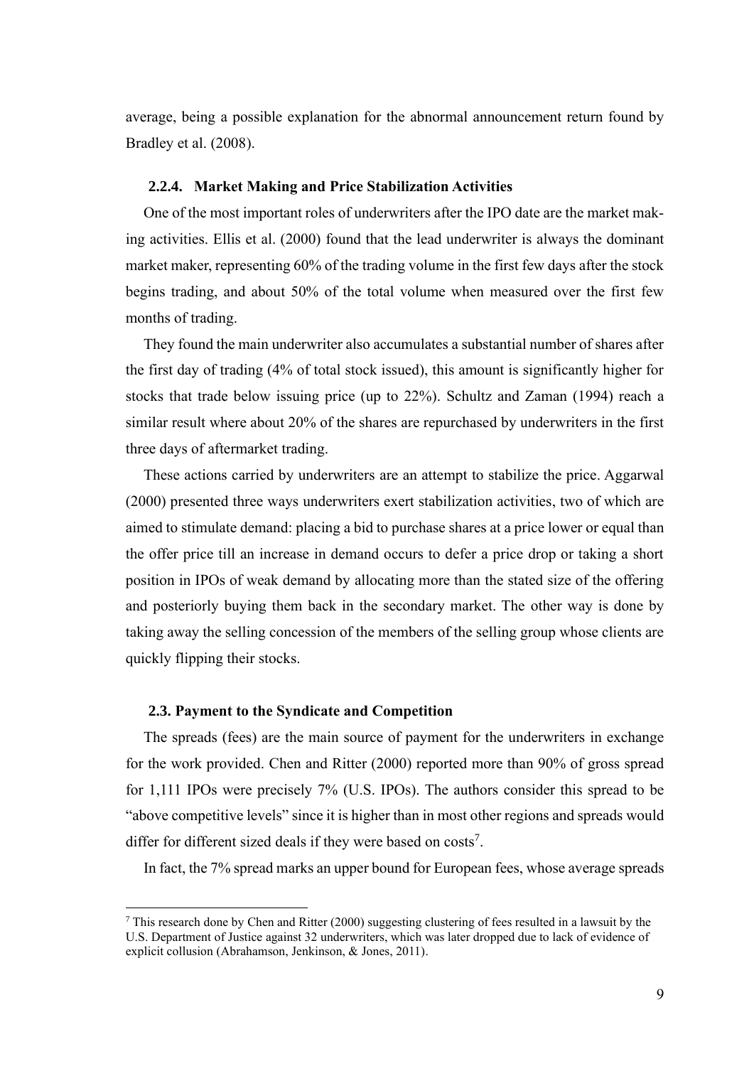average, being a possible explanation for the abnormal announcement return found by Bradley et al. (2008).

### 2.2.4. Market Making and Price Stabilization Activities

One of the most important roles of underwriters after the IPO date are the market making activities. Ellis et al. (2000) found that the lead underwriter is always the dominant market maker, representing 60% of the trading volume in the first few days after the stock begins trading, and about 50% of the total volume when measured over the first few months of trading.

They found the main underwriter also accumulates a substantial number of shares after the first day of trading (4% of total stock issued), this amount is significantly higher for stocks that trade below issuing price (up to 22%). Schultz and Zaman (1994) reach a similar result where about 20% of the shares are repurchased by underwriters in the first three days of aftermarket trading.

These actions carried by underwriters are an attempt to stabilize the price. Aggarwal (2000) presented three ways underwriters exert stabilization activities, two of which are aimed to stimulate demand: placing a bid to purchase shares at a price lower or equal than the offer price till an increase in demand occurs to defer a price drop or taking a short position in IPOs of weak demand by allocating more than the stated size of the offering and posteriorly buying them back in the secondary market. The other way is done by taking away the selling concession of the members of the selling group whose clients are quickly flipping their stocks.

## 2.3. Payment to the Syndicate and Competition

The spreads (fees) are the main source of payment for the underwriters in exchange for the work provided. Chen and Ritter (2000) reported more than 90% of gross spread for 1,111 IPOs were precisely 7% (U.S. IPOs). The authors consider this spread to be "above competitive levels" since it is higher than in most other regions and spreads would differ for different sized deals if they were based on costs[7].

In fact, the 7% spread marks an upper bound for European fees, whose average spreads

[7] This research done by Chen and Ritter (2000) suggesting clustering of fees resulted in a lawsuit by the U.S. Department of Justice against 32 underwriters, which was later dropped due to lack of evidence of explicit collusion (Abrahamson, Jenkinson, & Jones, 2011).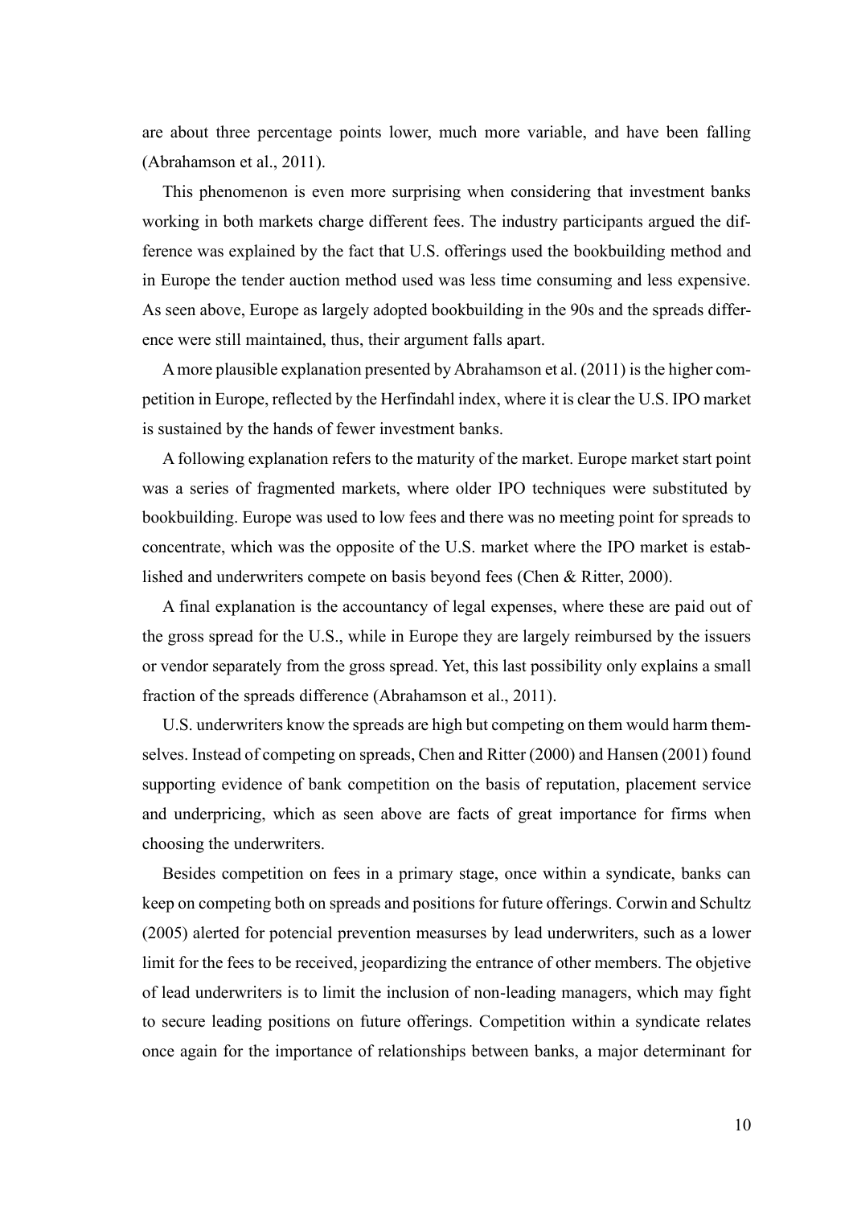are about three percentage points lower, much more variable, and have been falling (Abrahamson et al., 2011).

This phenomenon is even more surprising when considering that investment banks working in both markets charge different fees. The industry participants argued the difference was explained by the fact that U.S. offerings used the bookbuilding method and in Europe the tender auction method used was less time consuming and less expensive. As seen above, Europe as largely adopted bookbuilding in the 90s and the spreads difference were still maintained, thus, their argument falls apart.

A more plausible explanation presented by Abrahamson et al. (2011) is the higher competition in Europe, reflected by the Herfindahl index, where it is clear the U.S. IPO market is sustained by the hands of fewer investment banks.

A following explanation refers to the maturity of the market. Europe market start point was a series of fragmented markets, where older IPO techniques were substituted by bookbuilding. Europe was used to low fees and there was no meeting point for spreads to concentrate, which was the opposite of the U.S. market where the IPO market is established and underwriters compete on basis beyond fees (Chen & Ritter, 2000).

A final explanation is the accountancy of legal expenses, where these are paid out of the gross spread for the U.S., while in Europe they are largely reimbursed by the issuers or vendor separately from the gross spread. Yet, this last possibility only explains a small fraction of the spreads difference (Abrahamson et al., 2011).

U.S. underwriters know the spreads are high but competing on them would harm themselves. Instead of competing on spreads, Chen and Ritter (2000) and Hansen (2001) found supporting evidence of bank competition on the basis of reputation, placement service and underpricing, which as seen above are facts of great importance for firms when choosing the underwriters.

Besides competition on fees in a primary stage, once within a syndicate, banks can keep on competing both on spreads and positions for future offerings. Corwin and Schultz (2005) alerted for potencial prevention measurses by lead underwriters, such as a lower limit for the fees to be received, jeopardizing the entrance of other members. The objetive of lead underwriters is to limit the inclusion of non-leading managers, which may fight to secure leading positions on future offerings. Competition within a syndicate relates once again for the importance of relationships between banks, a major determinant for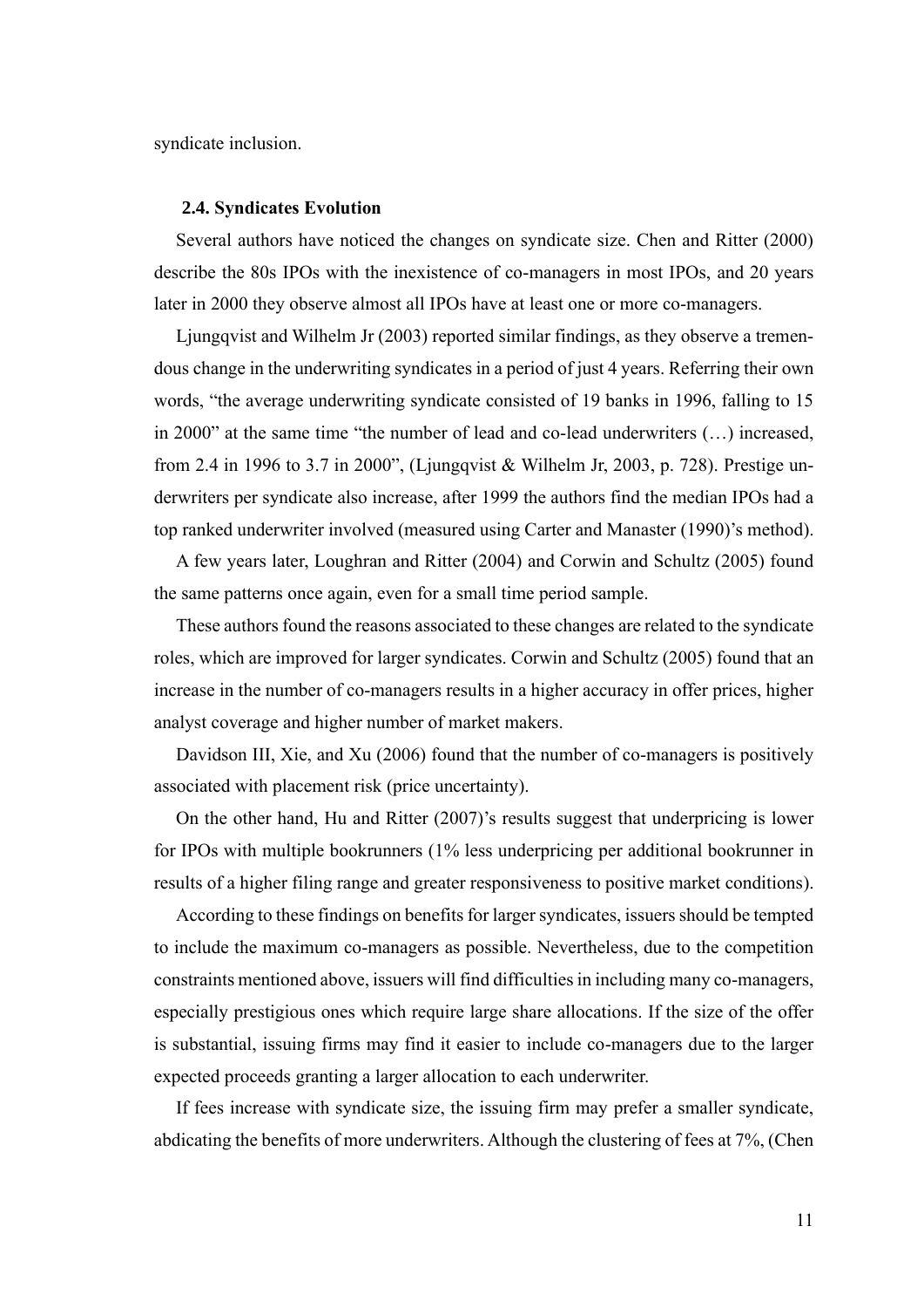syndicate inclusion.

### 2.4. Syndicates Evolution

Several authors have noticed the changes on syndicate size. Chen and Ritter (2000) describe the 80s IPOs with the inexistence of co-managers in most IPOs, and 20 years later in 2000 they observe almost all IPOs have at least one or more co-managers.

Ljungqvist and Wilhelm Jr (2003) reported similar findings, as they observe a tremendous change in the underwriting syndicates in a period of just 4 years. Referring their own words, "the average underwriting syndicate consisted of 19 banks in 1996, falling to 15 in 2000" at the same time "the number of lead and co-lead underwriters (…) increased, from 2.4 in 1996 to 3.7 in 2000", (Ljungqvist & Wilhelm Jr, 2003, p. 728). Prestige underwriters per syndicate also increase, after 1999 the authors find the median IPOs had a top ranked underwriter involved (measured using Carter and Manaster (1990)'s method).

A few years later, Loughran and Ritter (2004) and Corwin and Schultz (2005) found the same patterns once again, even for a small time period sample.

These authors found the reasons associated to these changes are related to the syndicate roles, which are improved for larger syndicates. Corwin and Schultz (2005) found that an increase in the number of co-managers results in a higher accuracy in offer prices, higher analyst coverage and higher number of market makers.

Davidson III, Xie, and Xu (2006) found that the number of co-managers is positively associated with placement risk (price uncertainty).

On the other hand, Hu and Ritter (2007)'s results suggest that underpricing is lower for IPOs with multiple bookrunners (1% less underpricing per additional bookrunner in results of a higher filing range and greater responsiveness to positive market conditions).

According to these findings on benefits for larger syndicates, issuers should be tempted to include the maximum co-managers as possible. Nevertheless, due to the competition constraints mentioned above, issuers will find difficulties in including many co-managers, especially prestigious ones which require large share allocations. If the size of the offer is substantial, issuing firms may find it easier to include co-managers due to the larger expected proceeds granting a larger allocation to each underwriter.

If fees increase with syndicate size, the issuing firm may prefer a smaller syndicate, abdicating the benefits of more underwriters. Although the clustering of fees at 7%, (Chen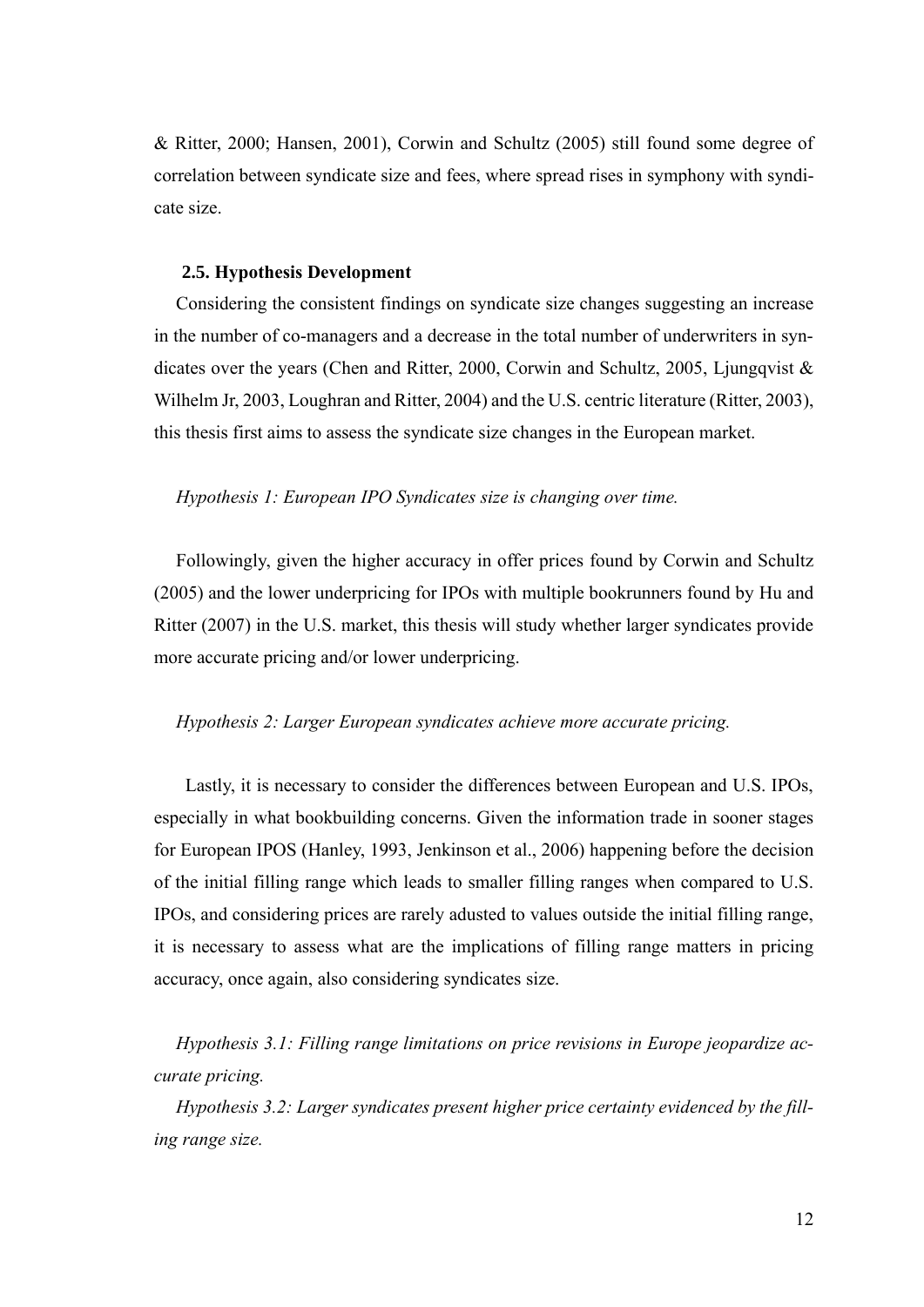& Ritter, 2000; Hansen, 2001), Corwin and Schultz (2005) still found some degree of correlation between syndicate size and fees, where spread rises in symphony with syndicate size.

### 2.5. Hypothesis Development

Considering the consistent findings on syndicate size changes suggesting an increase in the number of co-managers and a decrease in the total number of underwriters in syndicates over the years (Chen and Ritter, 2000, Corwin and Schultz, 2005, Ljungqvist & Wilhelm Jr, 2003, Loughran and Ritter, 2004) and the U.S. centric literature (Ritter, 2003), this thesis first aims to assess the syndicate size changes in the European market.

*Hypothesis 1: European IPO Syndicates size is changing over time.*

Followingly, given the higher accuracy in offer prices found by Corwin and Schultz (2005) and the lower underpricing for IPOs with multiple bookrunners found by Hu and Ritter (2007) in the U.S. market, this thesis will study whether larger syndicates provide more accurate pricing and/or lower underpricing.

*Hypothesis 2: Larger European syndicates achieve more accurate pricing.*

Lastly, it is necessary to consider the differences between European and U.S. IPOs, especially in what bookbuilding concerns. Given the information trade in sooner stages for European IPOS (Hanley, 1993, Jenkinson et al., 2006) happening before the decision of the initial filling range which leads to smaller filling ranges when compared to U.S. IPOs, and considering prices are rarely adusted to values outside the initial filling range, it is necessary to assess what are the implications of filling range matters in pricing accuracy, once again, also considering syndicates size.

*Hypothesis 3.1: Filling range limitations on price revisions in Europe jeopardize accurate pricing.*

*Hypothesis 3.2: Larger syndicates present higher price certainty evidenced by the filling range size.*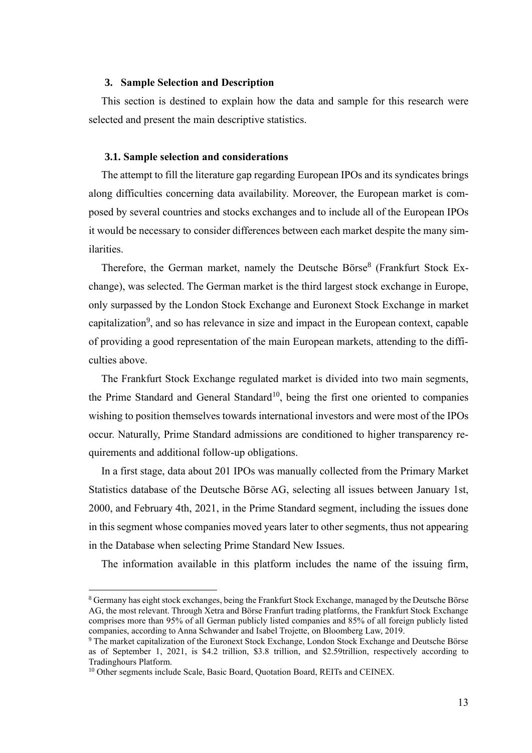## 3. Sample Selection and Description

This section is destined to explain how the data and sample for this research were selected and present the main descriptive statistics.

### 3.1. Sample selection and considerations

The attempt to fill the literature gap regarding European IPOs and its syndicates brings along difficulties concerning data availability. Moreover, the European market is composed by several countries and stocks exchanges and to include all of the European IPOs it would be necessary to consider differences between each market despite the many similarities.

Therefore, the German market, namely the Deutsche Börse[8] (Frankfurt Stock Exchange), was selected. The German market is the third largest stock exchange in Europe, only surpassed by the London Stock Exchange and Euronext Stock Exchange in market capitalization[9], and so has relevance in size and impact in the European context, capable of providing a good representation of the main European markets, attending to the difficulties above.

The Frankfurt Stock Exchange regulated market is divided into two main segments, the Prime Standard and General Standard[10], being the first one oriented to companies wishing to position themselves towards international investors and were most of the IPOs occur. Naturally, Prime Standard admissions are conditioned to higher transparency requirements and additional follow-up obligations.

In a first stage, data about 201 IPOs was manually collected from the Primary Market Statistics database of the Deutsche Börse AG, selecting all issues between January 1st, 2000, and February 4th, 2021, in the Prime Standard segment, including the issues done in this segment whose companies moved years later to other segments, thus not appearing in the Database when selecting Prime Standard New Issues.

The information available in this platform includes the name of the issuing firm,

---

[8] Germany has eight stock exchanges, being the Frankfurt Stock Exchange, managed by the Deutsche Börse AG, the most relevant. Through Xetra and Börse Franfurt trading platforms, the Frankfurt Stock Exchange comprises more than 95% of all German publicly listed companies and 85% of all foreign publicly listed companies, according to Anna Schwander and Isabel Trojette, on Bloomberg Law, 2019.

[9] The market capitalization of the Euronext Stock Exchange, London Stock Exchange and Deutsche Börse as of September 1, 2021, is \$4.2 trillion, \$3.8 trillion, and \$2.59trillion, respectively according to Tradinghours Platform.

[10] Other segments include Scale, Basic Board, Quotation Board, REITs and CEINEX.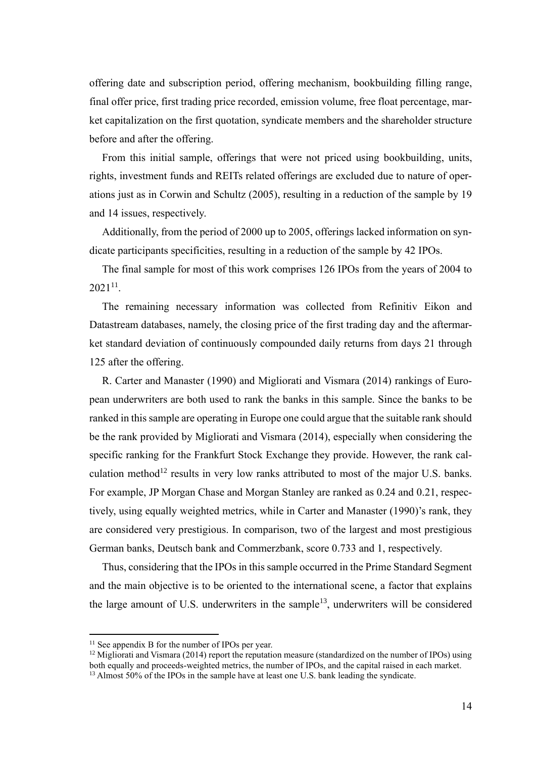offering date and subscription period, offering mechanism, bookbuilding filling range, final offer price, first trading price recorded, emission volume, free float percentage, market capitalization on the first quotation, syndicate members and the shareholder structure before and after the offering.

From this initial sample, offerings that were not priced using bookbuilding, units, rights, investment funds and REITs related offerings are excluded due to nature of operations just as in Corwin and Schultz (2005), resulting in a reduction of the sample by 19 and 14 issues, respectively.

Additionally, from the period of 2000 up to 2005, offerings lacked information on syndicate participants specificities, resulting in a reduction of the sample by 42 IPOs.

The final sample for most of this work comprises 126 IPOs from the years of 2004 to 2021[11].

The remaining necessary information was collected from Refinitiv Eikon and Datastream databases, namely, the closing price of the first trading day and the aftermarket standard deviation of continuously compounded daily returns from days 21 through 125 after the offering.

R. Carter and Manaster (1990) and Migliorati and Vismara (2014) rankings of European underwriters are both used to rank the banks in this sample. Since the banks to be ranked in this sample are operating in Europe one could argue that the suitable rank should be the rank provided by Migliorati and Vismara (2014), especially when considering the specific ranking for the Frankfurt Stock Exchange they provide. However, the rank calculation method[12] results in very low ranks attributed to most of the major U.S. banks. For example, JP Morgan Chase and Morgan Stanley are ranked as 0.24 and 0.21, respectively, using equally weighted metrics, while in Carter and Manaster (1990)'s rank, they are considered very prestigious. In comparison, two of the largest and most prestigious German banks, Deutsch bank and Commerzbank, score 0.733 and 1, respectively.

Thus, considering that the IPOs in this sample occurred in the Prime Standard Segment and the main objective is to be oriented to the international scene, a factor that explains the large amount of U.S. underwriters in the sample[13], underwriters will be considered

---

[11] See appendix B for the number of IPOs per year.

[12] Migliorati and Vismara (2014) report the reputation measure (standardized on the number of IPOs) using both equally and proceeds-weighted metrics, the number of IPOs, and the capital raised in each market.

[13] Almost 50% of the IPOs in the sample have at least one U.S. bank leading the syndicate.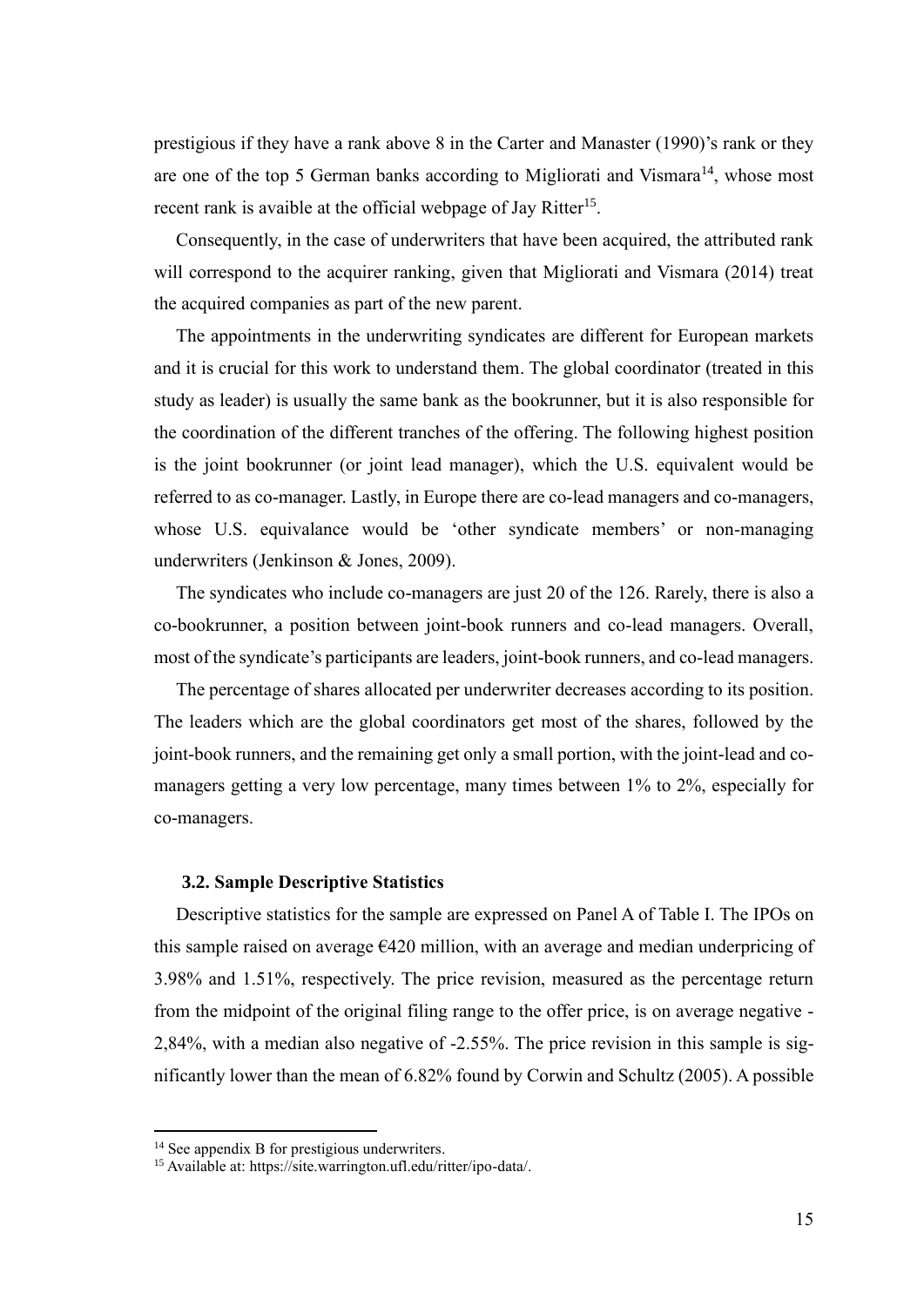prestigious if they have a rank above 8 in the Carter and Manaster (1990)'s rank or they are one of the top 5 German banks according to Migliorati and Vismara[14], whose most recent rank is avaible at the official webpage of Jay Ritter[15].

Consequently, in the case of underwriters that have been acquired, the attributed rank will correspond to the acquirer ranking, given that Migliorati and Vismara (2014) treat the acquired companies as part of the new parent.

The appointments in the underwriting syndicates are different for European markets and it is crucial for this work to understand them. The global coordinator (treated in this study as leader) is usually the same bank as the bookrunner, but it is also responsible for the coordination of the different tranches of the offering. The following highest position is the joint bookrunner (or joint lead manager), which the U.S. equivalent would be referred to as co-manager. Lastly, in Europe there are co-lead managers and co-managers, whose U.S. equivalance would be 'other syndicate members' or non-managing underwriters (Jenkinson & Jones, 2009).

The syndicates who include co-managers are just 20 of the 126. Rarely, there is also a co-bookrunner, a position between joint-book runners and co-lead managers. Overall, most of the syndicate's participants are leaders, joint-book runners, and co-lead managers.

The percentage of shares allocated per underwriter decreases according to its position. The leaders which are the global coordinators get most of the shares, followed by the joint-book runners, and the remaining get only a small portion, with the joint-lead and co-managers getting a very low percentage, many times between 1% to 2%, especially for co-managers.

### 3.2. Sample Descriptive Statistics

Descriptive statistics for the sample are expressed on Panel A of Table I. The IPOs on this sample raised on average €420 million, with an average and median underpricing of 3.98% and 1.51%, respectively. The price revision, measured as the percentage return from the midpoint of the original filing range to the offer price, is on average negative -2,84%, with a median also negative of -2.55%. The price revision in this sample is significantly lower than the mean of 6.82% found by Corwin and Schultz (2005). A possible

[14] See appendix B for prestigious underwriters.

[15] Available at: https://site.warrington.ufl.edu/ritter/ipo-data/.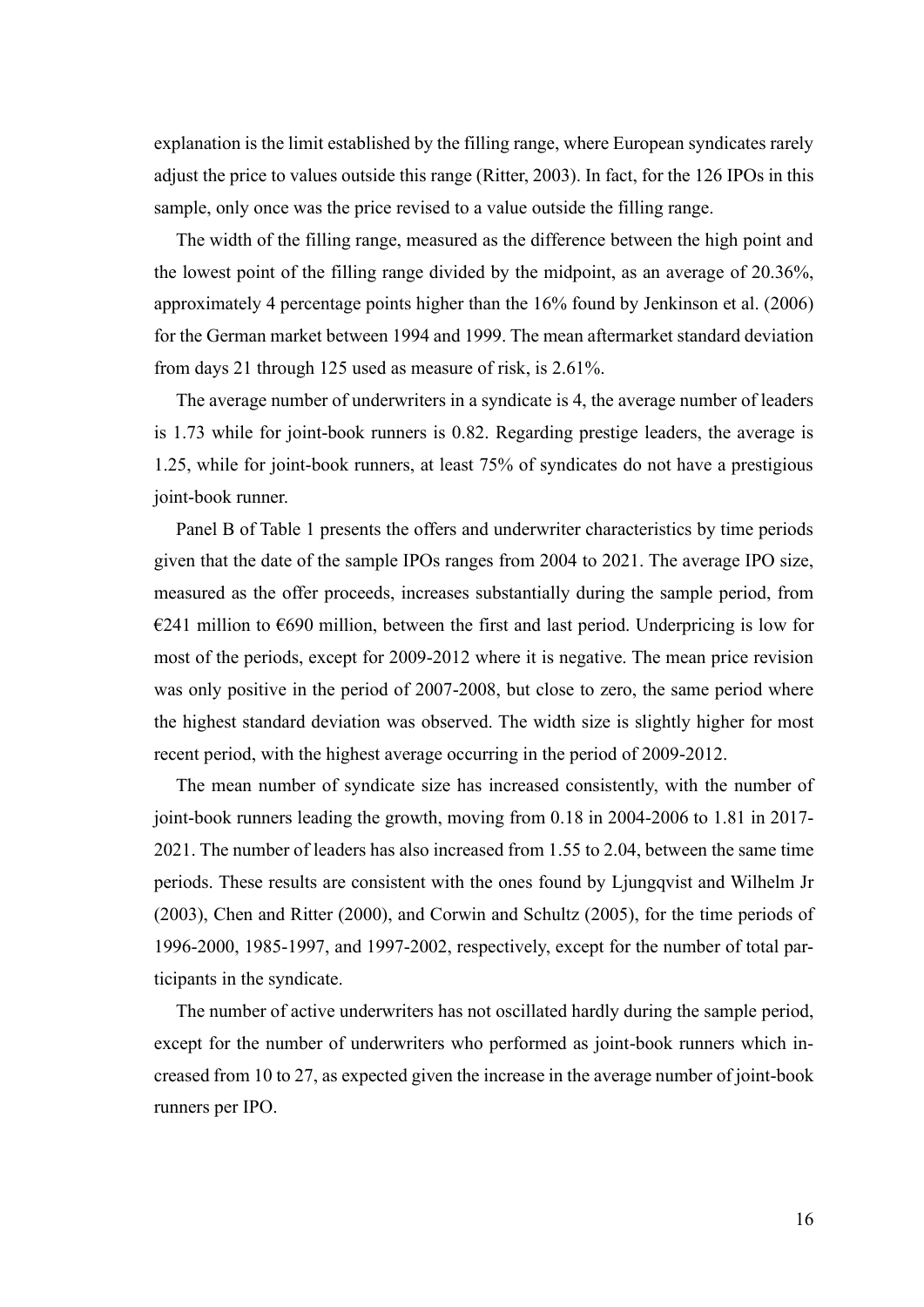explanation is the limit established by the filling range, where European syndicates rarely adjust the price to values outside this range (Ritter, 2003). In fact, for the 126 IPOs in this sample, only once was the price revised to a value outside the filling range.

The width of the filling range, measured as the difference between the high point and the lowest point of the filling range divided by the midpoint, as an average of 20.36%, approximately 4 percentage points higher than the 16% found by Jenkinson et al. (2006) for the German market between 1994 and 1999. The mean aftermarket standard deviation from days 21 through 125 used as measure of risk, is 2.61%.

The average number of underwriters in a syndicate is 4, the average number of leaders is 1.73 while for joint-book runners is 0.82. Regarding prestige leaders, the average is 1.25, while for joint-book runners, at least 75% of syndicates do not have a prestigious joint-book runner.

Panel B of Table 1 presents the offers and underwriter characteristics by time periods given that the date of the sample IPOs ranges from 2004 to 2021. The average IPO size, measured as the offer proceeds, increases substantially during the sample period, from €241 million to €690 million, between the first and last period. Underpricing is low for most of the periods, except for 2009-2012 where it is negative. The mean price revision was only positive in the period of 2007-2008, but close to zero, the same period where the highest standard deviation was observed. The width size is slightly higher for most recent period, with the highest average occurring in the period of 2009-2012.

The mean number of syndicate size has increased consistently, with the number of joint-book runners leading the growth, moving from 0.18 in 2004-2006 to 1.81 in 2017-2021. The number of leaders has also increased from 1.55 to 2.04, between the same time periods. These results are consistent with the ones found by Ljungqvist and Wilhelm Jr (2003), Chen and Ritter (2000), and Corwin and Schultz (2005), for the time periods of 1996-2000, 1985-1997, and 1997-2002, respectively, except for the number of total participants in the syndicate.

The number of active underwriters has not oscillated hardly during the sample period, except for the number of underwriters who performed as joint-book runners which increased from 10 to 27, as expected given the increase in the average number of joint-book runners per IPO.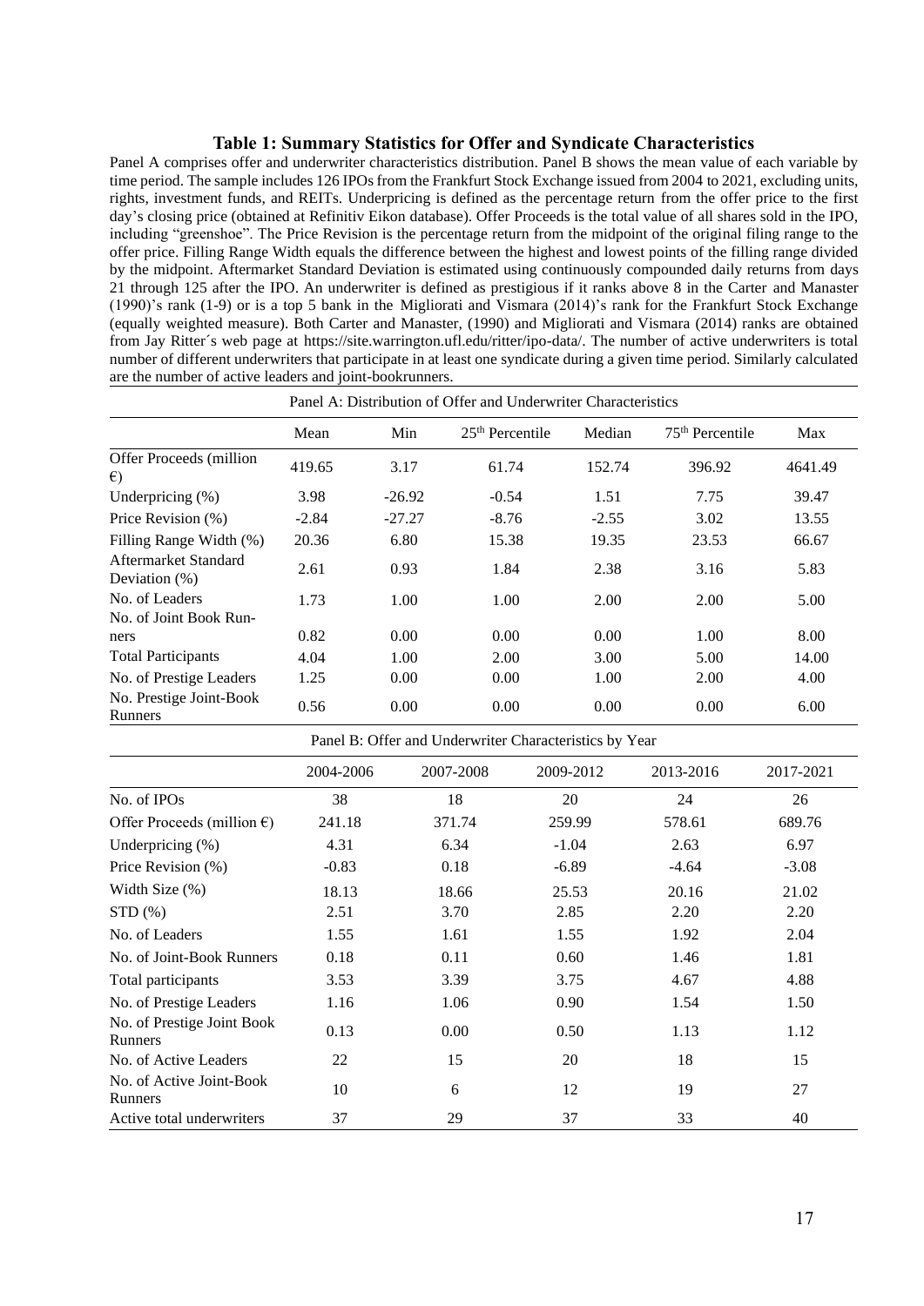### Table 1: Summary Statistics for Offer and Syndicate Characteristics

Panel A comprises offer and underwriter characteristics distribution. Panel B shows the mean value of each variable by time period. The sample includes 126 IPOs from the Frankfurt Stock Exchange issued from 2004 to 2021, excluding units, rights, investment funds, and REITs. Underpricing is defined as the percentage return from the offer price to the first day's closing price (obtained at Refinitiv Eikon database). Offer Proceeds is the total value of all shares sold in the IPO, including "greenshoe". The Price Revision is the percentage return from the midpoint of the original filing range to the offer price. Filling Range Width equals the difference between the highest and lowest points of the filling range divided by the midpoint. Aftermarket Standard Deviation is estimated using continuously compounded daily returns from days 21 through 125 after the IPO. An underwriter is defined as prestigious if it ranks above 8 in the Carter and Manaster (1990)'s rank (1-9) or is a top 5 bank in the Migliorati and Vismara (2014)'s rank for the Frankfurt Stock Exchange (equally weighted measure). Both Carter and Manaster, (1990) and Migliorati and Vismara (2014) ranks are obtained from Jay Ritter´s web page at https://site.warrington.ufl.edu/ritter/ipo-data/. The number of active underwriters is total number of different underwriters that participate in at least one syndicate during a given time period. Similarly calculated are the number of active leaders and joint-bookrunners.

Panel A: Distribution of Offer and Underwriter Characteristics

| | Mean | Min | 25th Percentile | Median | 75th Percentile | Max |
|---|---|---|---|---|---|---|
| Offer Proceeds (million €) | 419.65 | 3.17 | 61.74 | 152.74 | 396.92 | 4641.49 |
| Underpricing (%) | 3.98 | -26.92 | -0.54 | 1.51 | 7.75 | 39.47 |
| Price Revision (%) | -2.84 | -27.27 | -8.76 | -2.55 | 3.02 | 13.55 |
| Filling Range Width (%) | 20.36 | 6.80 | 15.38 | 19.35 | 23.53 | 66.67 |
| Aftermarket Standard Deviation (%) | 2.61 | 0.93 | 1.84 | 2.38 | 3.16 | 5.83 |
| No. of Leaders | 1.73 | 1.00 | 1.00 | 2.00 | 2.00 | 5.00 |
| No. of Joint Book Runners | 0.82 | 0.00 | 0.00 | 0.00 | 1.00 | 8.00 |
| Total Participants | 4.04 | 1.00 | 2.00 | 3.00 | 5.00 | 14.00 |
| No. of Prestige Leaders | 1.25 | 0.00 | 0.00 | 1.00 | 2.00 | 4.00 |
| No. Prestige Joint-Book Runners | 0.56 | 0.00 | 0.00 | 0.00 | 0.00 | 6.00 |

Panel B: Offer and Underwriter Characteristics by Year

| | 2004-2006 | 2007-2008 | 2009-2012 | 2013-2016 | 2017-2021 |
|---|---|---|---|---|---|
| No. of IPOs | 38 | 18 | 20 | 24 | 26 |
| Offer Proceeds (million €) | 241.18 | 371.74 | 259.99 | 578.61 | 689.76 |
| Underpricing (%) | 4.31 | 6.34 | -1.04 | 2.63 | 6.97 |
| Price Revision (%) | -0.83 | 0.18 | -6.89 | -4.64 | -3.08 |
| Width Size (%) | 18.13 | 18.66 | 25.53 | 20.16 | 21.02 |
| STD (%) | 2.51 | 3.70 | 2.85 | 2.20 | 2.20 |
| No. of Leaders | 1.55 | 1.61 | 1.55 | 1.92 | 2.04 |
| No. of Joint-Book Runners | 0.18 | 0.11 | 0.60 | 1.46 | 1.81 |
| Total participants | 3.53 | 3.39 | 3.75 | 4.67 | 4.88 |
| No. of Prestige Leaders | 1.16 | 1.06 | 0.90 | 1.54 | 1.50 |
| No. of Prestige Joint Book Runners | 0.13 | 0.00 | 0.50 | 1.13 | 1.12 |
| No. of Active Leaders | 22 | 15 | 20 | 18 | 15 |
| No. of Active Joint-Book Runners | 10 | 6 | 12 | 19 | 27 |
| Active total underwriters | 37 | 29 | 37 | 33 | 40 |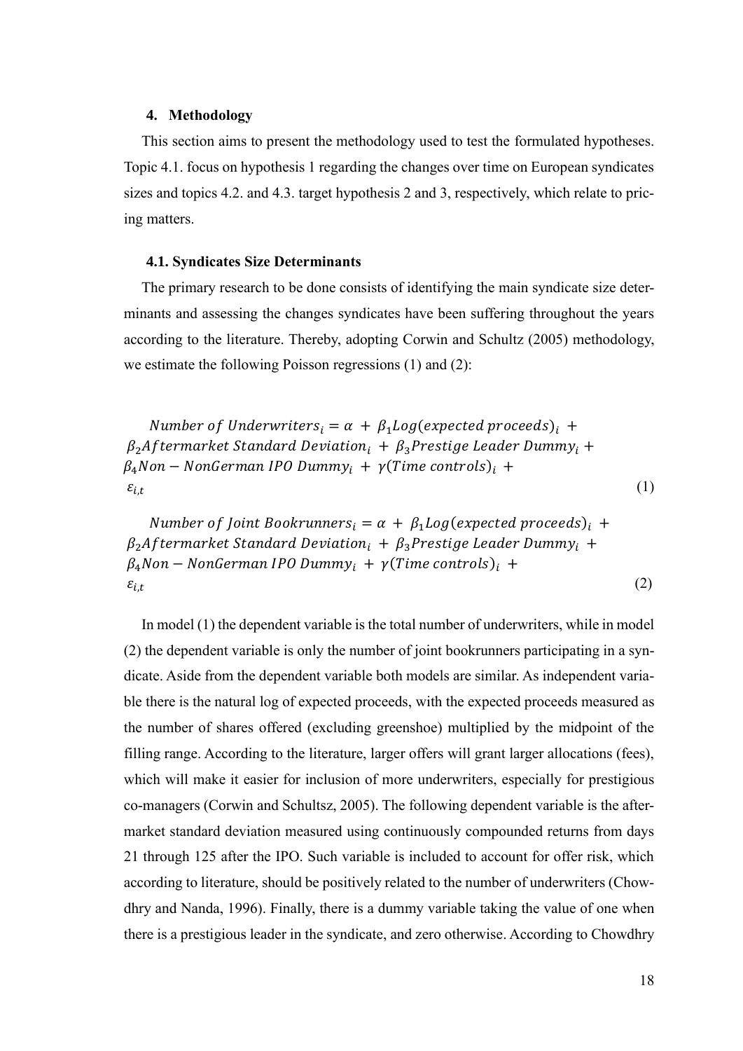## 4. Methodology

This section aims to present the methodology used to test the formulated hypotheses. Topic 4.1. focus on hypothesis 1 regarding the changes over time on European syndicates sizes and topics 4.2. and 4.3. target hypothesis 2 and 3, respectively, which relate to pricing matters.

### 4.1. Syndicates Size Determinants

The primary research to be done consists of identifying the main syndicate size determinants and assessing the changes syndicates have been suffering throughout the years according to the literature. Thereby, adopting Corwin and Schultz (2005) methodology, we estimate the following Poisson regressions (1) and (2):

$$Number\ of\ Underwriters_i = \alpha + \beta_1 Log(expected\ proceeds)_i + \beta_2 Aftermarket\ Standard\ Deviation_i + \beta_3 Prestige\ Leader\ Dummy_i + \beta_4 Non-NonGerman\ IPO\ Dummy_i + \gamma(Time\ controls)_i + \varepsilon_{i,t} \tag{1}$$

$$Number\ of\ Joint\ Bookrunners_i = \alpha + \beta_1 Log(expected\ proceeds)_i + \beta_2 Aftermarket\ Standard\ Deviation_i + \beta_3 Prestige\ Leader\ Dummy_i + \beta_4 Non-NonGerman\ IPO\ Dummy_i + \gamma(Time\ controls)_i + \varepsilon_{i,t} \tag{2}$$

In model (1) the dependent variable is the total number of underwriters, while in model (2) the dependent variable is only the number of joint bookrunners participating in a syndicate. Aside from the dependent variable both models are similar. As independent variable there is the natural log of expected proceeds, with the expected proceeds measured as the number of shares offered (excluding greenshoe) multiplied by the midpoint of the filling range. According to the literature, larger offers will grant larger allocations (fees), which will make it easier for inclusion of more underwriters, especially for prestigious co-managers (Corwin and Schultsz, 2005). The following dependent variable is the aftermarket standard deviation measured using continuously compounded returns from days 21 through 125 after the IPO. Such variable is included to account for offer risk, which according to literature, should be positively related to the number of underwriters (Chowdhry and Nanda, 1996). Finally, there is a dummy variable taking the value of one when there is a prestigious leader in the syndicate, and zero otherwise. According to Chowdhry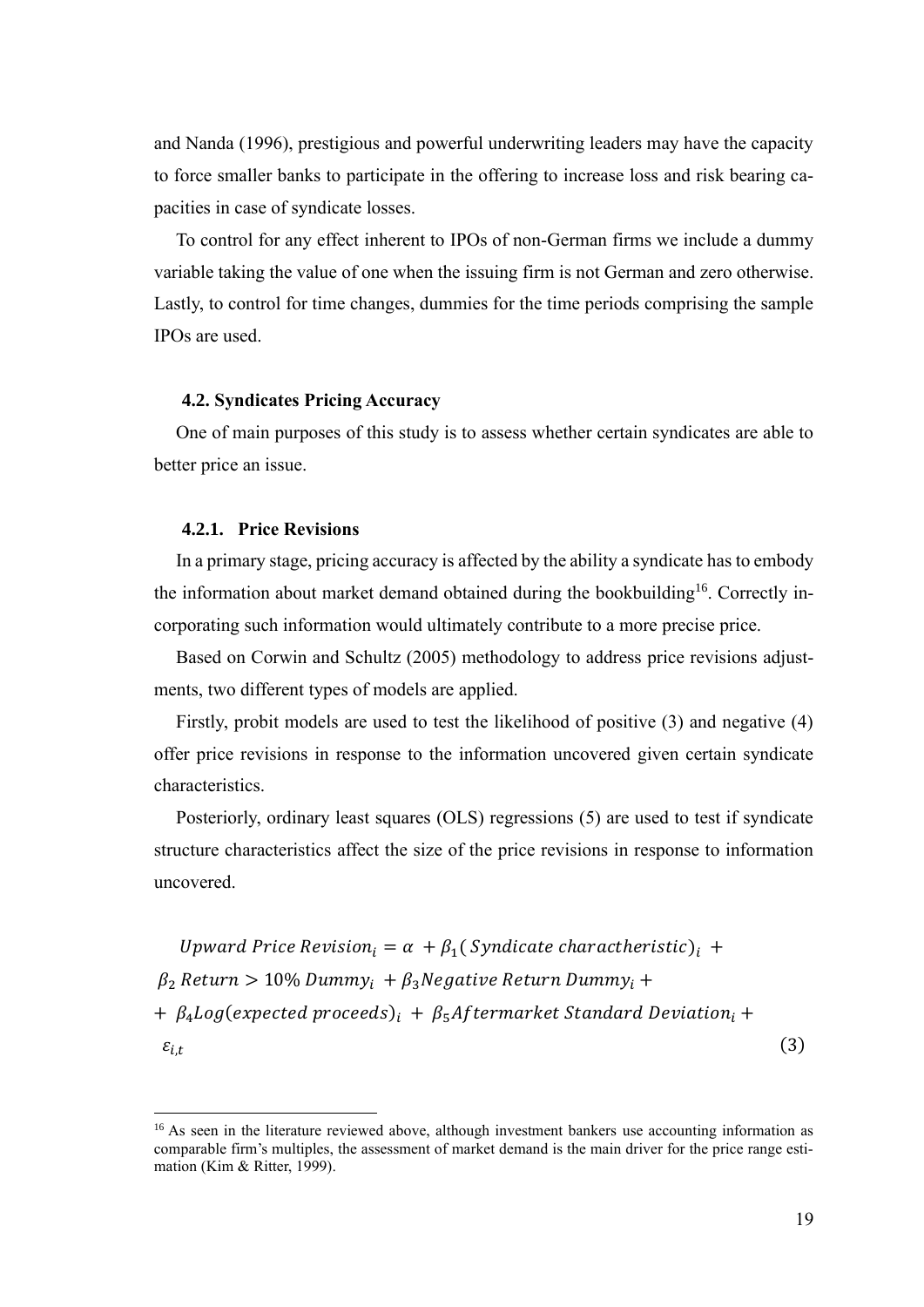and Nanda (1996), prestigious and powerful underwriting leaders may have the capacity to force smaller banks to participate in the offering to increase loss and risk bearing capacities in case of syndicate losses.

To control for any effect inherent to IPOs of non-German firms we include a dummy variable taking the value of one when the issuing firm is not German and zero otherwise. Lastly, to control for time changes, dummies for the time periods comprising the sample IPOs are used.

### 4.2. Syndicates Pricing Accuracy

One of main purposes of this study is to assess whether certain syndicates are able to better price an issue.

#### 4.2.1. Price Revisions

In a primary stage, pricing accuracy is affected by the ability a syndicate has to embody the information about market demand obtained during the bookbuilding[16]. Correctly incorporating such information would ultimately contribute to a more precise price.

Based on Corwin and Schultz (2005) methodology to address price revisions adjustments, two different types of models are applied.

Firstly, probit models are used to test the likelihood of positive (3) and negative (4) offer price revisions in response to the information uncovered given certain syndicate characteristics.

Posteriorly, ordinary least squares (OLS) regressions (5) are used to test if syndicate structure characteristics affect the size of the price revisions in response to information uncovered.

$$
\begin{aligned}
&Upward\ Price\ Revision_i = \alpha + \beta_1(\,Syndicate\ charactheristic)_i + \\
&\beta_2\ Return > 10\%\ Dummy_i + \beta_3 Negative\ Return\ Dummy_i + \\
&+ \beta_4 Log(expected\ proceeds)_i + \beta_5 Aftermarket\ Standard\ Deviation_i + \\
&\varepsilon_{i,t}
\end{aligned} \tag{3}
$$

[16] As seen in the literature reviewed above, although investment bankers use accounting information as comparable firm's multiples, the assessment of market demand is the main driver for the price range estimation (Kim & Ritter, 1999).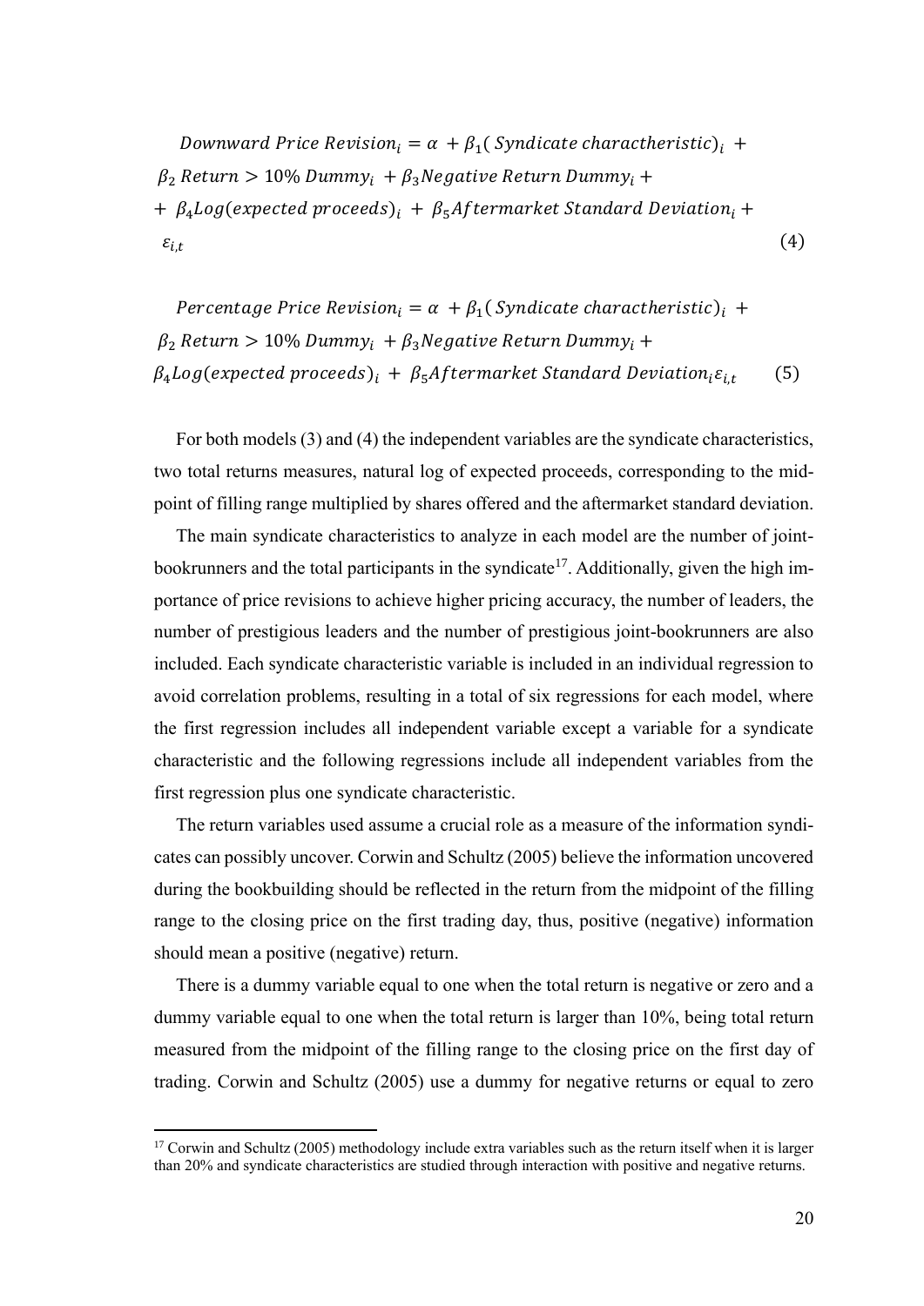$$Downward\ Price\ Revision_i = \alpha + \beta_1(\ Syndicate\ charactheristic)_i + \beta_2\ Return > 10\%\ Dummy_i + \beta_3 Negative\ Return\ Dummy_i + + \beta_4 Log(expected\ proceeds)_i + \beta_5 Aftermarket\ Standard\ Deviation_i + \varepsilon_{i,t} \tag{4}$$

$$Percentage\ Price\ Revision_i = \alpha + \beta_1(\ Syndicate\ charactheristic)_i + \beta_2\ Return > 10\%\ Dummy_i + \beta_3 Negative\ Return\ Dummy_i + \beta_4 Log(expected\ proceeds)_i + \beta_5 Aftermarket\ Standard\ Deviation_i \varepsilon_{i,t} \tag{5}$$

For both models (3) and (4) the independent variables are the syndicate characteristics, two total returns measures, natural log of expected proceeds, corresponding to the mid-point of filling range multiplied by shares offered and the aftermarket standard deviation.

The main syndicate characteristics to analyze in each model are the number of joint-bookrunners and the total participants in the syndicate[17]. Additionally, given the high importance of price revisions to achieve higher pricing accuracy, the number of leaders, the number of prestigious leaders and the number of prestigious joint-bookrunners are also included. Each syndicate characteristic variable is included in an individual regression to avoid correlation problems, resulting in a total of six regressions for each model, where the first regression includes all independent variable except a variable for a syndicate characteristic and the following regressions include all independent variables from the first regression plus one syndicate characteristic.

The return variables used assume a crucial role as a measure of the information syndicates can possibly uncover. Corwin and Schultz (2005) believe the information uncovered during the bookbuilding should be reflected in the return from the midpoint of the filling range to the closing price on the first trading day, thus, positive (negative) information should mean a positive (negative) return.

There is a dummy variable equal to one when the total return is negative or zero and a dummy variable equal to one when the total return is larger than 10%, being total return measured from the midpoint of the filling range to the closing price on the first day of trading. Corwin and Schultz (2005) use a dummy for negative returns or equal to zero

[17] Corwin and Schultz (2005) methodology include extra variables such as the return itself when it is larger than 20% and syndicate characteristics are studied through interaction with positive and negative returns.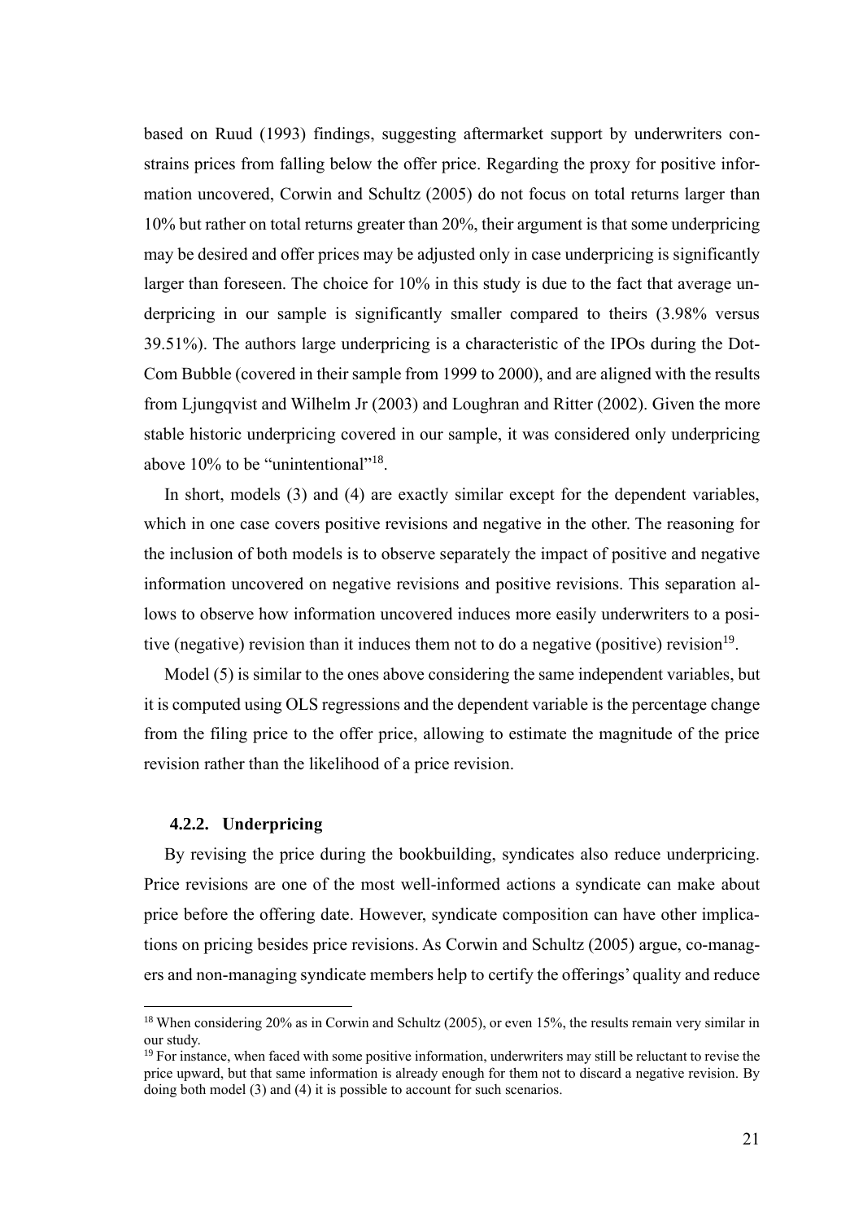based on Ruud (1993) findings, suggesting aftermarket support by underwriters constrains prices from falling below the offer price. Regarding the proxy for positive information uncovered, Corwin and Schultz (2005) do not focus on total returns larger than 10% but rather on total returns greater than 20%, their argument is that some underpricing may be desired and offer prices may be adjusted only in case underpricing is significantly larger than foreseen. The choice for 10% in this study is due to the fact that average underpricing in our sample is significantly smaller compared to theirs (3.98% versus 39.51%). The authors large underpricing is a characteristic of the IPOs during the Dot-Com Bubble (covered in their sample from 1999 to 2000), and are aligned with the results from Ljungqvist and Wilhelm Jr (2003) and Loughran and Ritter (2002). Given the more stable historic underpricing covered in our sample, it was considered only underpricing above 10% to be "unintentional"[18].

In short, models (3) and (4) are exactly similar except for the dependent variables, which in one case covers positive revisions and negative in the other. The reasoning for the inclusion of both models is to observe separately the impact of positive and negative information uncovered on negative revisions and positive revisions. This separation allows to observe how information uncovered induces more easily underwriters to a positive (negative) revision than it induces them not to do a negative (positive) revision[19].

Model (5) is similar to the ones above considering the same independent variables, but it is computed using OLS regressions and the dependent variable is the percentage change from the filing price to the offer price, allowing to estimate the magnitude of the price revision rather than the likelihood of a price revision.

#### 4.2.2. Underpricing

By revising the price during the bookbuilding, syndicates also reduce underpricing. Price revisions are one of the most well-informed actions a syndicate can make about price before the offering date. However, syndicate composition can have other implications on pricing besides price revisions. As Corwin and Schultz (2005) argue, co-managers and non-managing syndicate members help to certify the offerings' quality and reduce

[18] When considering 20% as in Corwin and Schultz (2005), or even 15%, the results remain very similar in our study.

[19] For instance, when faced with some positive information, underwriters may still be reluctant to revise the price upward, but that same information is already enough for them not to discard a negative revision. By doing both model (3) and (4) it is possible to account for such scenarios.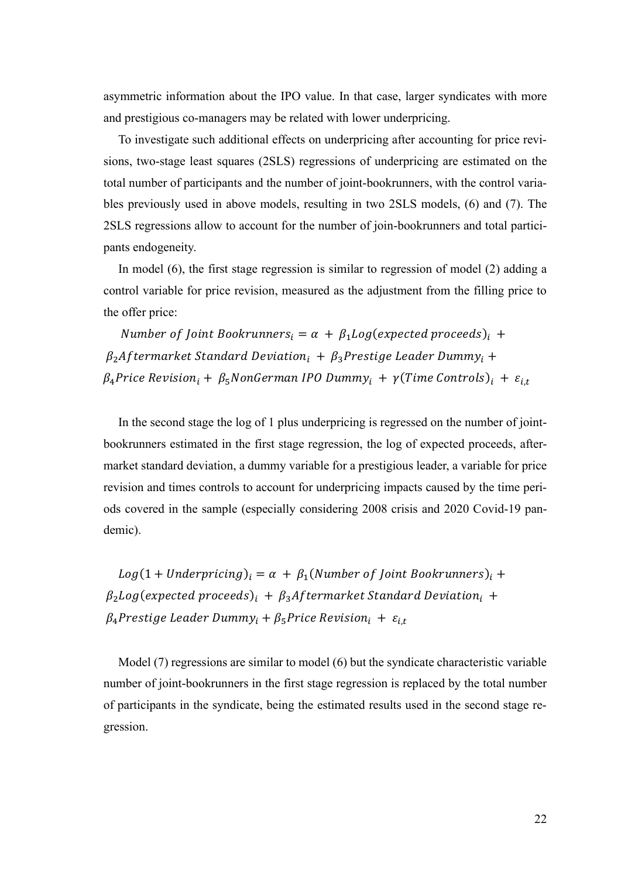asymmetric information about the IPO value. In that case, larger syndicates with more and prestigious co-managers may be related with lower underpricing.

To investigate such additional effects on underpricing after accounting for price revisions, two-stage least squares (2SLS) regressions of underpricing are estimated on the total number of participants and the number of joint-bookrunners, with the control variables previously used in above models, resulting in two 2SLS models, (6) and (7). The 2SLS regressions allow to account for the number of join-bookrunners and total participants endogeneity.

In model (6), the first stage regression is similar to regression of model (2) adding a control variable for price revision, measured as the adjustment from the filling price to the offer price:

$$Number\ of\ Joint\ Bookrunners_i = \alpha + \beta_1 Log(expected\ proceeds)_i + \beta_2 Aftermarket\ Standard\ Deviation_i + \beta_3 Prestige\ Leader\ Dummy_i + \beta_4 Price\ Revision_i + \beta_5 NonGerman\ IPO\ Dummy_i + \gamma(Time\ Controls)_i + \varepsilon_{i,t}$$

In the second stage the log of 1 plus underpricing is regressed on the number of joint-bookrunners estimated in the first stage regression, the log of expected proceeds, after-market standard deviation, a dummy variable for a prestigious leader, a variable for price revision and times controls to account for underpricing impacts caused by the time periods covered in the sample (especially considering 2008 crisis and 2020 Covid-19 pandemic).

$$Log(1 + Underpricing)_i = \alpha + \beta_1(Number\ of\ Joint\ Bookrunners)_i + \beta_2 Log(expected\ proceeds)_i + \beta_3 Aftermarket\ Standard\ Deviation_i + \beta_4 Prestige\ Leader\ Dummy_i + \beta_5 Price\ Revision_i + \varepsilon_{i,t}$$

Model (7) regressions are similar to model (6) but the syndicate characteristic variable number of joint-bookrunners in the first stage regression is replaced by the total number of participants in the syndicate, being the estimated results used in the second stage regression.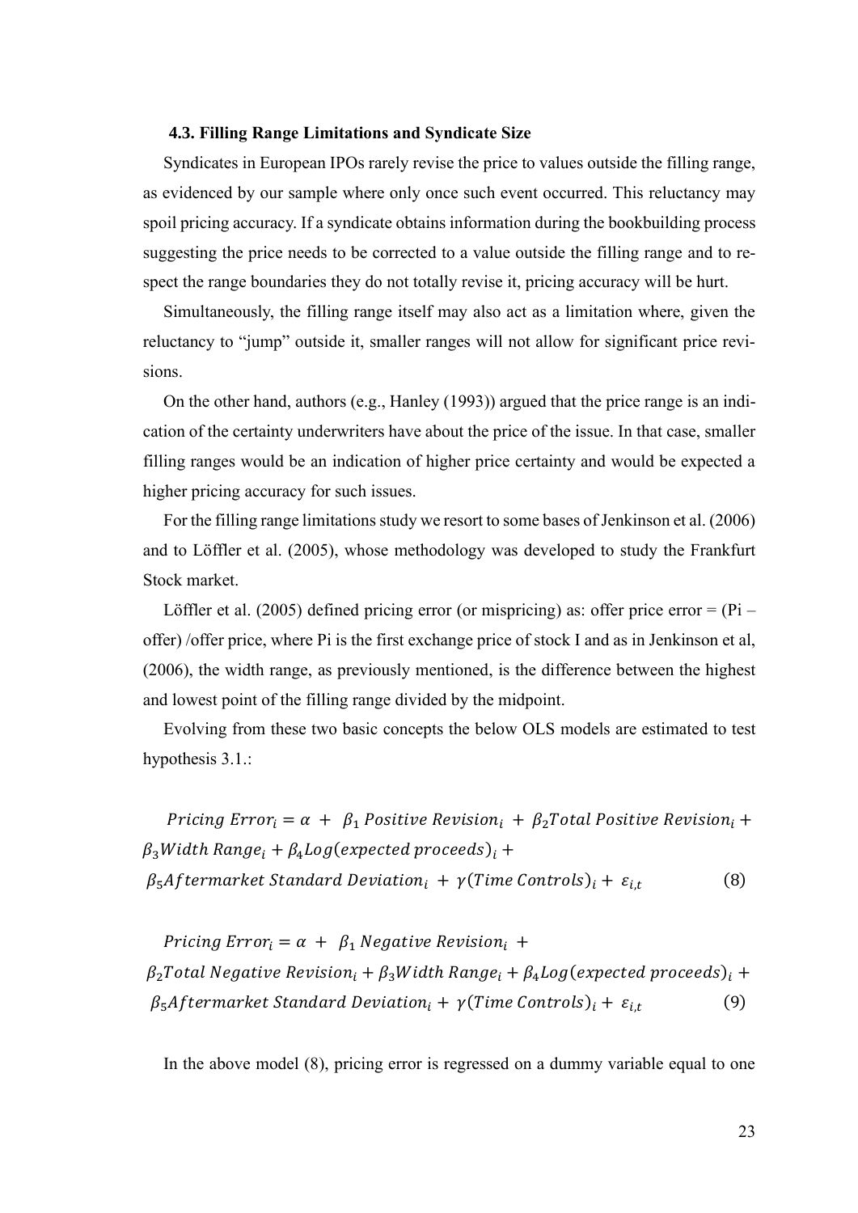### 4.3. Filling Range Limitations and Syndicate Size

Syndicates in European IPOs rarely revise the price to values outside the filling range, as evidenced by our sample where only once such event occurred. This reluctancy may spoil pricing accuracy. If a syndicate obtains information during the bookbuilding process suggesting the price needs to be corrected to a value outside the filling range and to respect the range boundaries they do not totally revise it, pricing accuracy will be hurt.

Simultaneously, the filling range itself may also act as a limitation where, given the reluctancy to "jump" outside it, smaller ranges will not allow for significant price revisions.

On the other hand, authors (e.g., Hanley (1993)) argued that the price range is an indication of the certainty underwriters have about the price of the issue. In that case, smaller filling ranges would be an indication of higher price certainty and would be expected a higher pricing accuracy for such issues.

For the filling range limitations study we resort to some bases of Jenkinson et al. (2006) and to Löffler et al. (2005), whose methodology was developed to study the Frankfurt Stock market.

Löffler et al. (2005) defined pricing error (or mispricing) as: offer price error = (Pi – offer) /offer price, where Pi is the first exchange price of stock I and as in Jenkinson et al, (2006), the width range, as previously mentioned, is the difference between the highest and lowest point of the filling range divided by the midpoint.

Evolving from these two basic concepts the below OLS models are estimated to test hypothesis 3.1.:

$$Pricing\ Error_i = \alpha + \beta_1\ Positive\ Revision_i + \beta_2 Total\ Positive\ Revision_i + \beta_3 Width\ Range_i + \beta_4 Log(expected\ proceeds)_i + \beta_5 Aftermarket\ Standard\ Deviation_i + \gamma(Time\ Controls)_i + \varepsilon_{i,t} \qquad (8)$$

$$Pricing\ Error_i = \alpha + \beta_1\ Negative\ Revision_i + \beta_2 Total\ Negative\ Revision_i + \beta_3 Width\ Range_i + \beta_4 Log(expected\ proceeds)_i + \beta_5 Aftermarket\ Standard\ Deviation_i + \gamma(Time\ Controls)_i + \varepsilon_{i,t} \qquad (9)$$

In the above model (8), pricing error is regressed on a dummy variable equal to one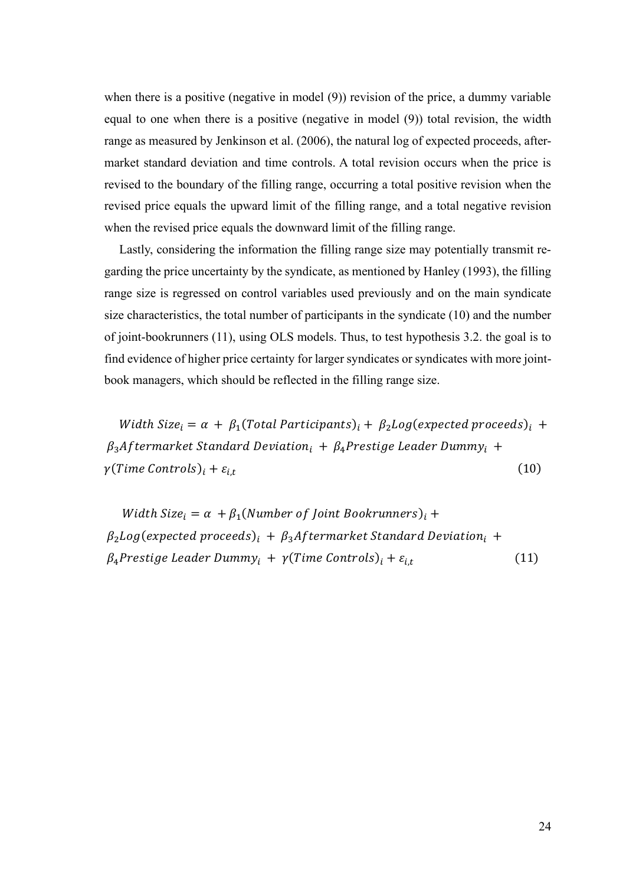when there is a positive (negative in model (9)) revision of the price, a dummy variable equal to one when there is a positive (negative in model (9)) total revision, the width range as measured by Jenkinson et al. (2006), the natural log of expected proceeds, after-market standard deviation and time controls. A total revision occurs when the price is revised to the boundary of the filling range, occurring a total positive revision when the revised price equals the upward limit of the filling range, and a total negative revision when the revised price equals the downward limit of the filling range.

Lastly, considering the information the filling range size may potentially transmit regarding the price uncertainty by the syndicate, as mentioned by Hanley (1993), the filling range size is regressed on control variables used previously and on the main syndicate size characteristics, the total number of participants in the syndicate (10) and the number of joint-bookrunners (11), using OLS models. Thus, to test hypothesis 3.2. the goal is to find evidence of higher price certainty for larger syndicates or syndicates with more joint-book managers, which should be reflected in the filling range size.

$$Width\ Size_i = \alpha + \beta_1(Total\ Participants)_i + \beta_2 Log(expected\ proceeds)_i + \beta_3 Aftermarket\ Standard\ Deviation_i + \beta_4 Prestige\ Leader\ Dummy_i + \gamma(Time\ Controls)_i + \varepsilon_{i,t} \tag{10}$$

$$Width\ Size_i = \alpha + \beta_1(Number\ of\ Joint\ Bookrunners)_i + \beta_2 Log(expected\ proceeds)_i + \beta_3 Aftermarket\ Standard\ Deviation_i + \beta_4 Prestige\ Leader\ Dummy_i + \gamma(Time\ Controls)_i + \varepsilon_{i,t} \tag{11}$$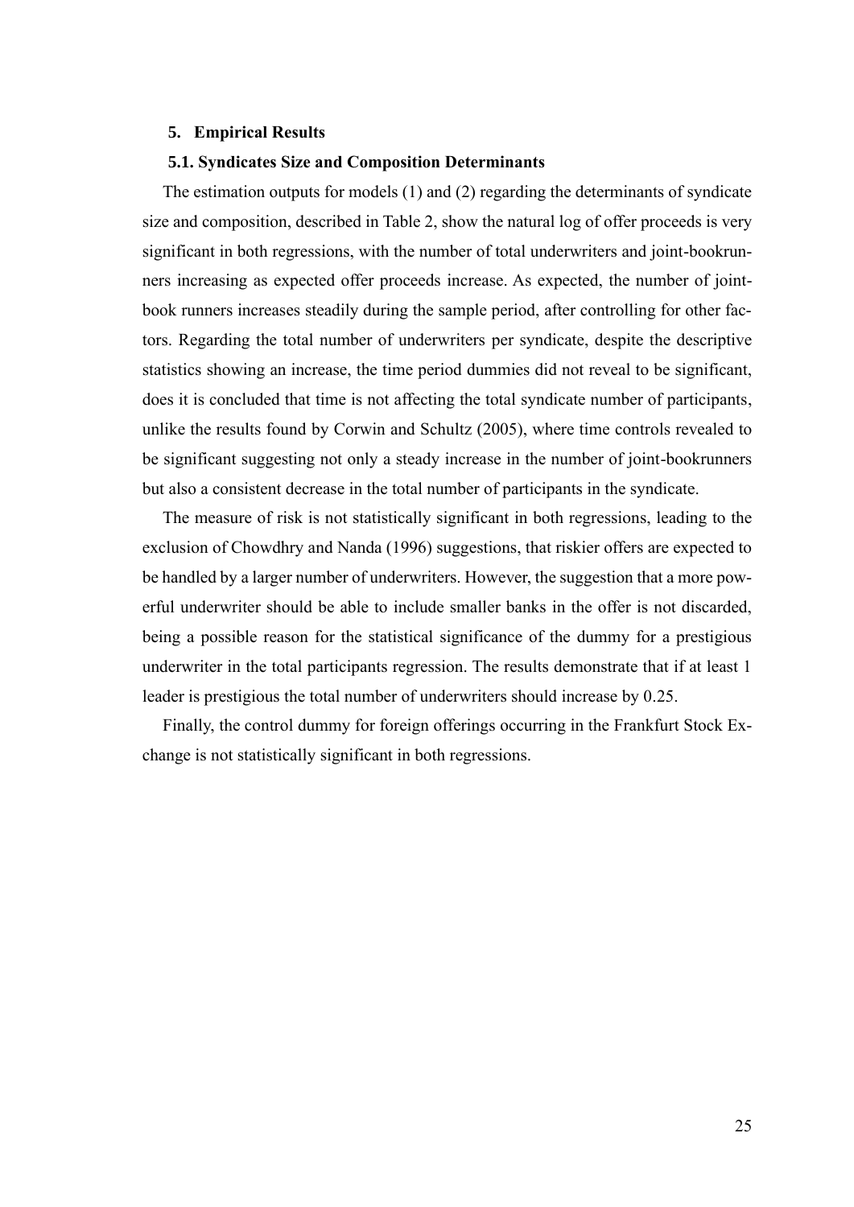## 5. Empirical Results

### 5.1. Syndicates Size and Composition Determinants

The estimation outputs for models (1) and (2) regarding the determinants of syndicate size and composition, described in Table 2, show the natural log of offer proceeds is very significant in both regressions, with the number of total underwriters and joint-bookrunners increasing as expected offer proceeds increase. As expected, the number of joint-book runners increases steadily during the sample period, after controlling for other factors. Regarding the total number of underwriters per syndicate, despite the descriptive statistics showing an increase, the time period dummies did not reveal to be significant, does it is concluded that time is not affecting the total syndicate number of participants, unlike the results found by Corwin and Schultz (2005), where time controls revealed to be significant suggesting not only a steady increase in the number of joint-bookrunners but also a consistent decrease in the total number of participants in the syndicate.

The measure of risk is not statistically significant in both regressions, leading to the exclusion of Chowdhry and Nanda (1996) suggestions, that riskier offers are expected to be handled by a larger number of underwriters. However, the suggestion that a more powerful underwriter should be able to include smaller banks in the offer is not discarded, being a possible reason for the statistical significance of the dummy for a prestigious underwriter in the total participants regression. The results demonstrate that if at least 1 leader is prestigious the total number of underwriters should increase by 0.25.

Finally, the control dummy for foreign offerings occurring in the Frankfurt Stock Exchange is not statistically significant in both regressions.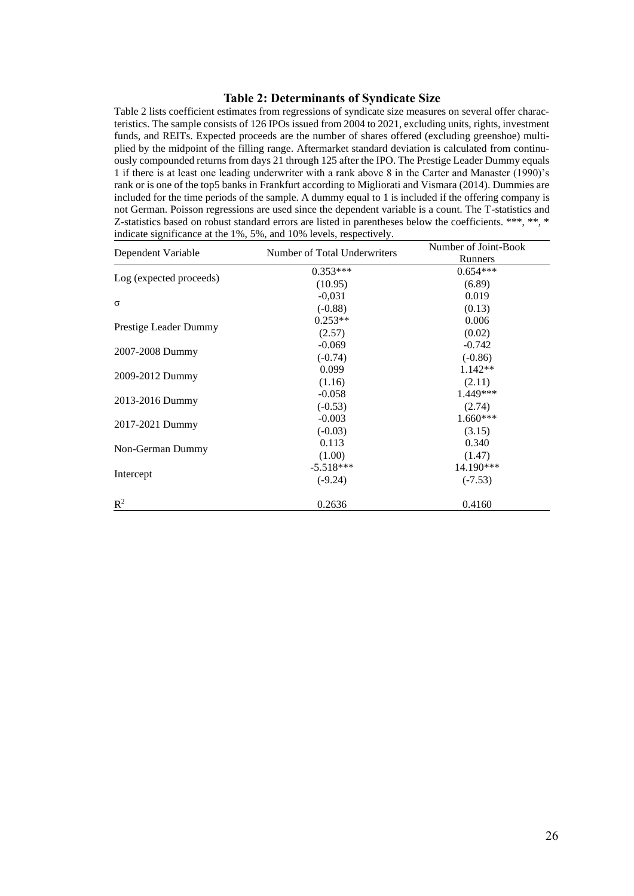### Table 2: Determinants of Syndicate Size

Table 2 lists coefficient estimates from regressions of syndicate size measures on several offer characteristics. The sample consists of 126 IPOs issued from 2004 to 2021, excluding units, rights, investment funds, and REITs. Expected proceeds are the number of shares offered (excluding greenshoe) multiplied by the midpoint of the filling range. Aftermarket standard deviation is calculated from continuously compounded returns from days 21 through 125 after the IPO. The Prestige Leader Dummy equals 1 if there is at least one leading underwriter with a rank above 8 in the Carter and Manaster (1990)'s rank or is one of the top5 banks in Frankfurt according to Migliorati and Vismara (2014). Dummies are included for the time periods of the sample. A dummy equal to 1 is included if the offering company is not German. Poisson regressions are used since the dependent variable is a count. The T-statistics and Z-statistics based on robust standard errors are listed in parentheses below the coefficients. ***, **, * indicate significance at the 1%, 5%, and 10% levels, respectively.

| Dependent Variable | Number of Total Underwriters | Number of Joint-Book Runners |
|---|---|---|
| Log (expected proceeds) | 0.353*** | 0.654*** |
| | (10.95) | (6.89) |
| σ | -0,031 | 0.019 |
| | (-0.88) | (0.13) |
| Prestige Leader Dummy | 0.253** | 0.006 |
| | (2.57) | (0.02) |
| 2007-2008 Dummy | -0.069 | -0.742 |
| | (-0.74) | (-0.86) |
| 2009-2012 Dummy | 0.099 | 1.142** |
| | (1.16) | (2.11) |
| 2013-2016 Dummy | -0.058 | 1.449*** |
| | (-0.53) | (2.74) |
| 2017-2021 Dummy | -0.003 | 1.660*** |
| | (-0.03) | (3.15) |
| Non-German Dummy | 0.113 | 0.340 |
| | (1.00) | (1.47) |
| Intercept | -5.518*** | 14.190*** |
| | (-9.24) | (-7.53) |
| $R^2$ | 0.2636 | 0.4160 |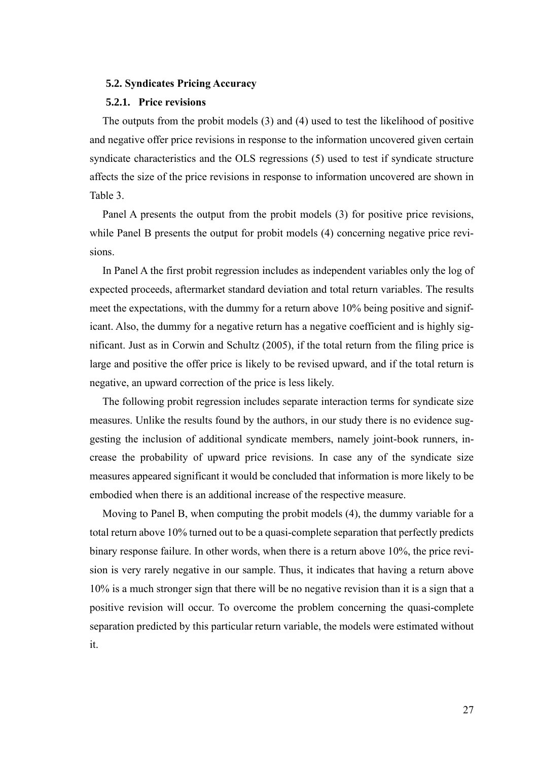### 5.2. Syndicates Pricing Accuracy

#### 5.2.1. Price revisions

The outputs from the probit models (3) and (4) used to test the likelihood of positive and negative offer price revisions in response to the information uncovered given certain syndicate characteristics and the OLS regressions (5) used to test if syndicate structure affects the size of the price revisions in response to information uncovered are shown in Table 3.

Panel A presents the output from the probit models (3) for positive price revisions, while Panel B presents the output for probit models (4) concerning negative price revisions.

In Panel A the first probit regression includes as independent variables only the log of expected proceeds, aftermarket standard deviation and total return variables. The results meet the expectations, with the dummy for a return above 10% being positive and significant. Also, the dummy for a negative return has a negative coefficient and is highly significant. Just as in Corwin and Schultz (2005), if the total return from the filing price is large and positive the offer price is likely to be revised upward, and if the total return is negative, an upward correction of the price is less likely.

The following probit regression includes separate interaction terms for syndicate size measures. Unlike the results found by the authors, in our study there is no evidence suggesting the inclusion of additional syndicate members, namely joint-book runners, increase the probability of upward price revisions. In case any of the syndicate size measures appeared significant it would be concluded that information is more likely to be embodied when there is an additional increase of the respective measure.

Moving to Panel B, when computing the probit models (4), the dummy variable for a total return above 10% turned out to be a quasi-complete separation that perfectly predicts binary response failure. In other words, when there is a return above 10%, the price revision is very rarely negative in our sample. Thus, it indicates that having a return above 10% is a much stronger sign that there will be no negative revision than it is a sign that a positive revision will occur. To overcome the problem concerning the quasi-complete separation predicted by this particular return variable, the models were estimated without it.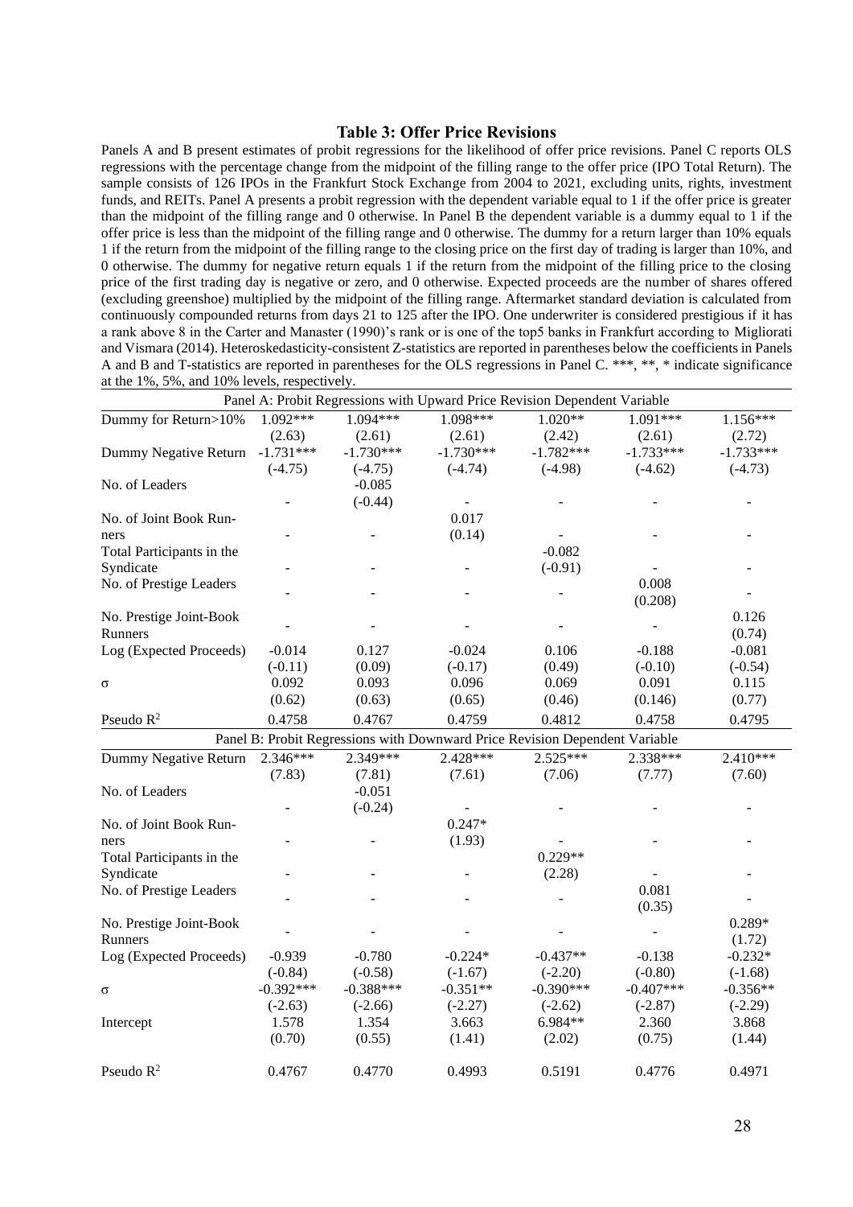### Table 3: Offer Price Revisions

Panels A and B present estimates of probit regressions for the likelihood of offer price revisions. Panel C reports OLS regressions with the percentage change from the midpoint of the filling range to the offer price (IPO Total Return). The sample consists of 126 IPOs in the Frankfurt Stock Exchange from 2004 to 2021, excluding units, rights, investment funds, and REITs. Panel A presents a probit regression with the dependent variable equal to 1 if the offer price is greater than the midpoint of the filling range and 0 otherwise. In Panel B the dependent variable is a dummy equal to 1 if the offer price is less than the midpoint of the filling range and 0 otherwise. The dummy for a return larger than 10% equals 1 if the return from the midpoint of the filling range to the closing price on the first day of trading is larger than 10%, and 0 otherwise. The dummy for negative return equals 1 if the return from the midpoint of the filling price to the closing price of the first trading day is negative or zero, and 0 otherwise. Expected proceeds are the number of shares offered (excluding greenshoe) multiplied by the midpoint of the filling range. Aftermarket standard deviation is calculated from continuously compounded returns from days 21 to 125 after the IPO. One underwriter is considered prestigious if it has a rank above 8 in the Carter and Manaster (1990)'s rank or is one of the top5 banks in Frankfurt according to Migliorati and Vismara (2014). Heteroskedasticity-consistent Z-statistics are reported in parentheses below the coefficients in Panels A and B and T-statistics are reported in parentheses for the OLS regressions in Panel C. ***, **, * indicate significance at the 1%, 5%, and 10% levels, respectively.

| | | | | | | |
|---|---|---|---|---|---|---|
| **Panel A: Probit Regressions with Upward Price Revision Dependent Variable** | | | | | | |
| Dummy for Return>10% | 1.092*** | 1.094*** | 1.098*** | 1.020** | 1.091*** | 1.156*** |
| | (2.63) | (2.61) | (2.61) | (2.42) | (2.61) | (2.72) |
| Dummy Negative Return | -1.731*** | -1.730*** | -1.730*** | -1.782*** | -1.733*** | -1.733*** |
| | (-4.75) | (-4.75) | (-4.74) | (-4.98) | (-4.62) | (-4.73) |
| No. of Leaders | - | -0.085 | - | - | - | - |
| | | (-0.44) | | | | |
| No. of Joint Book Runners | - | - | 0.017 | - | - | - |
| | | | (0.14) | | | |
| Total Participants in the Syndicate | - | - | - | -0.082 | - | - |
| | | | | (-0.91) | | |
| No. of Prestige Leaders | - | - | - | - | 0.008 | - |
| | | | | | (0.208) | |
| No. Prestige Joint-Book Runners | - | - | - | - | - | 0.126 |
| | | | | | | (0.74) |
| Log (Expected Proceeds) | -0.014 | 0.127 | -0.024 | 0.106 | -0.188 | -0.081 |
| | (-0.11) | (0.09) | (-0.17) | (0.49) | (-0.10) | (-0.54) |
| σ | 0.092 | 0.093 | 0.096 | 0.069 | 0.091 | 0.115 |
| | (0.62) | (0.63) | (0.65) | (0.46) | (0.146) | (0.77) |
| Pseudo $R^2$ | 0.4758 | 0.4767 | 0.4759 | 0.4812 | 0.4758 | 0.4795 |
| **Panel B: Probit Regressions with Downward Price Revision Dependent Variable** | | | | | | |
| Dummy Negative Return | 2.346*** | 2.349*** | 2.428*** | 2.525*** | 2.338*** | 2.410*** |
| | (7.83) | (7.81) | (7.61) | (7.06) | (7.77) | (7.60) |
| No. of Leaders | - | -0.051 | - | - | - | - |
| | | (-0.24) | | | | |
| No. of Joint Book Runners | - | - | 0.247* | - | - | - |
| | | | (1.93) | | | |
| Total Participants in the Syndicate | - | - | - | 0.229** | - | - |
| | | | | (2.28) | | |
| No. of Prestige Leaders | - | - | - | - | 0.081 | - |
| | | | | | (0.35) | |
| No. Prestige Joint-Book Runners | - | - | - | - | - | 0.289* |
| | | | | | | (1.72) |
| Log (Expected Proceeds) | -0.939 | -0.780 | -0.224* | -0.437** | -0.138 | -0.232* |
| | (-0.84) | (-0.58) | (-1.67) | (-2.20) | (-0.80) | (-1.68) |
| σ | -0.392*** | -0.388*** | -0.351** | -0.390*** | -0.407*** | -0.356** |
| | (-2.63) | (-2.66) | (-2.27) | (-2.62) | (-2.87) | (-2.29) |
| Intercept | 1.578 | 1.354 | 3.663 | 6.984** | 2.360 | 3.868 |
| | (0.70) | (0.55) | (1.41) | (2.02) | (0.75) | (1.44) |
| Pseudo $R^2$ | 0.4767 | 0.4770 | 0.4993 | 0.5191 | 0.4776 | 0.4971 |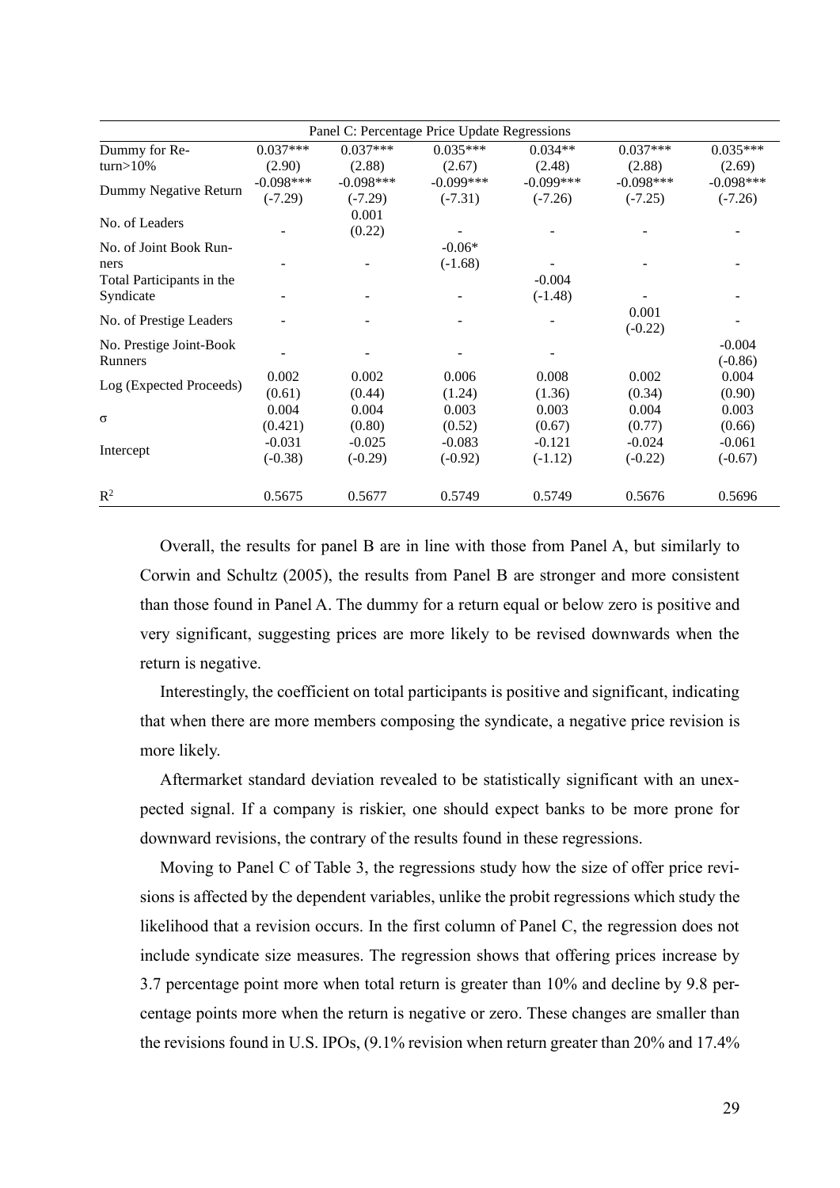| Panel C: Percentage Price Update Regressions | | | | | | |
|---|---|---|---|---|---|---|
| Dummy for Return>10% | 0.037*** (2.90) | 0.037*** (2.88) | 0.035*** (2.67) | 0.034** (2.48) | 0.037*** (2.88) | 0.035*** (2.69) |
| Dummy Negative Return | -0.098*** (-7.29) | -0.098*** (-7.29) | -0.099*** (-7.31) | -0.099*** (-7.26) | -0.098*** (-7.25) | -0.098*** (-7.26) |
| No. of Leaders | - | 0.001 (0.22) | - | - | - | - |
| No. of Joint Book Runners | - | - | -0.06* (-1.68) | - | - | - |
| Total Participants in the Syndicate | - | - | - | -0.004 (-1.48) | - | - |
| No. of Prestige Leaders | - | - | - | - | 0.001 (-0.22) | - |
| No. Prestige Joint-Book Runners | - | - | - | - | - | -0.004 (-0.86) |
| Log (Expected Proceeds) | 0.002 (0.61) | 0.002 (0.44) | 0.006 (1.24) | 0.008 (1.36) | 0.002 (0.34) | 0.004 (0.90) |
| σ | 0.004 (0.421) | 0.004 (0.80) | 0.003 (0.52) | 0.003 (0.67) | 0.004 (0.77) | 0.003 (0.66) |
| Intercept | -0.031 (-0.38) | -0.025 (-0.29) | -0.083 (-0.92) | -0.121 (-1.12) | -0.024 (-0.22) | -0.061 (-0.67) |
| $R^2$ | 0.5675 | 0.5677 | 0.5749 | 0.5749 | 0.5676 | 0.5696 |

Overall, the results for panel B are in line with those from Panel A, but similarly to Corwin and Schultz (2005), the results from Panel B are stronger and more consistent than those found in Panel A. The dummy for a return equal or below zero is positive and very significant, suggesting prices are more likely to be revised downwards when the return is negative.

Interestingly, the coefficient on total participants is positive and significant, indicating that when there are more members composing the syndicate, a negative price revision is more likely.

Aftermarket standard deviation revealed to be statistically significant with an unexpected signal. If a company is riskier, one should expect banks to be more prone for downward revisions, the contrary of the results found in these regressions.

Moving to Panel C of Table 3, the regressions study how the size of offer price revisions is affected by the dependent variables, unlike the probit regressions which study the likelihood that a revision occurs. In the first column of Panel C, the regression does not include syndicate size measures. The regression shows that offering prices increase by 3.7 percentage point more when total return is greater than 10% and decline by 9.8 percentage points more when the return is negative or zero. These changes are smaller than the revisions found in U.S. IPOs, (9.1% revision when return greater than 20% and 17.4%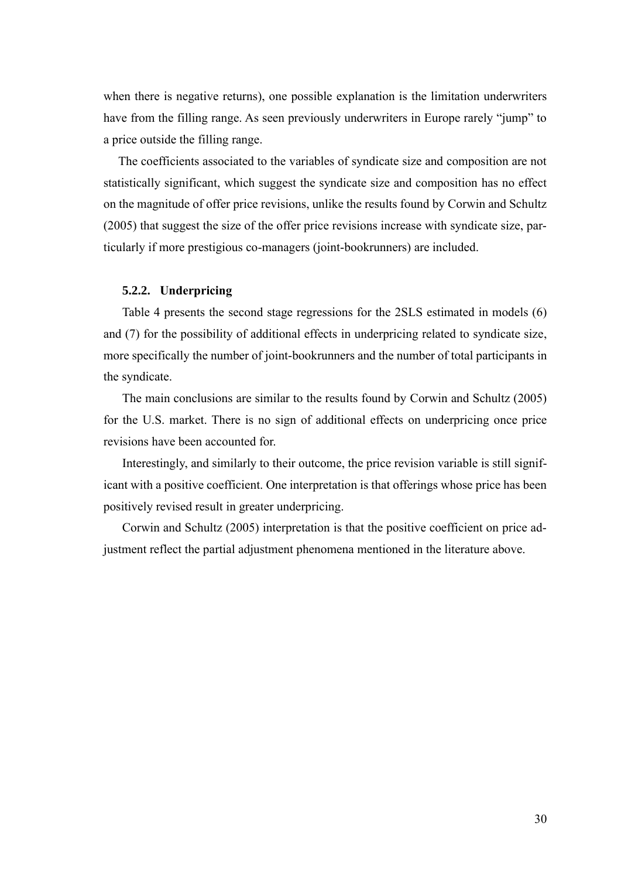when there is negative returns), one possible explanation is the limitation underwriters have from the filling range. As seen previously underwriters in Europe rarely "jump" to a price outside the filling range.

The coefficients associated to the variables of syndicate size and composition are not statistically significant, which suggest the syndicate size and composition has no effect on the magnitude of offer price revisions, unlike the results found by Corwin and Schultz (2005) that suggest the size of the offer price revisions increase with syndicate size, particularly if more prestigious co-managers (joint-bookrunners) are included.

### 5.2.2. Underpricing

Table 4 presents the second stage regressions for the 2SLS estimated in models (6) and (7) for the possibility of additional effects in underpricing related to syndicate size, more specifically the number of joint-bookrunners and the number of total participants in the syndicate.

The main conclusions are similar to the results found by Corwin and Schultz (2005) for the U.S. market. There is no sign of additional effects on underpricing once price revisions have been accounted for.

Interestingly, and similarly to their outcome, the price revision variable is still significant with a positive coefficient. One interpretation is that offerings whose price has been positively revised result in greater underpricing.

Corwin and Schultz (2005) interpretation is that the positive coefficient on price adjustment reflect the partial adjustment phenomena mentioned in the literature above.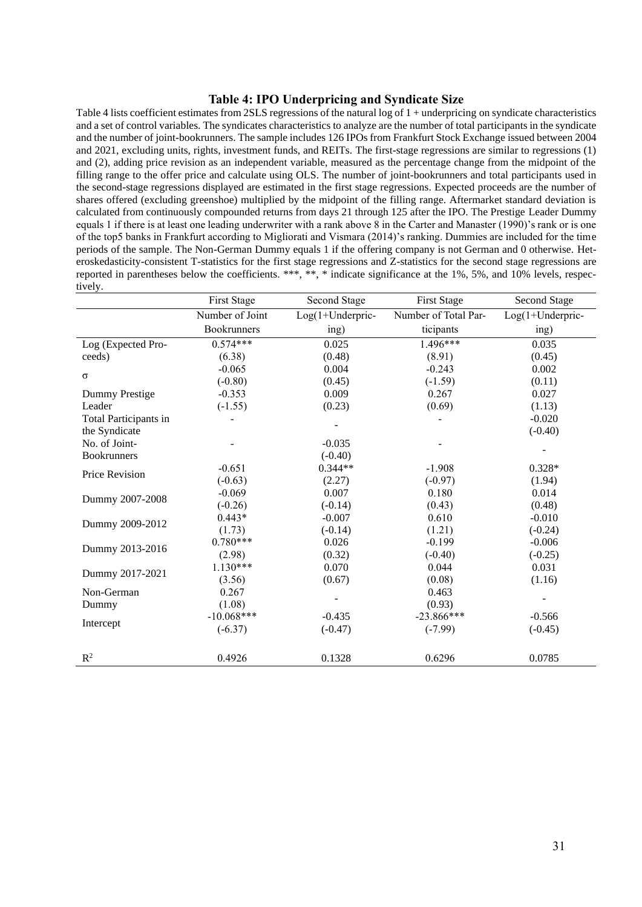### Table 4: IPO Underpricing and Syndicate Size

Table 4 lists coefficient estimates from 2SLS regressions of the natural log of 1 + underpricing on syndicate characteristics and a set of control variables. The syndicates characteristics to analyze are the number of total participants in the syndicate and the number of joint-bookrunners. The sample includes 126 IPOs from Frankfurt Stock Exchange issued between 2004 and 2021, excluding units, rights, investment funds, and REITs. The first-stage regressions are similar to regressions (1) and (2), adding price revision as an independent variable, measured as the percentage change from the midpoint of the filling range to the offer price and calculate using OLS. The number of joint-bookrunners and total participants used in the second-stage regressions displayed are estimated in the first stage regressions. Expected proceeds are the number of shares offered (excluding greenshoe) multiplied by the midpoint of the filling range. Aftermarket standard deviation is calculated from continuously compounded returns from days 21 through 125 after the IPO. The Prestige Leader Dummy equals 1 if there is at least one leading underwriter with a rank above 8 in the Carter and Manaster (1990)'s rank or is one of the top5 banks in Frankfurt according to Migliorati and Vismara (2014)'s ranking. Dummies are included for the time periods of the sample. The Non-German Dummy equals 1 if the offering company is not German and 0 otherwise. Heteroskedasticity-consistent T-statistics for the first stage regressions and Z-statistics for the second stage regressions are reported in parentheses below the coefficients. ***, **, * indicate significance at the 1%, 5%, and 10% levels, respectively.

| | First Stage | Second Stage | First Stage | Second Stage |
|---|---|---|---|---|
| | Number of Joint Bookrunners | Log(1+Underpricing) | Number of Total Participants | Log(1+Underpricing) |
| Log (Expected Proceeds) | 0.574*** | 0.025 | 1.496*** | 0.035 |
| | (6.38) | (0.48) | (8.91) | (0.45) |
| σ | -0.065 | 0.004 | -0.243 | 0.002 |
| | (-0.80) | (0.45) | (-1.59) | (0.11) |
| Dummy Prestige Leader | -0.353 | 0.009 | 0.267 | 0.027 |
| | (-1.55) | (0.23) | (0.69) | (1.13) |
| Total Participants in the Syndicate | - | - | - | -0.020 |
| | | | | (-0.40) |
| No. of Joint-Bookrunners | - | -0.035 | - | - |
| | | (-0.40) | | |
| Price Revision | -0.651 | 0.344** | -1.908 | 0.328* |
| | (-0.63) | (2.27) | (-0.97) | (1.94) |
| Dummy 2007-2008 | -0.069 | 0.007 | 0.180 | 0.014 |
| | (-0.26) | (-0.14) | (0.43) | (0.48) |
| Dummy 2009-2012 | 0.443* | -0.007 | 0.610 | -0.010 |
| | (1.73) | (-0.14) | (1.21) | (-0.24) |
| Dummy 2013-2016 | 0.780*** | 0.026 | -0.199 | -0.006 |
| | (2.98) | (0.32) | (-0.40) | (-0.25) |
| Dummy 2017-2021 | 1.130*** | 0.070 | 0.044 | 0.031 |
| | (3.56) | (0.67) | (0.08) | (1.16) |
| Non-German Dummy | 0.267 | - | 0.463 | - |
| | (1.08) | | (0.93) | |
| Intercept | -10.068*** | -0.435 | -23.866*** | -0.566 |
| | (-6.37) | (-0.47) | (-7.99) | (-0.45) |
| $R^2$ | 0.4926 | 0.1328 | 0.6296 | 0.0785 |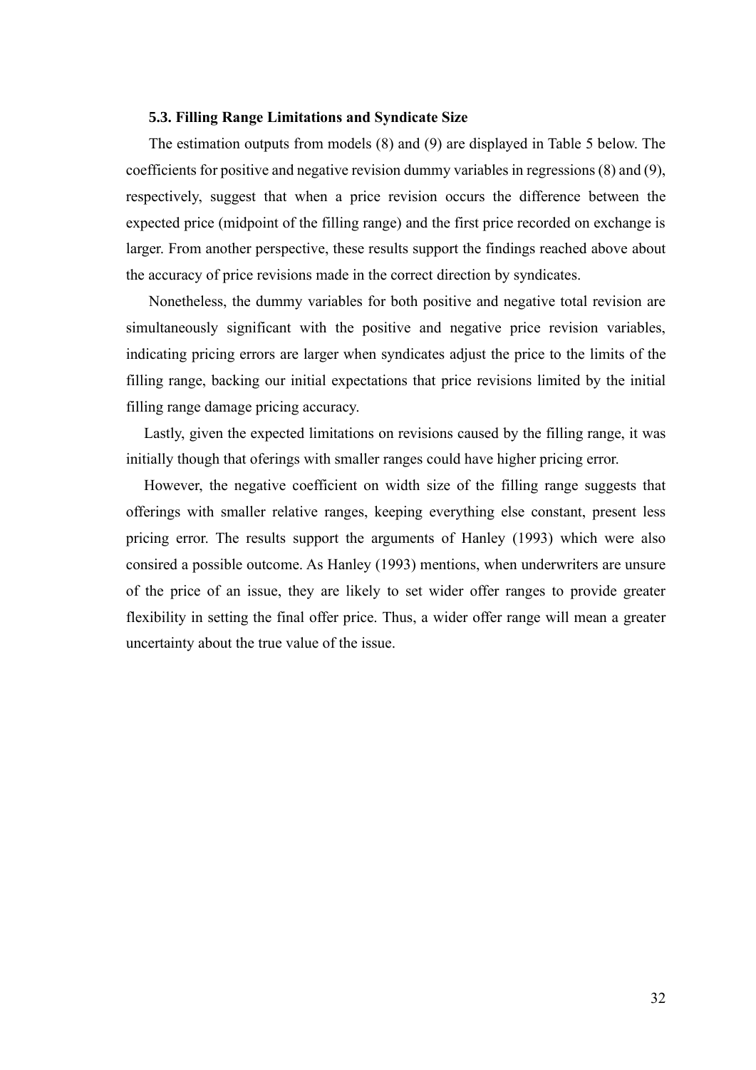### 5.3. Filling Range Limitations and Syndicate Size

The estimation outputs from models (8) and (9) are displayed in Table 5 below. The coefficients for positive and negative revision dummy variables in regressions (8) and (9), respectively, suggest that when a price revision occurs the difference between the expected price (midpoint of the filling range) and the first price recorded on exchange is larger. From another perspective, these results support the findings reached above about the accuracy of price revisions made in the correct direction by syndicates.

Nonetheless, the dummy variables for both positive and negative total revision are simultaneously significant with the positive and negative price revision variables, indicating pricing errors are larger when syndicates adjust the price to the limits of the filling range, backing our initial expectations that price revisions limited by the initial filling range damage pricing accuracy.

Lastly, given the expected limitations on revisions caused by the filling range, it was initially though that oferings with smaller ranges could have higher pricing error.

However, the negative coefficient on width size of the filling range suggests that offerings with smaller relative ranges, keeping everything else constant, present less pricing error. The results support the arguments of Hanley (1993) which were also consired a possible outcome. As Hanley (1993) mentions, when underwriters are unsure of the price of an issue, they are likely to set wider offer ranges to provide greater flexibility in setting the final offer price. Thus, a wider offer range will mean a greater uncertainty about the true value of the issue.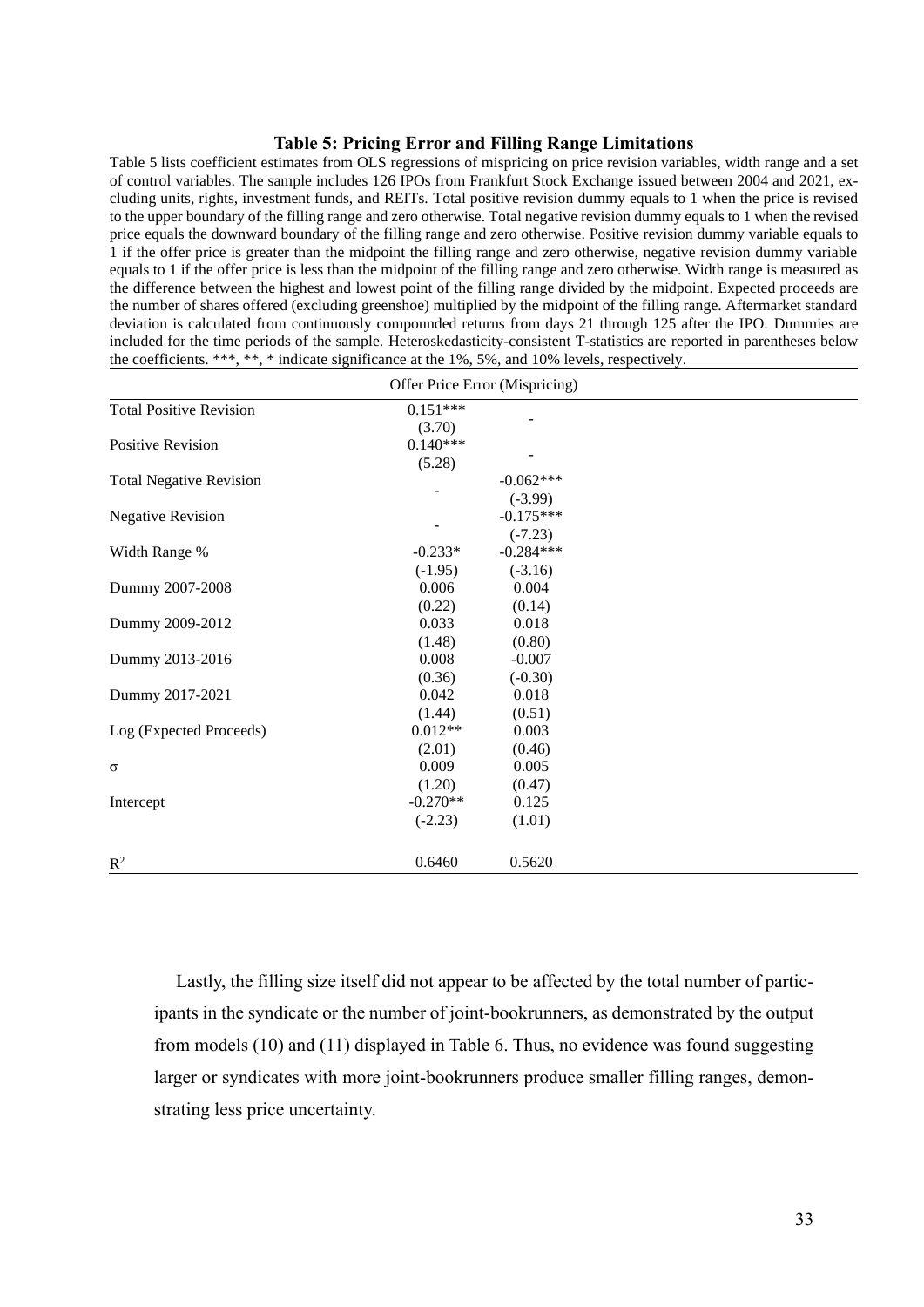**Table 5: Pricing Error and Filling Range Limitations**

Table 5 lists coefficient estimates from OLS regressions of mispricing on price revision variables, width range and a set of control variables. The sample includes 126 IPOs from Frankfurt Stock Exchange issued between 2004 and 2021, excluding units, rights, investment funds, and REITs. Total positive revision dummy equals to 1 when the price is revised to the upper boundary of the filling range and zero otherwise. Total negative revision dummy equals to 1 when the revised price equals the downward boundary of the filling range and zero otherwise. Positive revision dummy variable equals to 1 if the offer price is greater than the midpoint the filling range and zero otherwise, negative revision dummy variable equals to 1 if the offer price is less than the midpoint of the filling range and zero otherwise. Width range is measured as the difference between the highest and lowest point of the filling range divided by the midpoint. Expected proceeds are the number of shares offered (excluding greenshoe) multiplied by the midpoint of the filling range. Aftermarket standard deviation is calculated from continuously compounded returns from days 21 through 125 after the IPO. Dummies are included for the time periods of the sample. Heteroskedasticity-consistent T-statistics are reported in parentheses below the coefficients. ***, **, * indicate significance at the 1%, 5%, and 10% levels, respectively.

| | Offer Price Error (Mispricing) | |
|---|---|---|
| Total Positive Revision | 0.151*** | - |
| | (3.70) | |
| Positive Revision | 0.140*** | - |
| | (5.28) | |
| Total Negative Revision | - | -0.062*** |
| | | (-3.99) |
| Negative Revision | - | -0.175*** |
| | | (-7.23) |
| Width Range % | -0.233* | -0.284*** |
| | (-1.95) | (-3.16) |
| Dummy 2007-2008 | 0.006 | 0.004 |
| | (0.22) | (0.14) |
| Dummy 2009-2012 | 0.033 | 0.018 |
| | (1.48) | (0.80) |
| Dummy 2013-2016 | 0.008 | -0.007 |
| | (0.36) | (-0.30) |
| Dummy 2017-2021 | 0.042 | 0.018 |
| | (1.44) | (0.51) |
| Log (Expected Proceeds) | 0.012** | 0.003 |
| | (2.01) | (0.46) |
| σ | 0.009 | 0.005 |
| | (1.20) | (0.47) |
| Intercept | -0.270** | 0.125 |
| | (-2.23) | (1.01) |
| $R^2$ | 0.6460 | 0.5620 |

Lastly, the filling size itself did not appear to be affected by the total number of participants in the syndicate or the number of joint-bookrunners, as demonstrated by the output from models (10) and (11) displayed in Table 6. Thus, no evidence was found suggesting larger or syndicates with more joint-bookrunners produce smaller filling ranges, demonstrating less price uncertainty.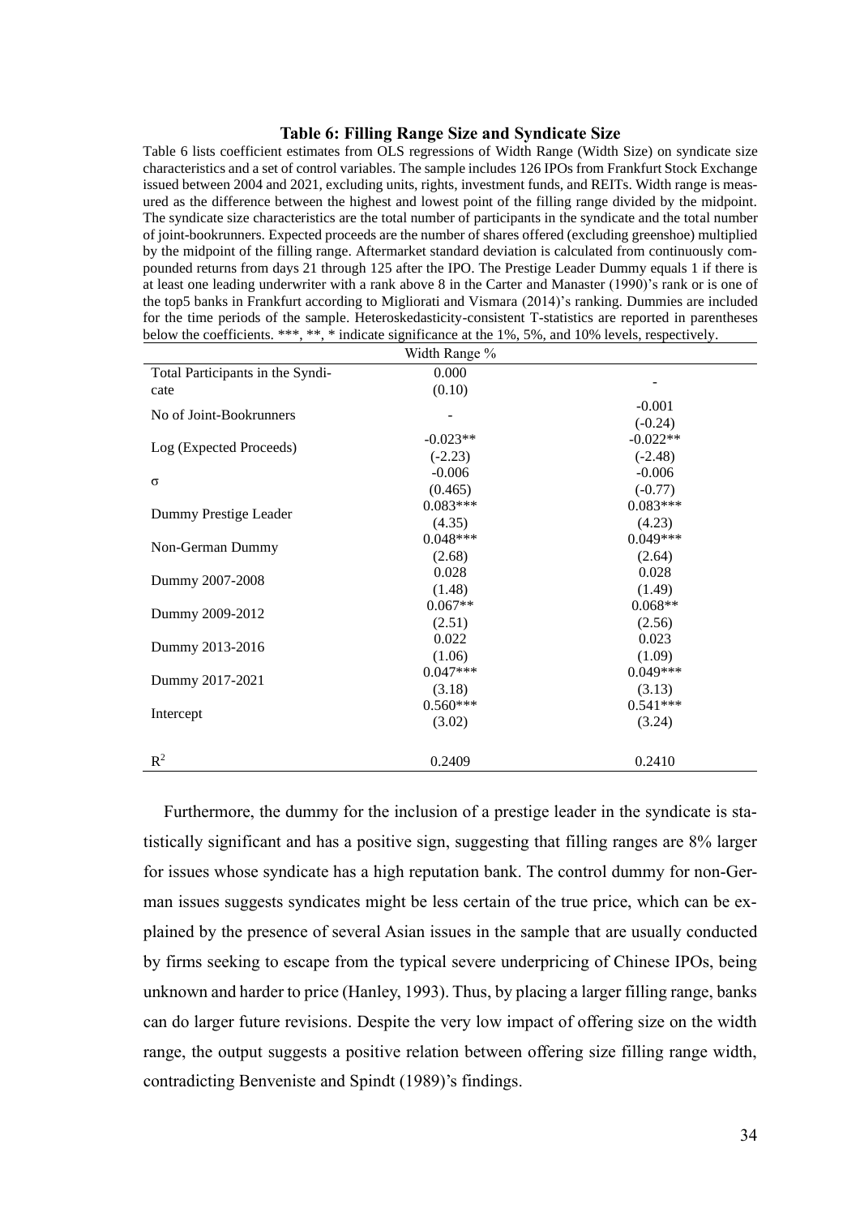**Table 6: Filling Range Size and Syndicate Size**

Table 6 lists coefficient estimates from OLS regressions of Width Range (Width Size) on syndicate size characteristics and a set of control variables. The sample includes 126 IPOs from Frankfurt Stock Exchange issued between 2004 and 2021, excluding units, rights, investment funds, and REITs. Width range is measured as the difference between the highest and lowest point of the filling range divided by the midpoint. The syndicate size characteristics are the total number of participants in the syndicate and the total number of joint-bookrunners. Expected proceeds are the number of shares offered (excluding greenshoe) multiplied by the midpoint of the filling range. Aftermarket standard deviation is calculated from continuously compounded returns from days 21 through 125 after the IPO. The Prestige Leader Dummy equals 1 if there is at least one leading underwriter with a rank above 8 in the Carter and Manaster (1990)'s rank or is one of the top5 banks in Frankfurt according to Migliorati and Vismara (2014)'s ranking. Dummies are included for the time periods of the sample. Heteroskedasticity-consistent T-statistics are reported in parentheses below the coefficients. ***, **, * indicate significance at the 1%, 5%, and 10% levels, respectively.

| | Width Range % | |
|---|---|---|
| Total Participants in the Syndicate | 0.000<br>(0.10) | - |
| No of Joint-Bookrunners | - | -0.001<br>(-0.24) |
| Log (Expected Proceeds) | -0.023**<br>(-2.23) | -0.022**<br>(-2.48) |
| σ | -0.006<br>(0.465) | -0.006<br>(-0.77) |
| Dummy Prestige Leader | 0.083***<br>(4.35) | 0.083***<br>(4.23) |
| Non-German Dummy | 0.048***<br>(2.68) | 0.049***<br>(2.64) |
| Dummy 2007-2008 | 0.028<br>(1.48) | 0.028<br>(1.49) |
| Dummy 2009-2012 | 0.067**<br>(2.51) | 0.068**<br>(2.56) |
| Dummy 2013-2016 | 0.022<br>(1.06) | 0.023<br>(1.09) |
| Dummy 2017-2021 | 0.047***<br>(3.18) | 0.049***<br>(3.13) |
| Intercept | 0.560***<br>(3.02) | 0.541***<br>(3.24) |
| $R^2$ | 0.2409 | 0.2410 |

Furthermore, the dummy for the inclusion of a prestige leader in the syndicate is statistically significant and has a positive sign, suggesting that filling ranges are 8% larger for issues whose syndicate has a high reputation bank. The control dummy for non-German issues suggests syndicates might be less certain of the true price, which can be explained by the presence of several Asian issues in the sample that are usually conducted by firms seeking to escape from the typical severe underpricing of Chinese IPOs, being unknown and harder to price (Hanley, 1993). Thus, by placing a larger filling range, banks can do larger future revisions. Despite the very low impact of offering size on the width range, the output suggests a positive relation between offering size filling range width, contradicting Benveniste and Spindt (1989)'s findings.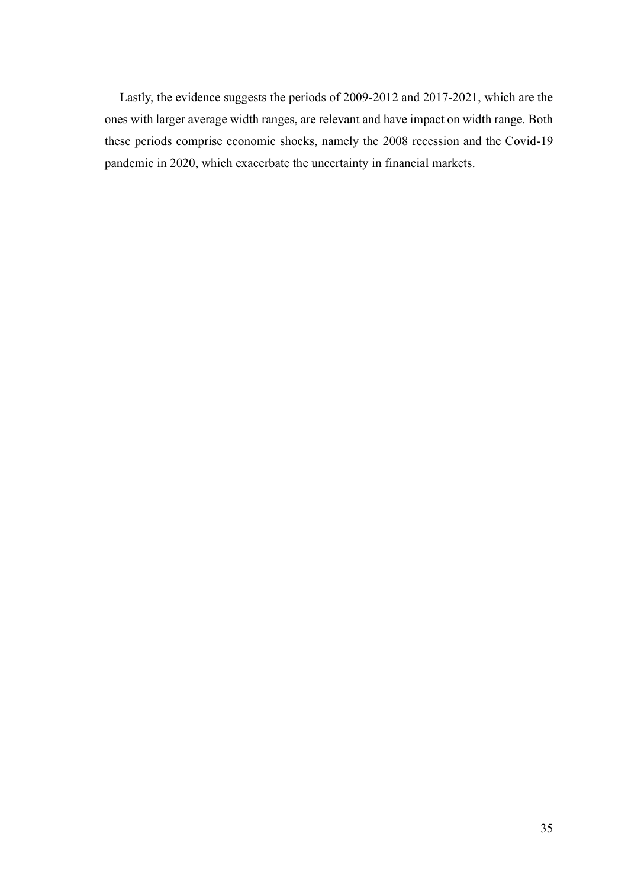Lastly, the evidence suggests the periods of 2009-2012 and 2017-2021, which are the ones with larger average width ranges, are relevant and have impact on width range. Both these periods comprise economic shocks, namely the 2008 recession and the Covid-19 pandemic in 2020, which exacerbate the uncertainty in financial markets.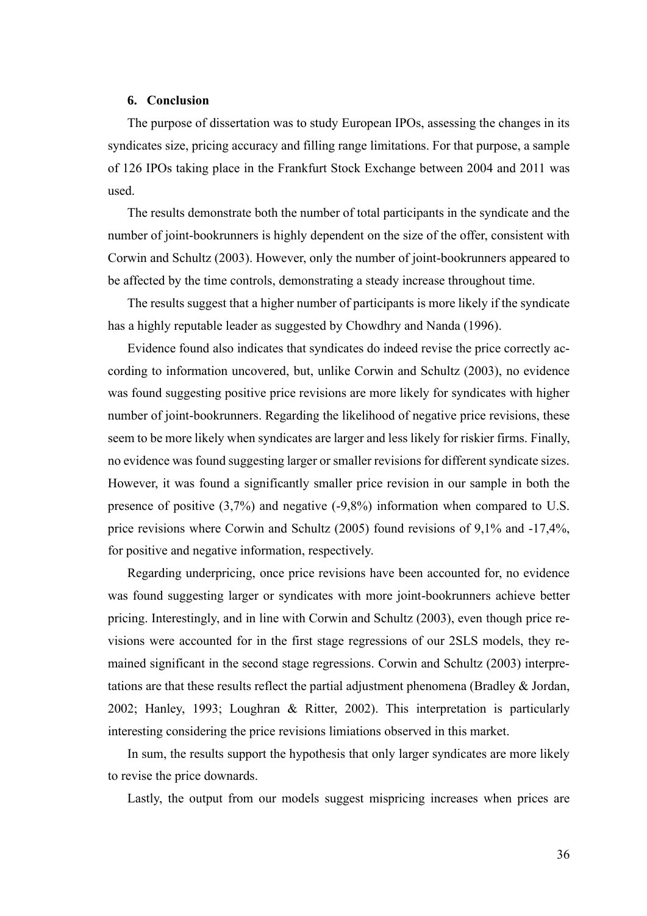## 6. Conclusion

The purpose of dissertation was to study European IPOs, assessing the changes in its syndicates size, pricing accuracy and filling range limitations. For that purpose, a sample of 126 IPOs taking place in the Frankfurt Stock Exchange between 2004 and 2011 was used.

The results demonstrate both the number of total participants in the syndicate and the number of joint-bookrunners is highly dependent on the size of the offer, consistent with Corwin and Schultz (2003). However, only the number of joint-bookrunners appeared to be affected by the time controls, demonstrating a steady increase throughout time.

The results suggest that a higher number of participants is more likely if the syndicate has a highly reputable leader as suggested by Chowdhry and Nanda (1996).

Evidence found also indicates that syndicates do indeed revise the price correctly according to information uncovered, but, unlike Corwin and Schultz (2003), no evidence was found suggesting positive price revisions are more likely for syndicates with higher number of joint-bookrunners. Regarding the likelihood of negative price revisions, these seem to be more likely when syndicates are larger and less likely for riskier firms. Finally, no evidence was found suggesting larger or smaller revisions for different syndicate sizes. However, it was found a significantly smaller price revision in our sample in both the presence of positive (3,7%) and negative (-9,8%) information when compared to U.S. price revisions where Corwin and Schultz (2005) found revisions of 9,1% and -17,4%, for positive and negative information, respectively.

Regarding underpricing, once price revisions have been accounted for, no evidence was found suggesting larger or syndicates with more joint-bookrunners achieve better pricing. Interestingly, and in line with Corwin and Schultz (2003), even though price revisions were accounted for in the first stage regressions of our 2SLS models, they remained significant in the second stage regressions. Corwin and Schultz (2003) interpretations are that these results reflect the partial adjustment phenomena (Bradley & Jordan, 2002; Hanley, 1993; Loughran & Ritter, 2002). This interpretation is particularly interesting considering the price revisions limiations observed in this market.

In sum, the results support the hypothesis that only larger syndicates are more likely to revise the price downards.

Lastly, the output from our models suggest mispricing increases when prices are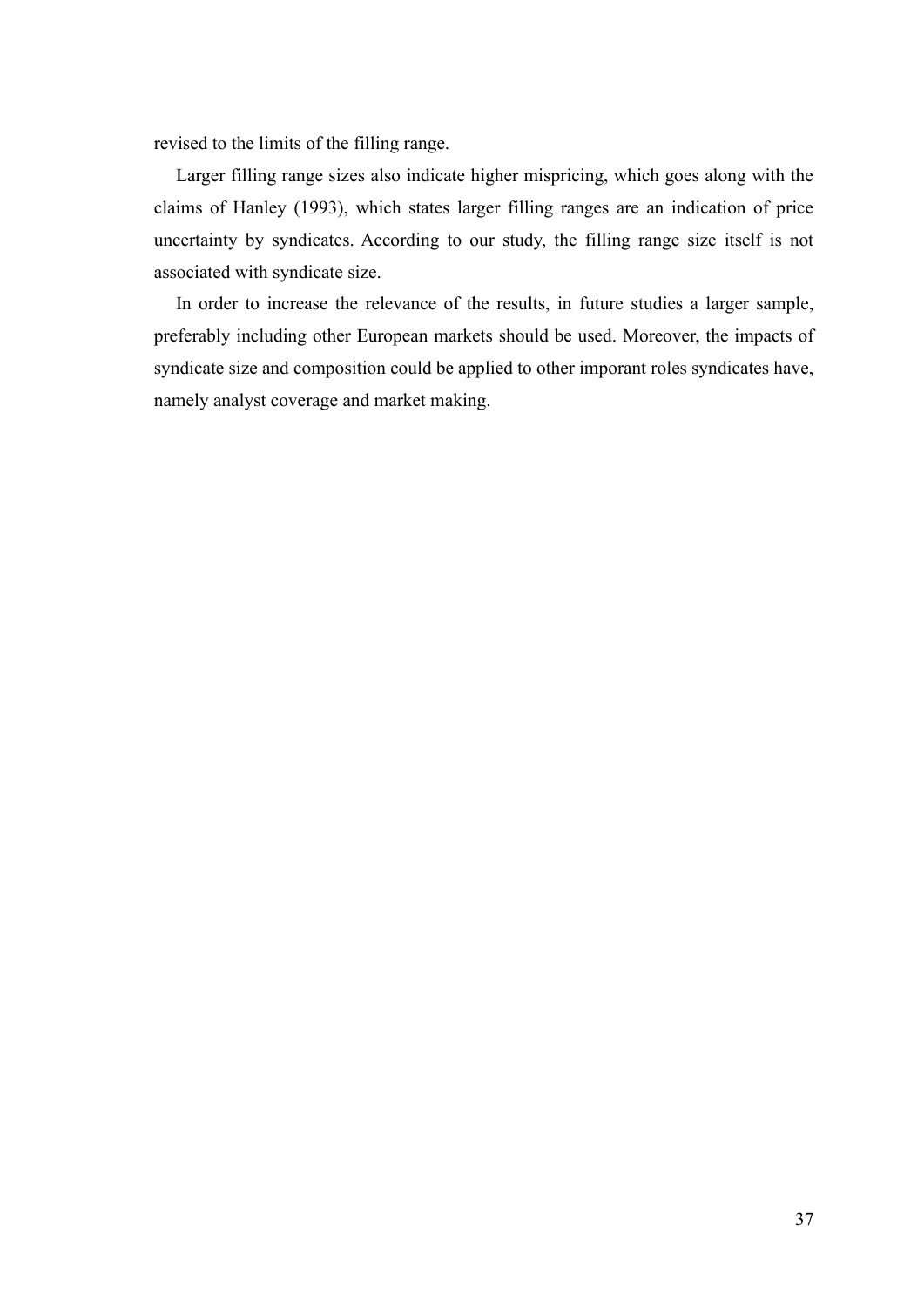revised to the limits of the filling range.

Larger filling range sizes also indicate higher mispricing, which goes along with the claims of Hanley (1993), which states larger filling ranges are an indication of price uncertainty by syndicates. According to our study, the filling range size itself is not associated with syndicate size.

In order to increase the relevance of the results, in future studies a larger sample, preferably including other European markets should be used. Moreover, the impacts of syndicate size and composition could be applied to other imporant roles syndicates have, namely analyst coverage and market making.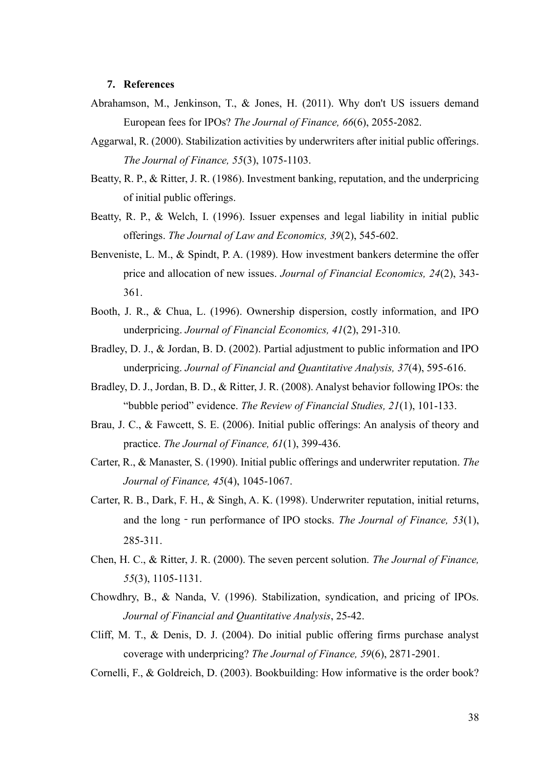## 7. References

Abrahamson, M., Jenkinson, T., & Jones, H. (2011). Why don't US issuers demand European fees for IPOs? *The Journal of Finance, 66*(6), 2055-2082.

Aggarwal, R. (2000). Stabilization activities by underwriters after initial public offerings. *The Journal of Finance, 55*(3), 1075-1103.

Beatty, R. P., & Ritter, J. R. (1986). Investment banking, reputation, and the underpricing of initial public offerings.

Beatty, R. P., & Welch, I. (1996). Issuer expenses and legal liability in initial public offerings. *The Journal of Law and Economics, 39*(2), 545-602.

Benveniste, L. M., & Spindt, P. A. (1989). How investment bankers determine the offer price and allocation of new issues. *Journal of Financial Economics, 24*(2), 343-361.

Booth, J. R., & Chua, L. (1996). Ownership dispersion, costly information, and IPO underpricing. *Journal of Financial Economics, 41*(2), 291-310.

Bradley, D. J., & Jordan, B. D. (2002). Partial adjustment to public information and IPO underpricing. *Journal of Financial and Quantitative Analysis, 37*(4), 595-616.

Bradley, D. J., Jordan, B. D., & Ritter, J. R. (2008). Analyst behavior following IPOs: the "bubble period" evidence. *The Review of Financial Studies, 21*(1), 101-133.

Brau, J. C., & Fawcett, S. E. (2006). Initial public offerings: An analysis of theory and practice. *The Journal of Finance, 61*(1), 399-436.

Carter, R., & Manaster, S. (1990). Initial public offerings and underwriter reputation. *The Journal of Finance, 45*(4), 1045-1067.

Carter, R. B., Dark, F. H., & Singh, A. K. (1998). Underwriter reputation, initial returns, and the long‐run performance of IPO stocks. *The Journal of Finance, 53*(1), 285-311.

Chen, H. C., & Ritter, J. R. (2000). The seven percent solution. *The Journal of Finance, 55*(3), 1105-1131.

Chowdhry, B., & Nanda, V. (1996). Stabilization, syndication, and pricing of IPOs. *Journal of Financial and Quantitative Analysis*, 25-42.

Cliff, M. T., & Denis, D. J. (2004). Do initial public offering firms purchase analyst coverage with underpricing? *The Journal of Finance, 59*(6), 2871-2901.

Cornelli, F., & Goldreich, D. (2003). Bookbuilding: How informative is the order book?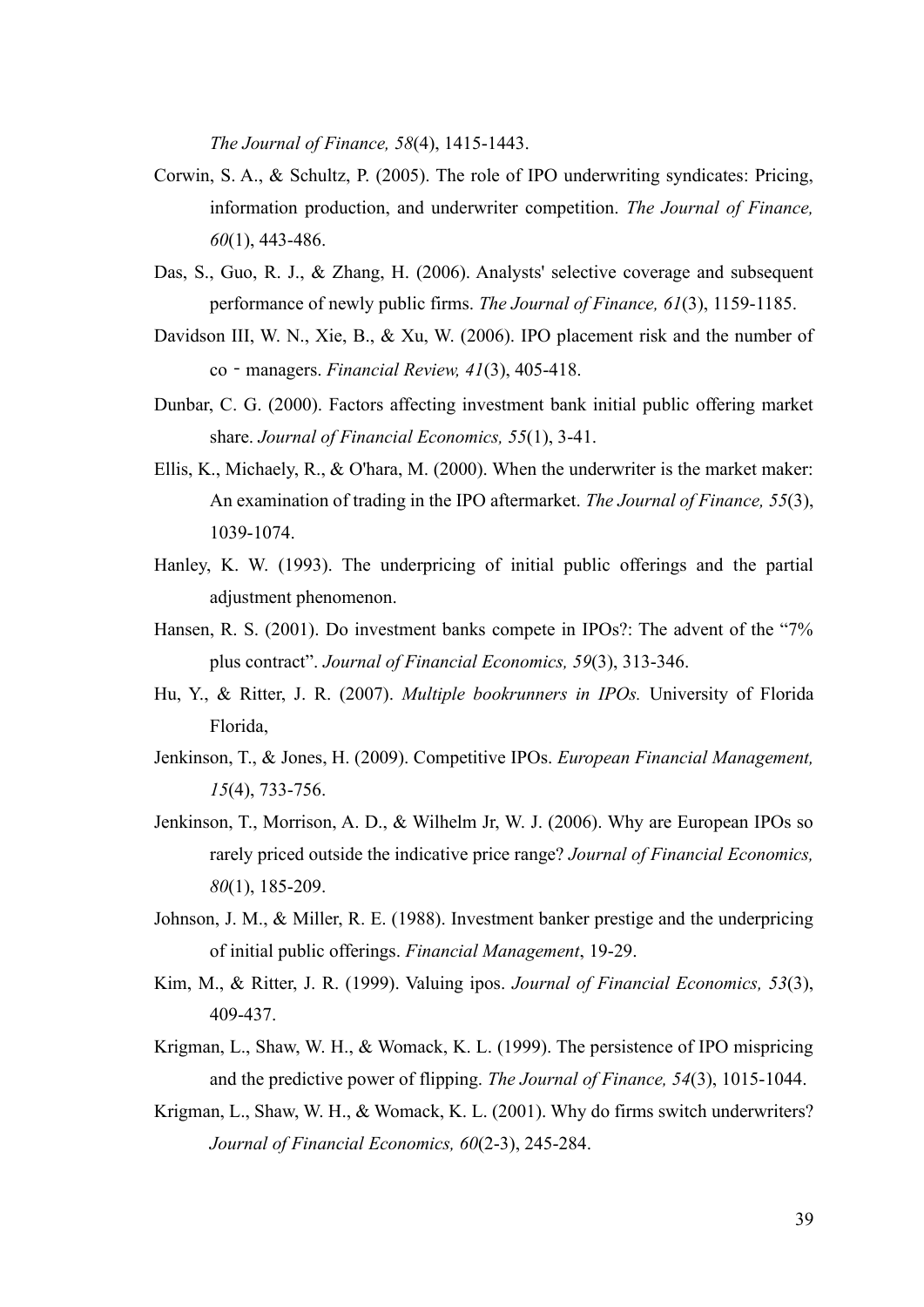*The Journal of Finance, 58*(4), 1415-1443.

Corwin, S. A., & Schultz, P. (2005). The role of IPO underwriting syndicates: Pricing, information production, and underwriter competition. *The Journal of Finance, 60*(1), 443-486.

Das, S., Guo, R. J., & Zhang, H. (2006). Analysts' selective coverage and subsequent performance of newly public firms. *The Journal of Finance, 61*(3), 1159-1185.

Davidson III, W. N., Xie, B., & Xu, W. (2006). IPO placement risk and the number of co‐managers. *Financial Review, 41*(3), 405-418.

Dunbar, C. G. (2000). Factors affecting investment bank initial public offering market share. *Journal of Financial Economics, 55*(1), 3-41.

Ellis, K., Michaely, R., & O'hara, M. (2000). When the underwriter is the market maker: An examination of trading in the IPO aftermarket. *The Journal of Finance, 55*(3), 1039-1074.

Hanley, K. W. (1993). The underpricing of initial public offerings and the partial adjustment phenomenon.

Hansen, R. S. (2001). Do investment banks compete in IPOs?: The advent of the "7% plus contract". *Journal of Financial Economics, 59*(3), 313-346.

Hu, Y., & Ritter, J. R. (2007). *Multiple bookrunners in IPOs.* University of Florida Florida,

Jenkinson, T., & Jones, H. (2009). Competitive IPOs. *European Financial Management, 15*(4), 733-756.

Jenkinson, T., Morrison, A. D., & Wilhelm Jr, W. J. (2006). Why are European IPOs so rarely priced outside the indicative price range? *Journal of Financial Economics, 80*(1), 185-209.

Johnson, J. M., & Miller, R. E. (1988). Investment banker prestige and the underpricing of initial public offerings. *Financial Management*, 19-29.

Kim, M., & Ritter, J. R. (1999). Valuing ipos. *Journal of Financial Economics, 53*(3), 409-437.

Krigman, L., Shaw, W. H., & Womack, K. L. (1999). The persistence of IPO mispricing and the predictive power of flipping. *The Journal of Finance, 54*(3), 1015-1044.

Krigman, L., Shaw, W. H., & Womack, K. L. (2001). Why do firms switch underwriters? *Journal of Financial Economics, 60*(2-3), 245-284.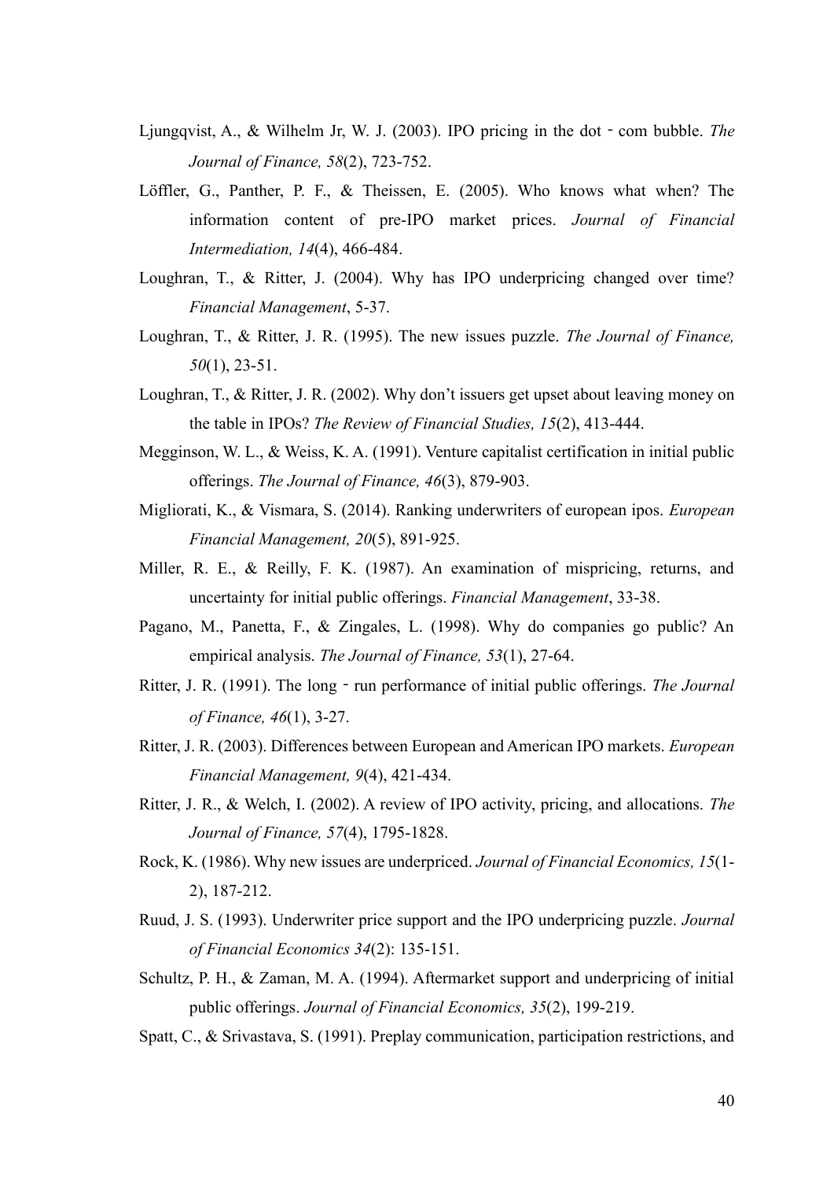Ljungqvist, A., & Wilhelm Jr, W. J. (2003). IPO pricing in the dot‐com bubble. *The Journal of Finance, 58*(2), 723-752.

Löffler, G., Panther, P. F., & Theissen, E. (2005). Who knows what when? The information content of pre-IPO market prices. *Journal of Financial Intermediation, 14*(4), 466-484.

Loughran, T., & Ritter, J. (2004). Why has IPO underpricing changed over time? *Financial Management*, 5-37.

Loughran, T., & Ritter, J. R. (1995). The new issues puzzle. *The Journal of Finance, 50*(1), 23-51.

Loughran, T., & Ritter, J. R. (2002). Why don't issuers get upset about leaving money on the table in IPOs? *The Review of Financial Studies, 15*(2), 413-444.

Megginson, W. L., & Weiss, K. A. (1991). Venture capitalist certification in initial public offerings. *The Journal of Finance, 46*(3), 879-903.

Migliorati, K., & Vismara, S. (2014). Ranking underwriters of european ipos. *European Financial Management, 20*(5), 891-925.

Miller, R. E., & Reilly, F. K. (1987). An examination of mispricing, returns, and uncertainty for initial public offerings. *Financial Management*, 33-38.

Pagano, M., Panetta, F., & Zingales, L. (1998). Why do companies go public? An empirical analysis. *The Journal of Finance, 53*(1), 27-64.

Ritter, J. R. (1991). The long‐run performance of initial public offerings. *The Journal of Finance, 46*(1), 3-27.

Ritter, J. R. (2003). Differences between European and American IPO markets. *European Financial Management, 9*(4), 421-434.

Ritter, J. R., & Welch, I. (2002). A review of IPO activity, pricing, and allocations. *The Journal of Finance, 57*(4), 1795-1828.

Rock, K. (1986). Why new issues are underpriced. *Journal of Financial Economics, 15*(1-2), 187-212.

Ruud, J. S. (1993). Underwriter price support and the IPO underpricing puzzle. *Journal of Financial Economics 34*(2): 135-151.

Schultz, P. H., & Zaman, M. A. (1994). Aftermarket support and underpricing of initial public offerings. *Journal of Financial Economics, 35*(2), 199-219.

Spatt, C., & Srivastava, S. (1991). Preplay communication, participation restrictions, and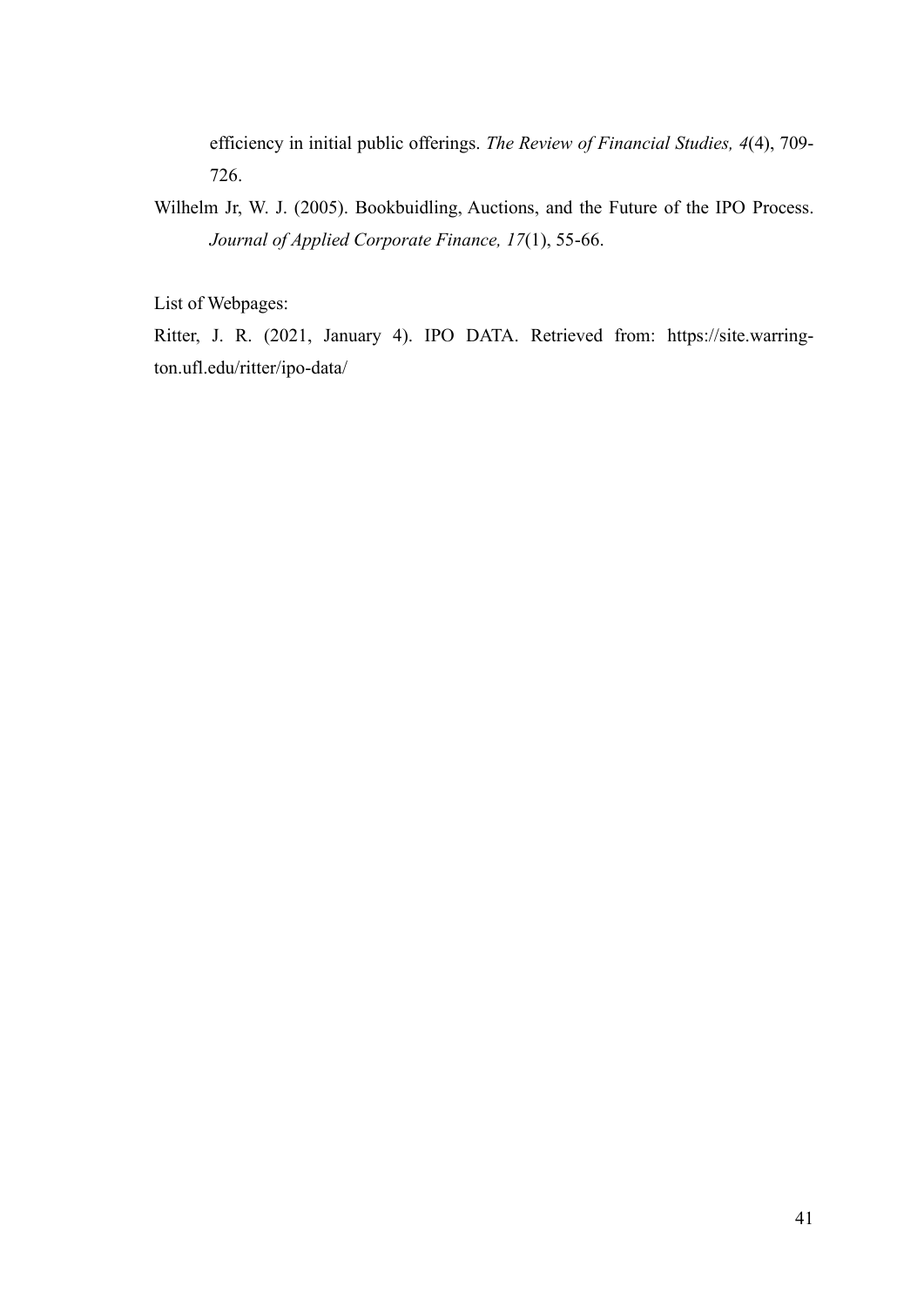efficiency in initial public offerings. *The Review of Financial Studies, 4*(4), 709-726.

Wilhelm Jr, W. J. (2005). Bookbuidling, Auctions, and the Future of the IPO Process. *Journal of Applied Corporate Finance, 17*(1), 55-66.

List of Webpages:

Ritter, J. R. (2021, January 4). IPO DATA. Retrieved from: https://site.warrington.ufl.edu/ritter/ipo-data/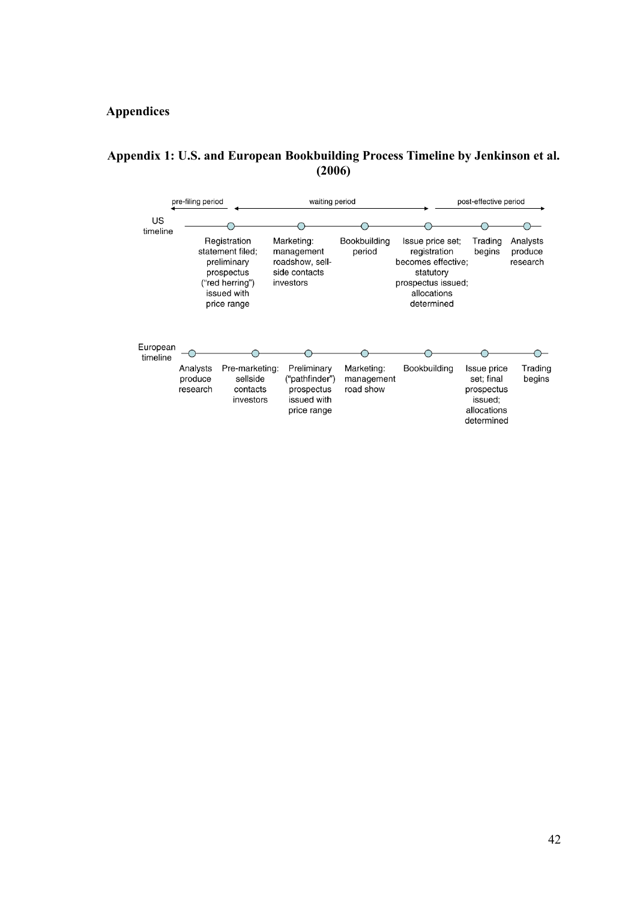# Appendices

## Appendix 1: U.S. and European Bookbuilding Process Timeline by Jenkinson et al. (2006)

**US timeline**

pre-filing period | waiting period | post-effective period

1. Registration statement filed; preliminary prospectus ("red herring") issued with price range
2. Marketing: management roadshow, sell-side contacts investors
3. Bookbuilding period
4. Issue price set; registration becomes effective; statutory prospectus issued; allocations determined
5. Trading begins
6. Analysts produce research

**European timeline**

1. Analysts produce research
2. Pre-marketing: sellside contacts investors
3. Preliminary ("pathfinder") prospectus issued with price range
4. Marketing: management road show
5. Bookbuilding
6. Issue price set; final prospectus issued; allocations determined
7. Trading begins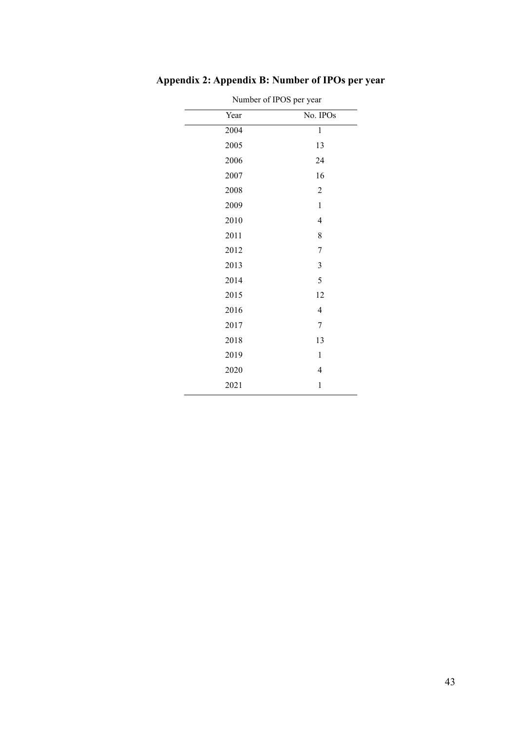# Appendix 2: Appendix B: Number of IPOs per year

Number of IPOS per year

| Year | No. IPOs |
| --- | --- |
| 2004 | 1 |
| 2005 | 13 |
| 2006 | 24 |
| 2007 | 16 |
| 2008 | 2 |
| 2009 | 1 |
| 2010 | 4 |
| 2011 | 8 |
| 2012 | 7 |
| 2013 | 3 |
| 2014 | 5 |
| 2015 | 12 |
| 2016 | 4 |
| 2017 | 7 |
| 2018 | 13 |
| 2019 | 1 |
| 2020 | 4 |
| 2021 | 1 |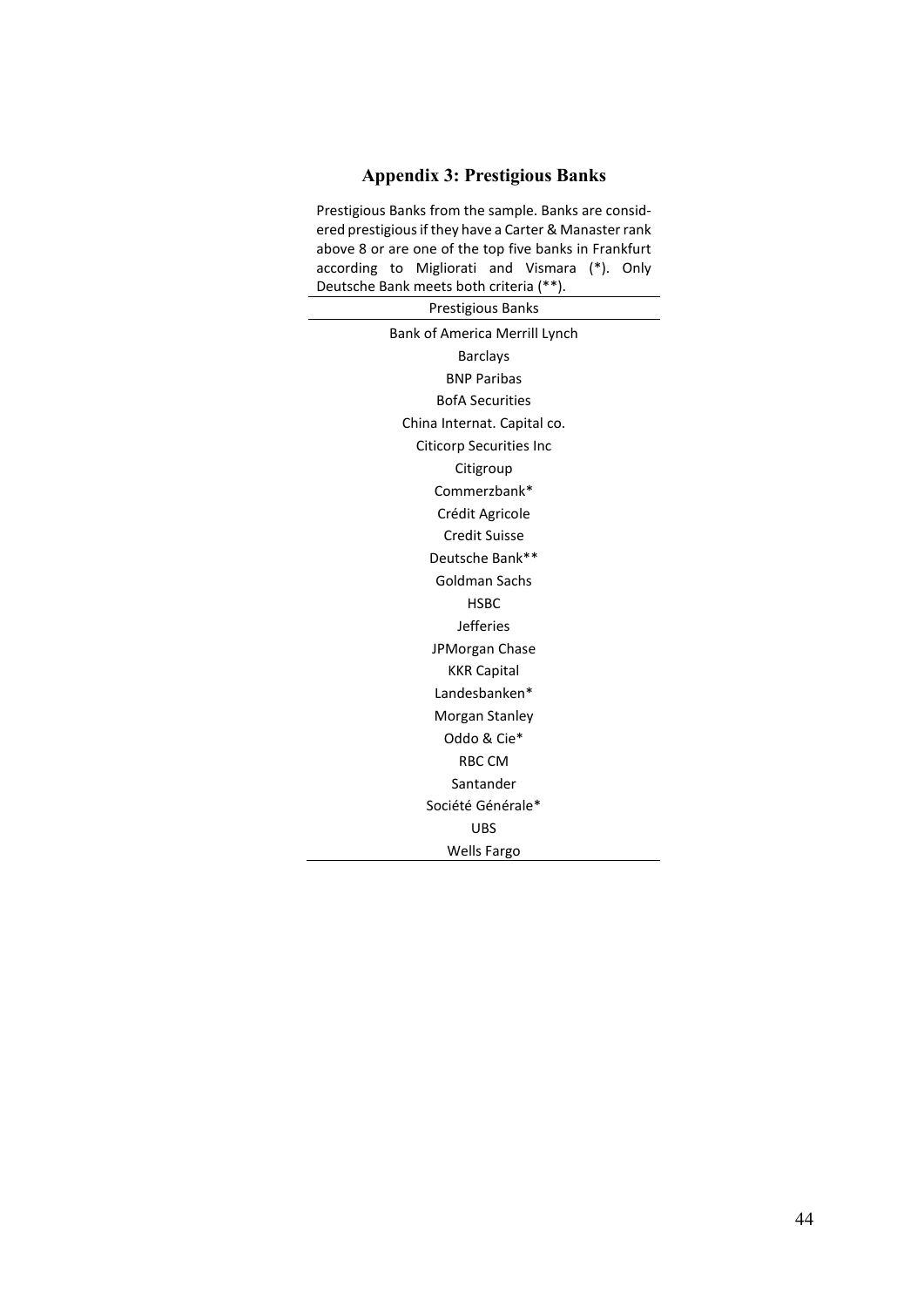## Appendix 3: Prestigious Banks

Prestigious Banks from the sample. Banks are considered prestigious if they have a Carter & Manaster rank above 8 or are one of the top five banks in Frankfurt according to Migliorati and Vismara (*). Only Deutsche Bank meets both criteria (**).

| Prestigious Banks |
|---|
| Bank of America Merrill Lynch |
| Barclays |
| BNP Paribas |
| BofA Securities |
| China Internat. Capital co. |
| Citicorp Securities Inc |
| Citigroup |
| Commerzbank* |
| Crédit Agricole |
| Credit Suisse |
| Deutsche Bank** |
| Goldman Sachs |
| HSBC |
| Jefferies |
| JPMorgan Chase |
| KKR Capital |
| Landesbanken* |
| Morgan Stanley |
| Oddo & Cie* |
| RBC CM |
| Santander |
| Société Générale* |
| UBS |
| Wells Fargo |